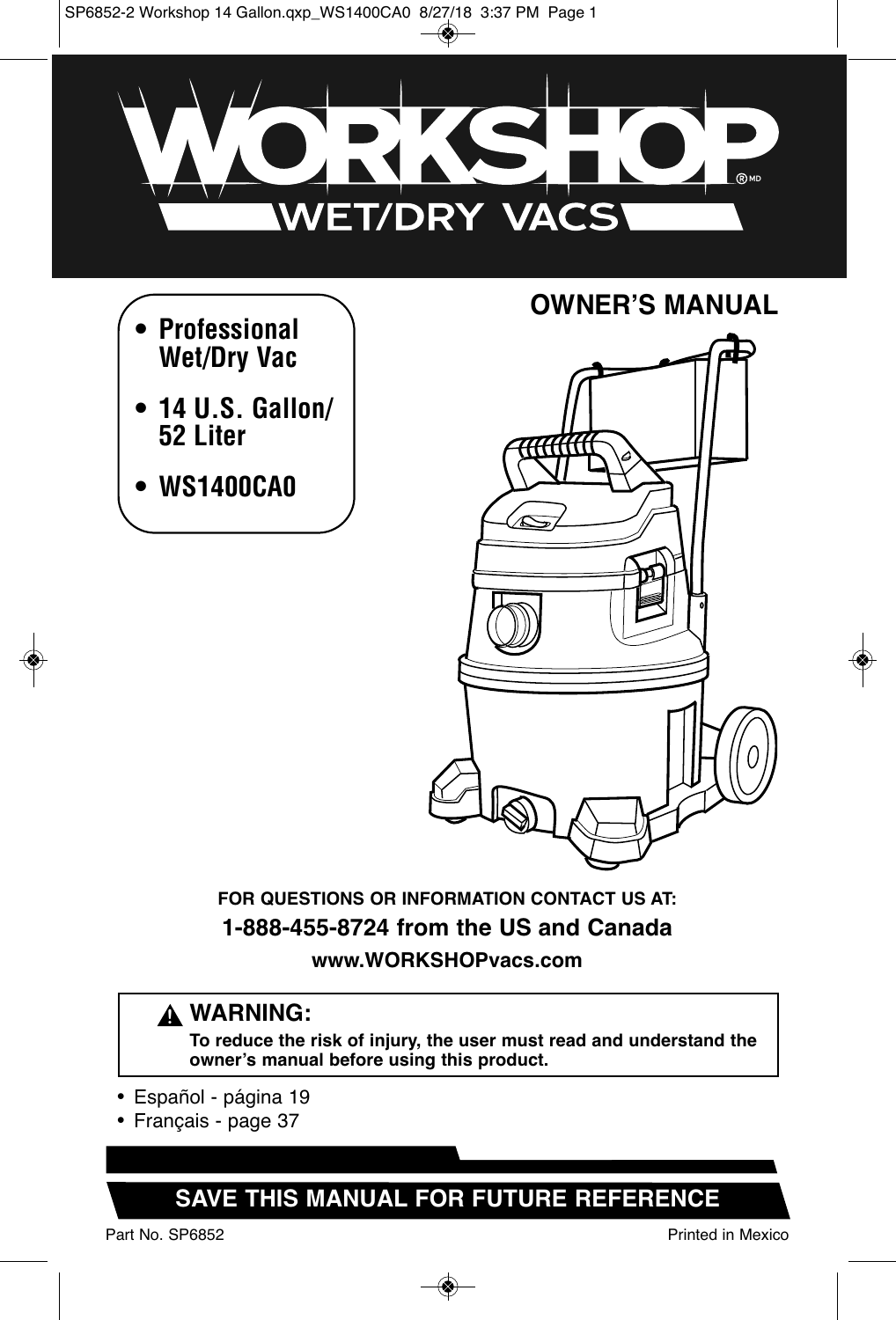# WORKSHOP® WET/DRY VACS

## OWNER'S MANUAL

- **Professional Wet/Dry Vac**
- **14 U.S. Gallon/ 52 Liter**
- **WS1400CA0**

**FOR QUESTIONS OR INFORMATION CONTACT US AT:**

**1-888-455-8724 from the US and Canada**

**www.WORKSHOPvacs.com**

> ⚠ **WARNING:**
> **To reduce the risk of injury, the user must read and understand the owner's manual before using this product.**

- Español - página 19
- Français - page 37

## SAVE THIS MANUAL FOR FUTURE REFERENCE

Part No. SP6852

Printed in Mexico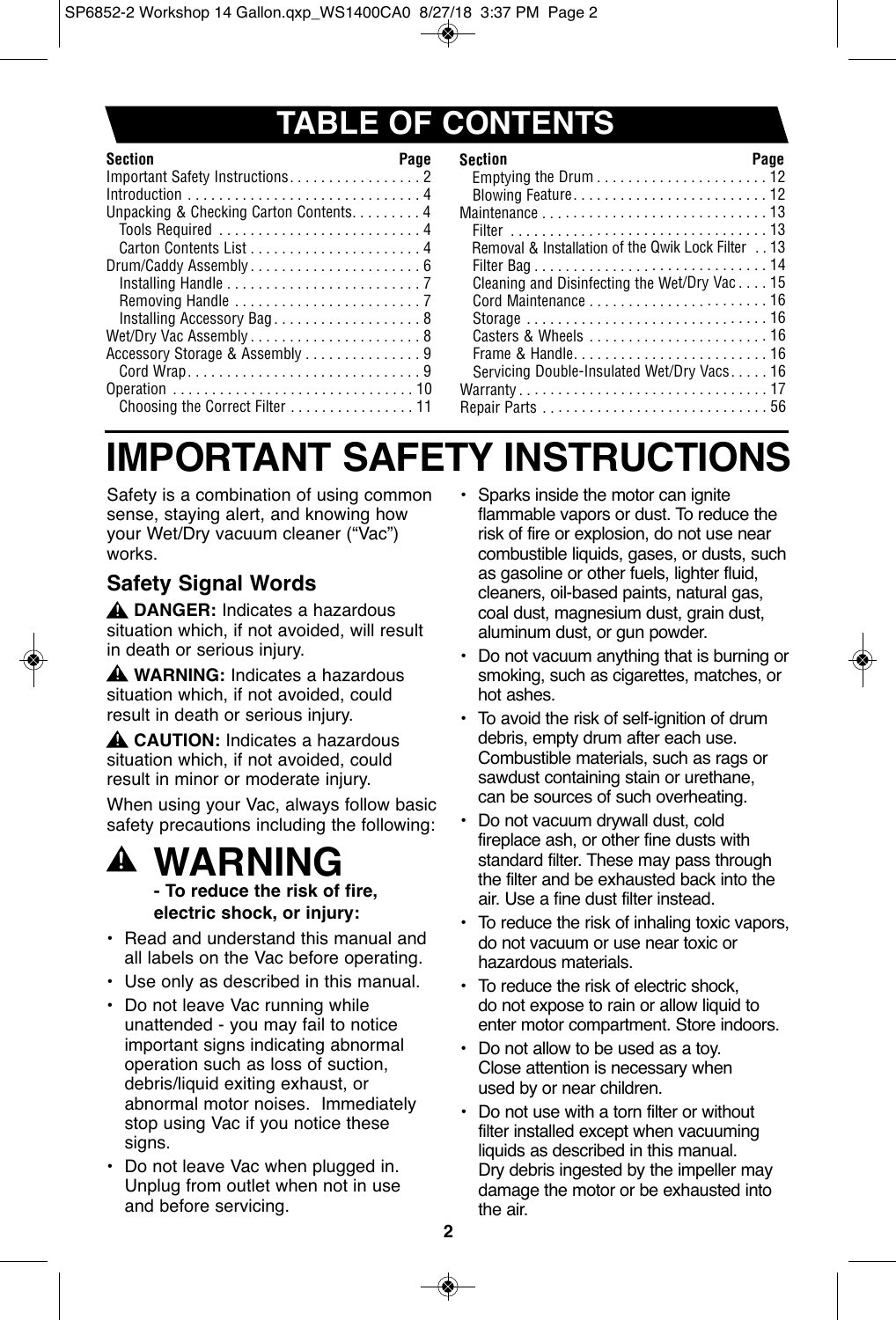# TABLE OF CONTENTS

| Section | Page |
|---|---|
| Important Safety Instructions | 2 |
| Introduction | 4 |
| Unpacking & Checking Carton Contents | 4 |
| Tools Required | 4 |
| Carton Contents List | 4 |
| Drum/Caddy Assembly | 6 |
| Installing Handle | 7 |
| Removing Handle | 7 |
| Installing Accessory Bag | 8 |
| Wet/Dry Vac Assembly | 8 |
| Accessory Storage & Assembly | 9 |
| Cord Wrap | 9 |
| Operation | 10 |
| Choosing the Correct Filter | 11 |
| Emptying the Drum | 12 |
| Blowing Feature | 12 |
| Maintenance | 13 |
| Filter | 13 |
| Removal & Installation of the Qwik Lock Filter | 13 |
| Filter Bag | 14 |
| Cleaning and Disinfecting the Wet/Dry Vac | 15 |
| Cord Maintenance | 16 |
| Storage | 16 |
| Casters & Wheels | 16 |
| Frame & Handle | 16 |
| Servicing Double-Insulated Wet/Dry Vacs | 16 |
| Warranty | 17 |
| Repair Parts | 56 |

# IMPORTANT SAFETY INSTRUCTIONS

Safety is a combination of using common sense, staying alert, and knowing how your Wet/Dry vacuum cleaner ("Vac") works.

## Safety Signal Words

⚠ **DANGER:** Indicates a hazardous situation which, if not avoided, will result in death or serious injury.

⚠ **WARNING:** Indicates a hazardous situation which, if not avoided, could result in death or serious injury.

⚠ **CAUTION:** Indicates a hazardous situation which, if not avoided, could result in minor or moderate injury.

When using your Vac, always follow basic safety precautions including the following:

## ⚠ WARNING

**- To reduce the risk of fire, electric shock, or injury:**

- Read and understand this manual and all labels on the Vac before operating.
- Use only as described in this manual.
- Do not leave Vac running while unattended - you may fail to notice important signs indicating abnormal operation such as loss of suction, debris/liquid exiting exhaust, or abnormal motor noises. Immediately stop using Vac if you notice these signs.
- Do not leave Vac when plugged in. Unplug from outlet when not in use and before servicing.
- Sparks inside the motor can ignite flammable vapors or dust. To reduce the risk of fire or explosion, do not use near combustible liquids, gases, or dusts, such as gasoline or other fuels, lighter fluid, cleaners, oil-based paints, natural gas, coal dust, magnesium dust, grain dust, aluminum dust, or gun powder.
- Do not vacuum anything that is burning or smoking, such as cigarettes, matches, or hot ashes.
- To avoid the risk of self-ignition of drum debris, empty drum after each use. Combustible materials, such as rags or sawdust containing stain or urethane, can be sources of such overheating.
- Do not vacuum drywall dust, cold fireplace ash, or other fine dusts with standard filter. These may pass through the filter and be exhausted back into the air. Use a fine dust filter instead.
- To reduce the risk of inhaling toxic vapors, do not vacuum or use near toxic or hazardous materials.
- To reduce the risk of electric shock, do not expose to rain or allow liquid to enter motor compartment. Store indoors.
- Do not allow to be used as a toy. Close attention is necessary when used by or near children.
- Do not use with a torn filter or without filter installed except when vacuuming liquids as described in this manual. Dry debris ingested by the impeller may damage the motor or be exhausted into the air.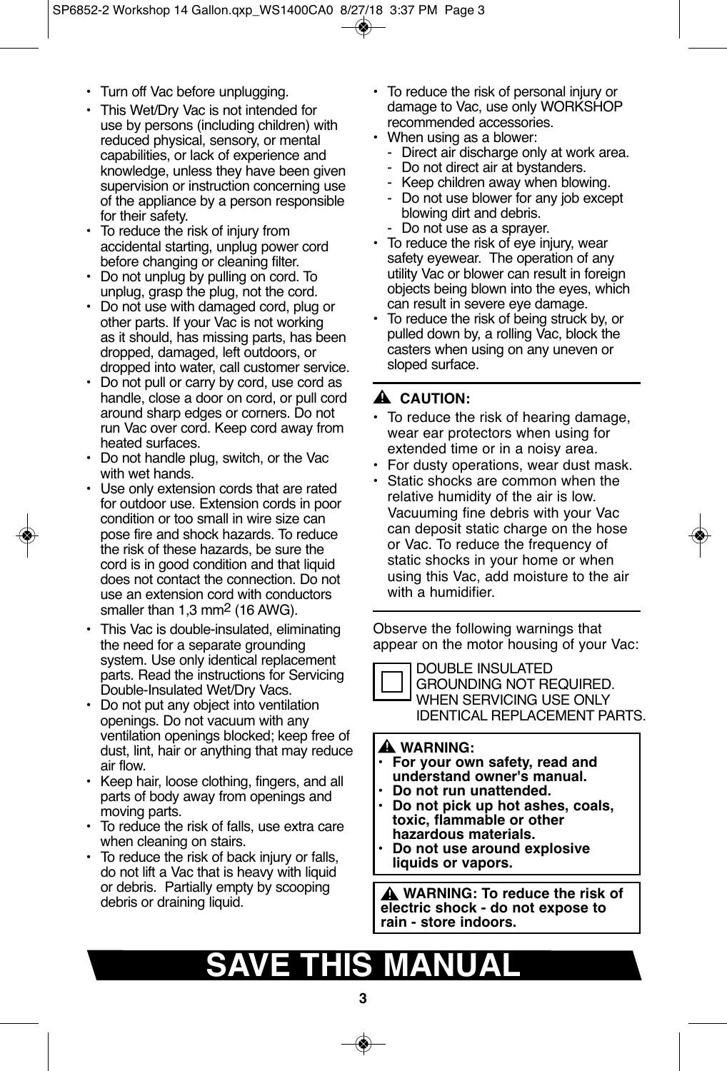- Turn off Vac before unplugging.
- This Wet/Dry Vac is not intended for use by persons (including children) with reduced physical, sensory, or mental capabilities, or lack of experience and knowledge, unless they have been given supervision or instruction concerning use of the appliance by a person responsible for their safety.
- To reduce the risk of injury from accidental starting, unplug power cord before changing or cleaning filter.
- Do not unplug by pulling on cord. To unplug, grasp the plug, not the cord.
- Do not use with damaged cord, plug or other parts. If your Vac is not working as it should, has missing parts, has been dropped, damaged, left outdoors, or dropped into water, call customer service.
- Do not pull or carry by cord, use cord as handle, close a door on cord, or pull cord around sharp edges or corners. Do not run Vac over cord. Keep cord away from heated surfaces.
- Do not handle plug, switch, or the Vac with wet hands.
- Use only extension cords that are rated for outdoor use. Extension cords in poor condition or too small in wire size can pose fire and shock hazards. To reduce the risk of these hazards, be sure the cord is in good condition and that liquid does not contact the connection. Do not use an extension cord with conductors smaller than 1,3 mm$^2$ (16 AWG).
- This Vac is double-insulated, eliminating the need for a separate grounding system. Use only identical replacement parts. Read the instructions for Servicing Double-Insulated Wet/Dry Vacs.
- Do not put any object into ventilation openings. Do not vacuum with any ventilation openings blocked; keep free of dust, lint, hair or anything that may reduce air flow.
- Keep hair, loose clothing, fingers, and all parts of body away from openings and moving parts.
- To reduce the risk of falls, use extra care when cleaning on stairs.
- To reduce the risk of back injury or falls, do not lift a Vac that is heavy with liquid or debris. Partially empty by scooping debris or draining liquid.
- To reduce the risk of personal injury or damage to Vac, use only WORKSHOP recommended accessories.
- When using as a blower:
  - Direct air discharge only at work area.
  - Do not direct air at bystanders.
  - Keep children away when blowing.
  - Do not use blower for any job except blowing dirt and debris.
  - Do not use as a sprayer.
- To reduce the risk of eye injury, wear safety eyewear. The operation of any utility Vac or blower can result in foreign objects being blown into the eyes, which can result in severe eye damage.
- To reduce the risk of being struck by, or pulled down by, a rolling Vac, block the casters when using on any uneven or sloped surface.

**⚠ CAUTION:**

- To reduce the risk of hearing damage, wear ear protectors when using for extended time or in a noisy area.
- For dusty operations, wear dust mask.
- Static shocks are common when the relative humidity of the air is low. Vacuuming fine debris with your Vac can deposit static charge on the hose or Vac. To reduce the frequency of static shocks in your home or when using this Vac, add moisture to the air with a humidifier.

Observe the following warnings that appear on the motor housing of your Vac:

DOUBLE INSULATED GROUNDING NOT REQUIRED. WHEN SERVICING USE ONLY IDENTICAL REPLACEMENT PARTS.

**⚠ WARNING:**
- **For your own safety, read and understand owner's manual.**
- **Do not run unattended.**
- **Do not pick up hot ashes, coals, toxic, flammable or other hazardous materials.**
- **Do not use around explosive liquids or vapors.**

**⚠ WARNING: To reduce the risk of electric shock - do not expose to rain - store indoors.**

# SAVE THIS MANUAL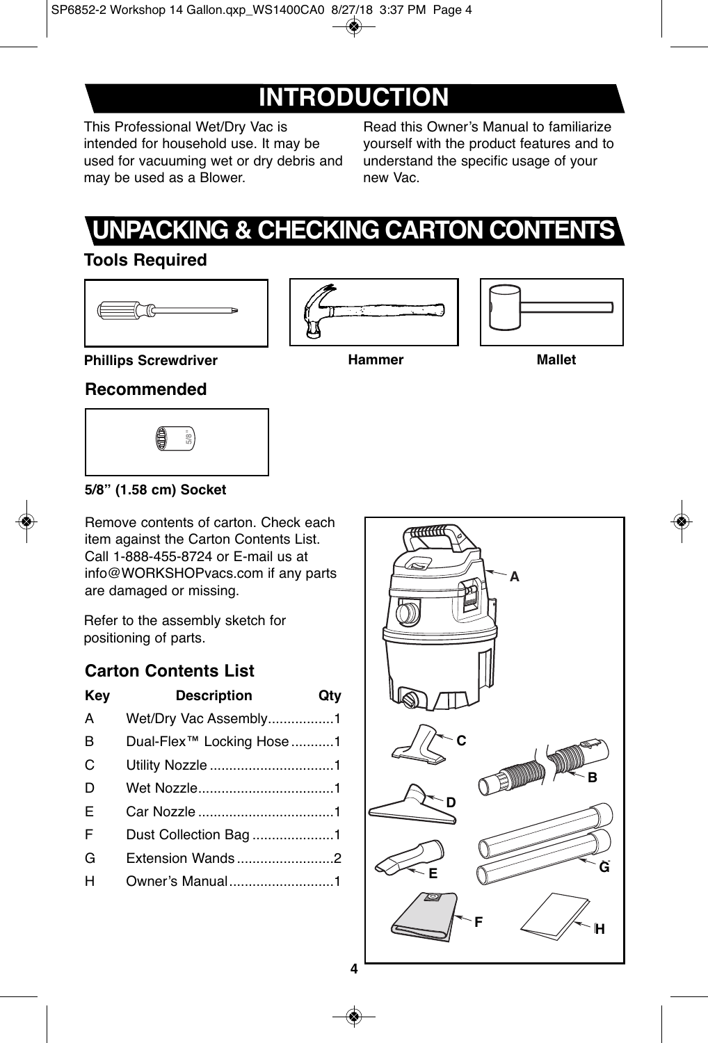# INTRODUCTION

This Professional Wet/Dry Vac is intended for household use. It may be used for vacuuming wet or dry debris and may be used as a Blower.

Read this Owner's Manual to familiarize yourself with the product features and to understand the specific usage of your new Vac.

# UNPACKING & CHECKING CARTON CONTENTS

## Tools Required

**Phillips Screwdriver** **Hammer** **Mallet**

## Recommended

**5/8" (1.58 cm) Socket**

Remove contents of carton. Check each item against the Carton Contents List. Call 1-888-455-8724 or E-mail us at info@WORKSHOPvacs.com if any parts are damaged or missing.

Refer to the assembly sketch for positioning of parts.

## Carton Contents List

| Key | Description | Qty |
| --- | --- | --- |
| A | Wet/Dry Vac Assembly | 1 |
| B | Dual-Flex™ Locking Hose | 1 |
| C | Utility Nozzle | 1 |
| D | Wet Nozzle | 1 |
| E | Car Nozzle | 1 |
| F | Dust Collection Bag | 1 |
| G | Extension Wands | 2 |
| H | Owner's Manual | 1 |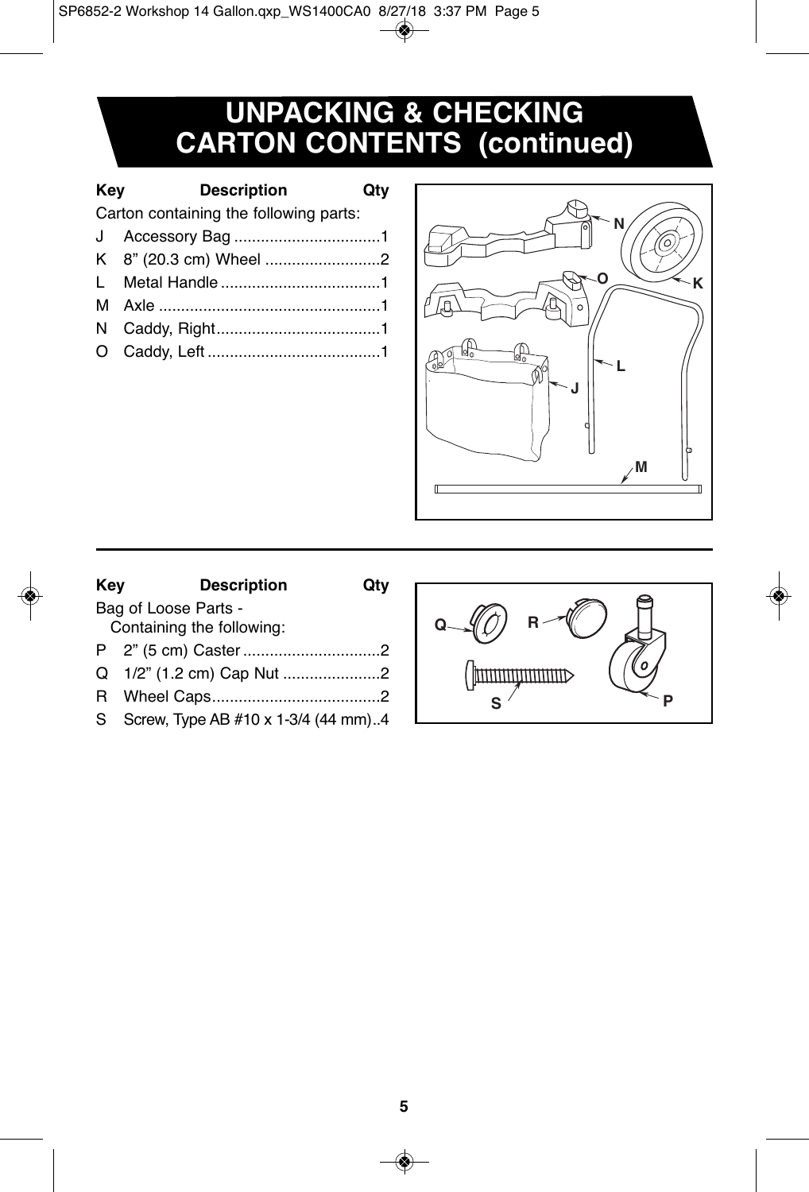# UNPACKING & CHECKING CARTON CONTENTS (continued)

| Key | Description | Qty |
|---|---|---|
| | Carton containing the following parts: | |
| J | Accessory Bag | 1 |
| K | 8" (20.3 cm) Wheel | 2 |
| L | Metal Handle | 1 |
| M | Axle | 1 |
| N | Caddy, Right | 1 |
| O | Caddy, Left | 1 |

| Key | Description | Qty |
|---|---|---|
| | Bag of Loose Parts - Containing the following: | |
| P | 2" (5 cm) Caster | 2 |
| Q | 1/2" (1.2 cm) Cap Nut | 2 |
| R | Wheel Caps | 2 |
| S | Screw, Type AB #10 x 1-3/4 (44 mm) | 4 |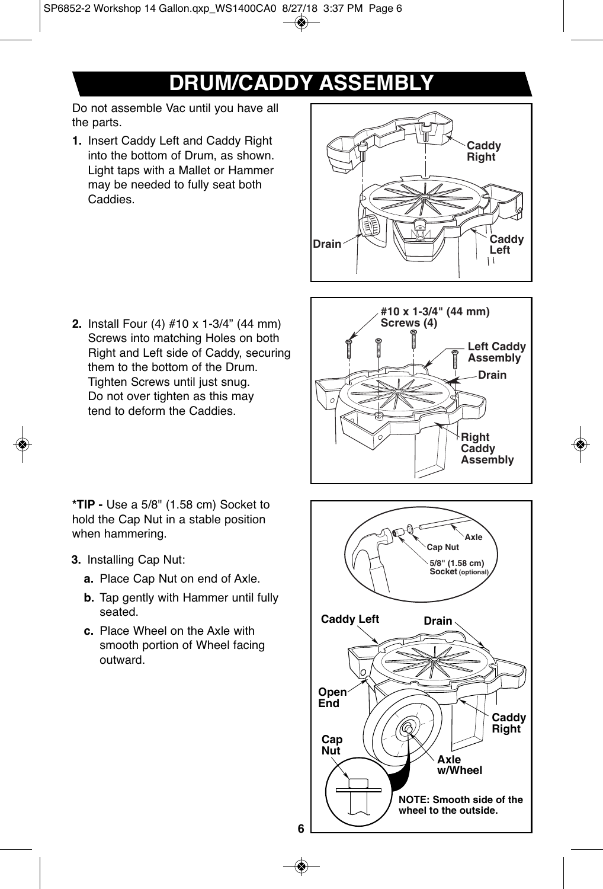# DRUM/CADDY ASSEMBLY

Do not assemble Vac until you have all the parts.

1. Insert Caddy Left and Caddy Right into the bottom of Drum, as shown. Light taps with a Mallet or Hammer may be needed to fully seat both Caddies.

2. Install Four (4) #10 x 1-3/4" (44 mm) Screws into matching Holes on both Right and Left side of Caddy, securing them to the bottom of the Drum. Tighten Screws until just snug. Do not over tighten as this may tend to deform the Caddies.

***TIP -** Use a 5/8" (1.58 cm) Socket to hold the Cap Nut in a stable position when hammering.

3. Installing Cap Nut:
   - **a.** Place Cap Nut on end of Axle.
   - **b.** Tap gently with Hammer until fully seated.
   - **c.** Place Wheel on the Axle with smooth portion of Wheel facing outward.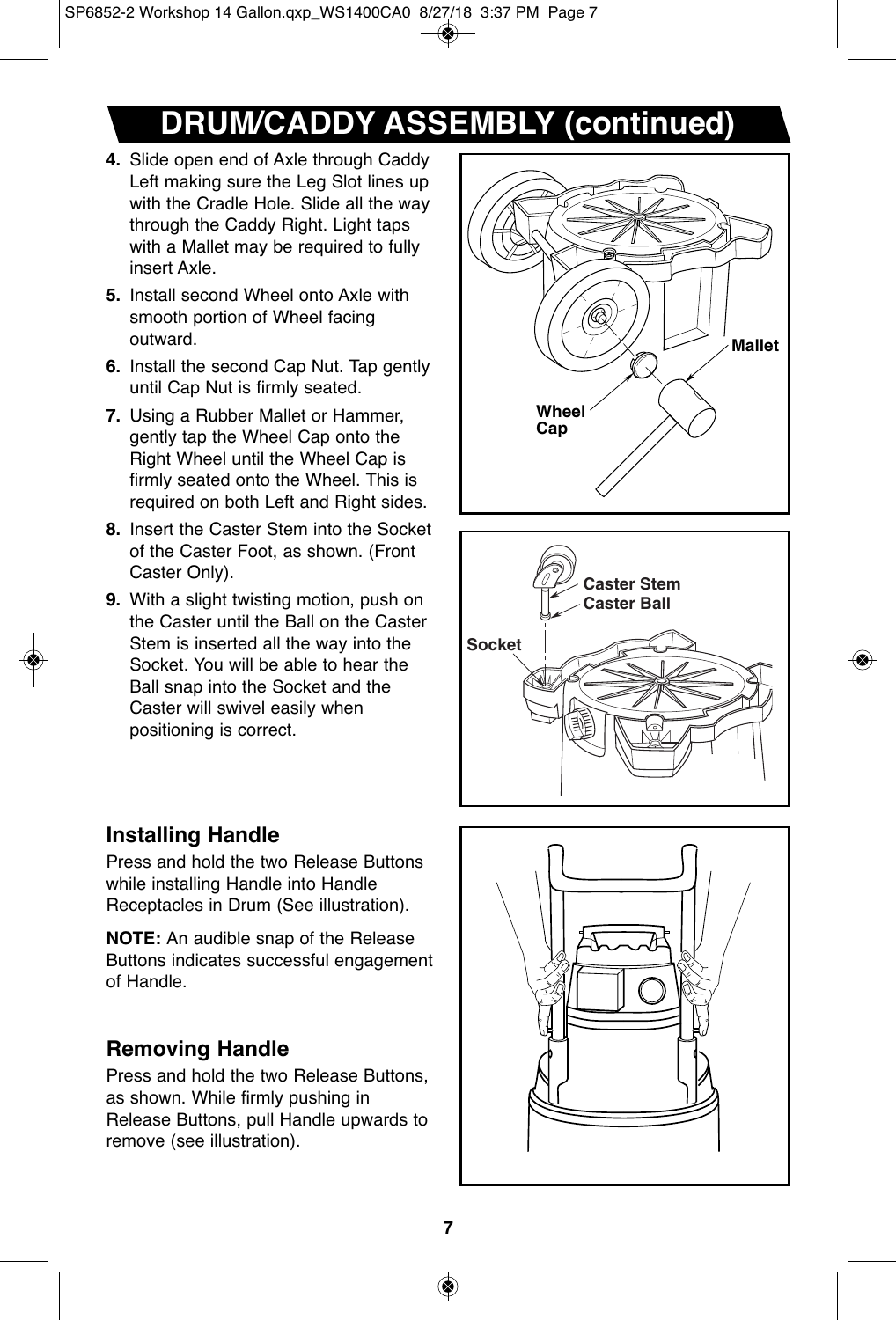## DRUM/CADDY ASSEMBLY (continued)

4. Slide open end of Axle through Caddy Left making sure the Leg Slot lines up with the Cradle Hole. Slide all the way through the Caddy Right. Light taps with a Mallet may be required to fully insert Axle.
5. Install second Wheel onto Axle with smooth portion of Wheel facing outward.
6. Install the second Cap Nut. Tap gently until Cap Nut is firmly seated.
7. Using a Rubber Mallet or Hammer, gently tap the Wheel Cap onto the Right Wheel until the Wheel Cap is firmly seated onto the Wheel. This is required on both Left and Right sides.
8. Insert the Caster Stem into the Socket of the Caster Foot, as shown. (Front Caster Only).
9. With a slight twisting motion, push on the Caster until the Ball on the Caster Stem is inserted all the way into the Socket. You will be able to hear the Ball snap into the Socket and the Caster will swivel easily when positioning is correct.

Mallet

Wheel Cap

Caster Stem

Caster Ball

Socket

### Installing Handle

Press and hold the two Release Buttons while installing Handle into Handle Receptacles in Drum (See illustration).

**NOTE:** An audible snap of the Release Buttons indicates successful engagement of Handle.

### Removing Handle

Press and hold the two Release Buttons, as shown. While firmly pushing in Release Buttons, pull Handle upwards to remove (see illustration).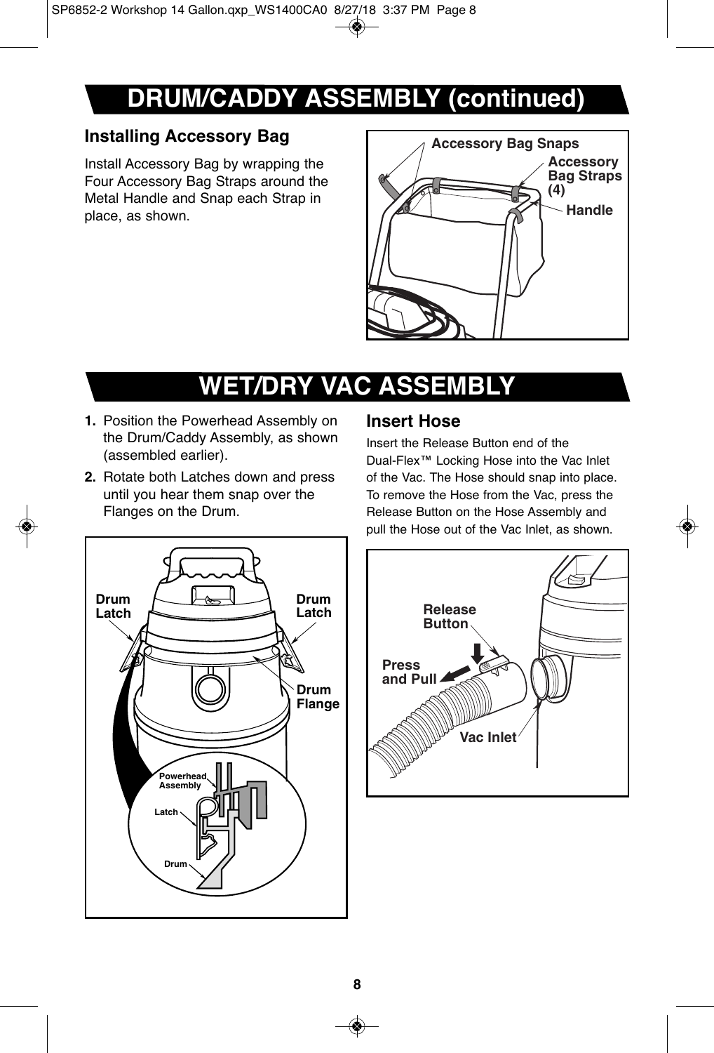# DRUM/CADDY ASSEMBLY (continued)

## Installing Accessory Bag

Install Accessory Bag by wrapping the Four Accessory Bag Straps around the Metal Handle and Snap each Strap in place, as shown.

Accessory Bag Snaps
Accessory Bag Straps (4)
Handle

# WET/DRY VAC ASSEMBLY

1. Position the Powerhead Assembly on the Drum/Caddy Assembly, as shown (assembled earlier).
2. Rotate both Latches down and press until you hear them snap over the Flanges on the Drum.

Drum Latch
Drum Latch
Drum Flange
Powerhead Assembly
Latch
Drum

## Insert Hose

Insert the Release Button end of the Dual-Flex™ Locking Hose into the Vac Inlet of the Vac. The Hose should snap into place. To remove the Hose from the Vac, press the Release Button on the Hose Assembly and pull the Hose out of the Vac Inlet, as shown.

Release Button
Press and Pull
Vac Inlet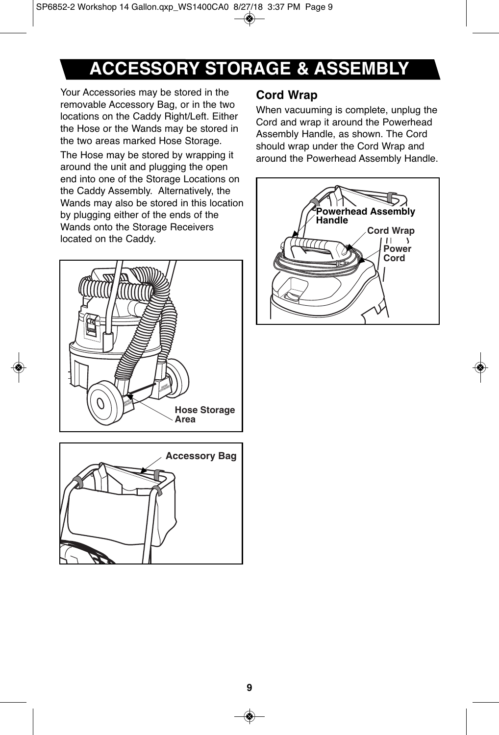# ACCESSORY STORAGE & ASSEMBLY

Your Accessories may be stored in the removable Accessory Bag, or in the two locations on the Caddy Right/Left. Either the Hose or the Wands may be stored in the two areas marked Hose Storage.

The Hose may be stored by wrapping it around the unit and plugging the open end into one of the Storage Locations on the Caddy Assembly. Alternatively, the Wands may also be stored in this location by plugging either of the ends of the Wands onto the Storage Receivers located on the Caddy.

Hose Storage Area

Accessory Bag

## Cord Wrap

When vacuuming is complete, unplug the Cord and wrap it around the Powerhead Assembly Handle, as shown. The Cord should wrap under the Cord Wrap and around the Powerhead Assembly Handle.

Powerhead Assembly Handle

Cord Wrap

Power Cord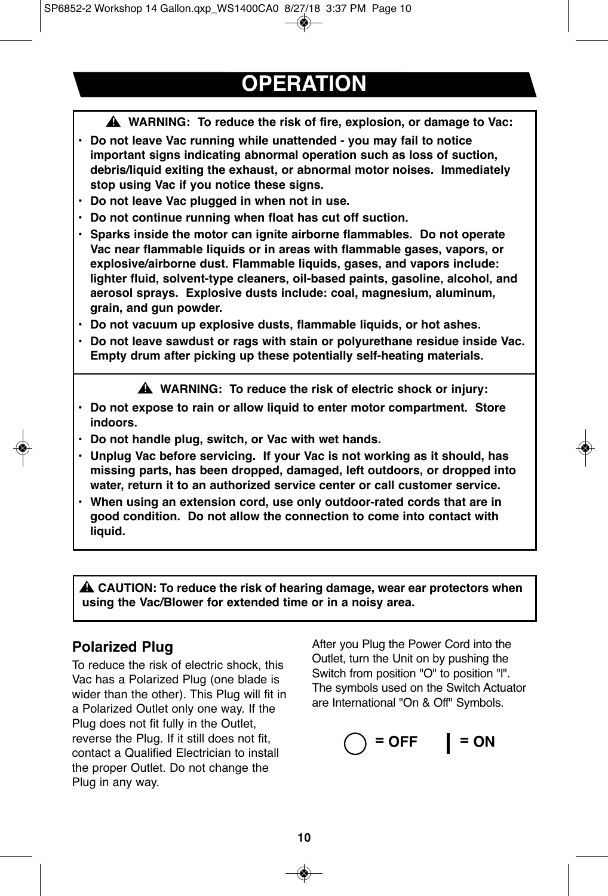# OPERATION

**⚠ WARNING: To reduce the risk of fire, explosion, or damage to Vac:**

- **Do not leave Vac running while unattended - you may fail to notice important signs indicating abnormal operation such as loss of suction, debris/liquid exiting the exhaust, or abnormal motor noises. Immediately stop using Vac if you notice these signs.**
- **Do not leave Vac plugged in when not in use.**
- **Do not continue running when float has cut off suction.**
- **Sparks inside the motor can ignite airborne flammables. Do not operate Vac near flammable liquids or in areas with flammable gases, vapors, or explosive/airborne dust. Flammable liquids, gases, and vapors include: lighter fluid, solvent-type cleaners, oil-based paints, gasoline, alcohol, and aerosol sprays. Explosive dusts include: coal, magnesium, aluminum, grain, and gun powder.**
- **Do not vacuum up explosive dusts, flammable liquids, or hot ashes.**
- **Do not leave sawdust or rags with stain or polyurethane residue inside Vac. Empty drum after picking up these potentially self-heating materials.**

**⚠ WARNING: To reduce the risk of electric shock or injury:**

- **Do not expose to rain or allow liquid to enter motor compartment. Store indoors.**
- **Do not handle plug, switch, or Vac with wet hands.**
- **Unplug Vac before servicing. If your Vac is not working as it should, has missing parts, has been dropped, damaged, left outdoors, or dropped into water, return it to an authorized service center or call customer service.**
- **When using an extension cord, use only outdoor-rated cords that are in good condition. Do not allow the connection to come into contact with liquid.**

**⚠ CAUTION: To reduce the risk of hearing damage, wear ear protectors when using the Vac/Blower for extended time or in a noisy area.**

## Polarized Plug

To reduce the risk of electric shock, this Vac has a Polarized Plug (one blade is wider than the other). This Plug will fit in a Polarized Outlet only one way. If the Plug does not fit fully in the Outlet, reverse the Plug. If it still does not fit, contact a Qualified Electrician to install the proper Outlet. Do not change the Plug in any way.

After you Plug the Power Cord into the Outlet, turn the Unit on by pushing the Switch from position "O" to position "I". The symbols used on the Switch Actuator are International "On & Off" Symbols.

**○ = OFF    | = ON**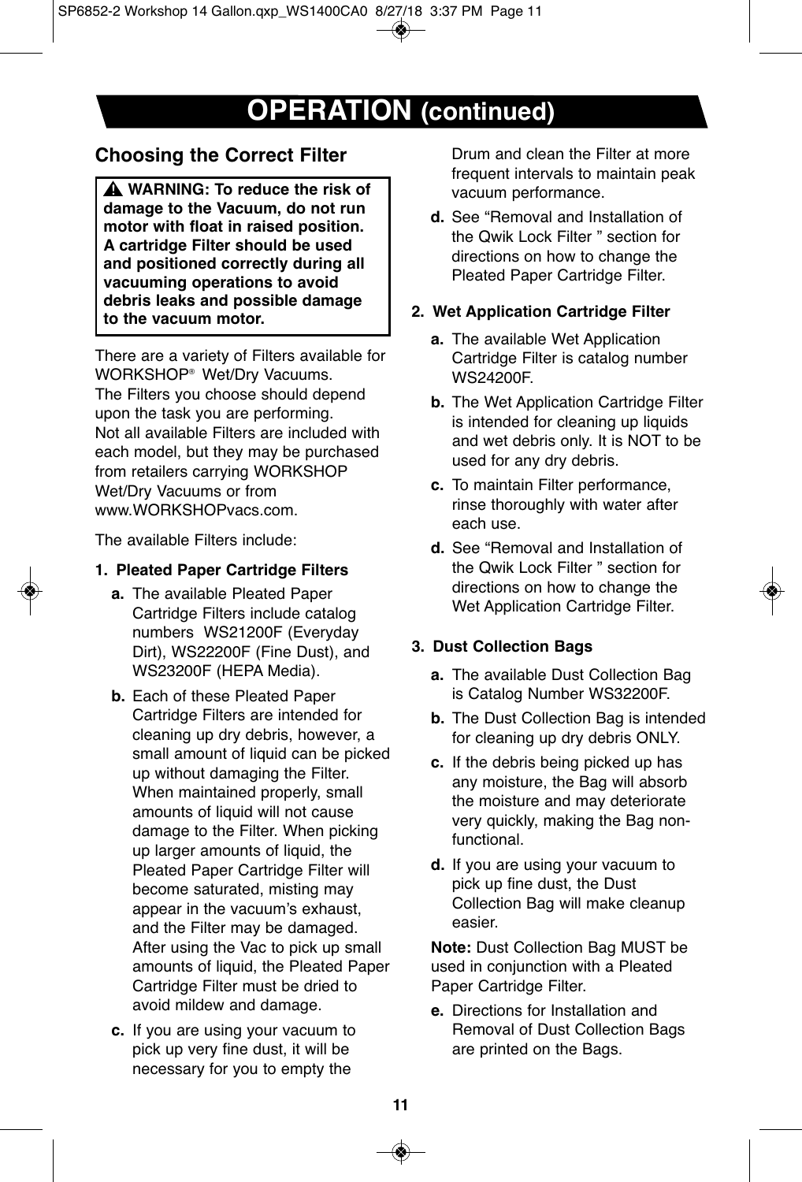# OPERATION (continued)

## Choosing the Correct Filter

**⚠ WARNING: To reduce the risk of damage to the Vacuum, do not run motor with float in raised position. A cartridge Filter should be used and positioned correctly during all vacuuming operations to avoid debris leaks and possible damage to the vacuum motor.**

There are a variety of Filters available for WORKSHOP® Wet/Dry Vacuums.
The Filters you choose should depend upon the task you are performing.
Not all available Filters are included with each model, but they may be purchased from retailers carrying WORKSHOP Wet/Dry Vacuums or from www.WORKSHOPvacs.com.

The available Filters include:

**1. Pleated Paper Cartridge Filters**

**a.** The available Pleated Paper Cartridge Filters include catalog numbers WS21200F (Everyday Dirt), WS22200F (Fine Dust), and WS23200F (HEPA Media).

**b.** Each of these Pleated Paper Cartridge Filters are intended for cleaning up dry debris, however, a small amount of liquid can be picked up without damaging the Filter. When maintained properly, small amounts of liquid will not cause damage to the Filter. When picking up larger amounts of liquid, the Pleated Paper Cartridge Filter will become saturated, misting may appear in the vacuum's exhaust, and the Filter may be damaged. After using the Vac to pick up small amounts of liquid, the Pleated Paper Cartridge Filter must be dried to avoid mildew and damage.

**c.** If you are using your vacuum to pick up very fine dust, it will be necessary for you to empty the Drum and clean the Filter at more frequent intervals to maintain peak vacuum performance.

**d.** See "Removal and Installation of the Qwik Lock Filter " section for directions on how to change the Pleated Paper Cartridge Filter.

**2. Wet Application Cartridge Filter**

**a.** The available Wet Application Cartridge Filter is catalog number WS24200F.

**b.** The Wet Application Cartridge Filter is intended for cleaning up liquids and wet debris only. It is NOT to be used for any dry debris.

**c.** To maintain Filter performance, rinse thoroughly with water after each use.

**d.** See "Removal and Installation of the Qwik Lock Filter " section for directions on how to change the Wet Application Cartridge Filter.

**3. Dust Collection Bags**

**a.** The available Dust Collection Bag is Catalog Number WS32200F.

**b.** The Dust Collection Bag is intended for cleaning up dry debris ONLY.

**c.** If the debris being picked up has any moisture, the Bag will absorb the moisture and may deteriorate very quickly, making the Bag non-functional.

**d.** If you are using your vacuum to pick up fine dust, the Dust Collection Bag will make cleanup easier.

**Note:** Dust Collection Bag MUST be used in conjunction with a Pleated Paper Cartridge Filter.

**e.** Directions for Installation and Removal of Dust Collection Bags are printed on the Bags.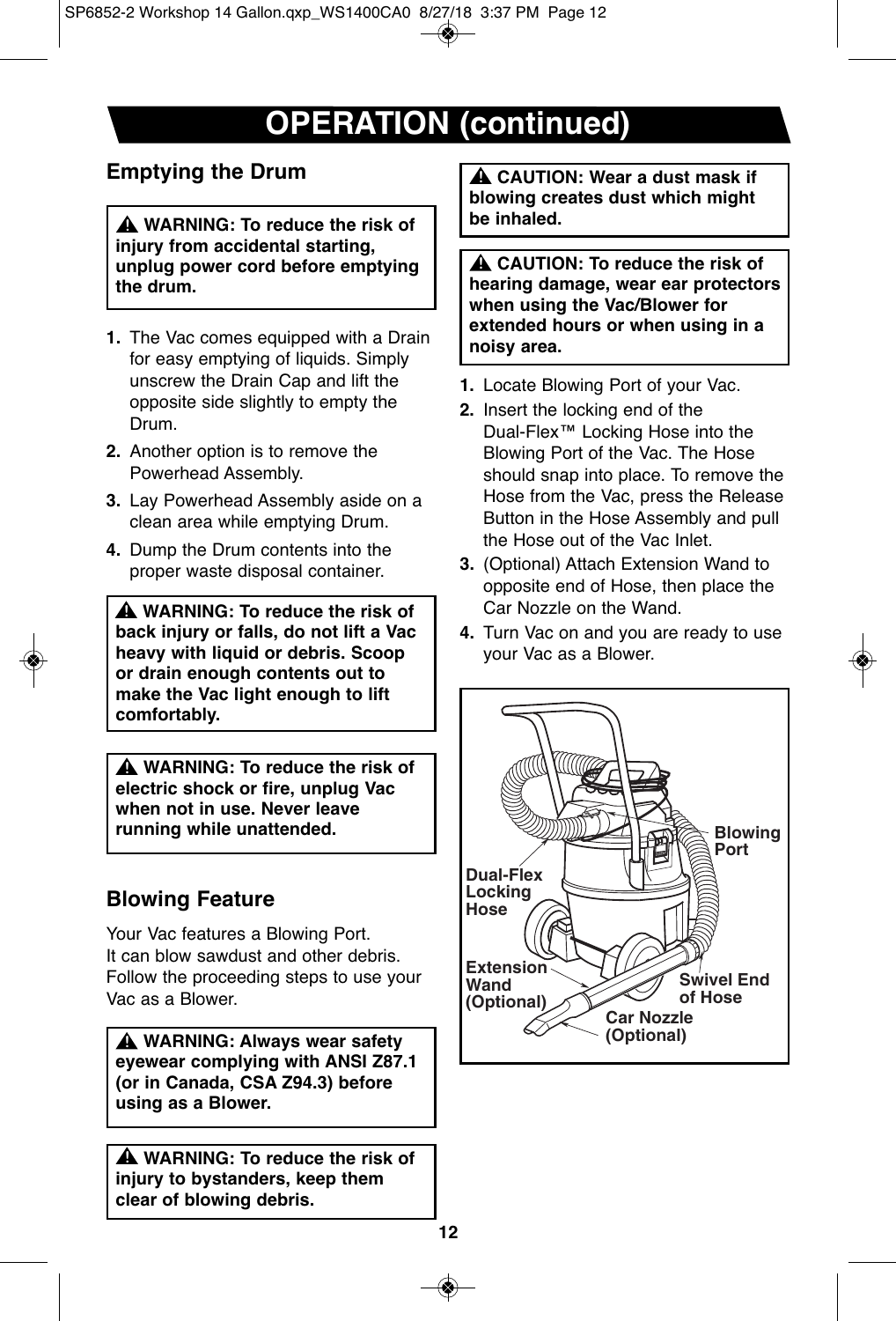# OPERATION (continued)

## Emptying the Drum

> ⚠ **WARNING: To reduce the risk of injury from accidental starting, unplug power cord before emptying the drum.**

1. The Vac comes equipped with a Drain for easy emptying of liquids. Simply unscrew the Drain Cap and lift the opposite side slightly to empty the Drum.
2. Another option is to remove the Powerhead Assembly.
3. Lay Powerhead Assembly aside on a clean area while emptying Drum.
4. Dump the Drum contents into the proper waste disposal container.

> ⚠ **WARNING: To reduce the risk of back injury or falls, do not lift a Vac heavy with liquid or debris. Scoop or drain enough contents out to make the Vac light enough to lift comfortably.**

> ⚠ **WARNING: To reduce the risk of electric shock or fire, unplug Vac when not in use. Never leave running while unattended.**

## Blowing Feature

Your Vac features a Blowing Port. It can blow sawdust and other debris. Follow the proceeding steps to use your Vac as a Blower.

> ⚠ **WARNING: Always wear safety eyewear complying with ANSI Z87.1 (or in Canada, CSA Z94.3) before using as a Blower.**

> ⚠ **WARNING: To reduce the risk of injury to bystanders, keep them clear of blowing debris.**

> ⚠ **CAUTION: Wear a dust mask if blowing creates dust which might be inhaled.**

> ⚠ **CAUTION: To reduce the risk of hearing damage, wear ear protectors when using the Vac/Blower for extended hours or when using in a noisy area.**

1. Locate Blowing Port of your Vac.
2. Insert the locking end of the Dual-Flex™ Locking Hose into the Blowing Port of the Vac. The Hose should snap into place. To remove the Hose from the Vac, press the Release Button in the Hose Assembly and pull the Hose out of the Vac Inlet.
3. (Optional) Attach Extension Wand to opposite end of Hose, then place the Car Nozzle on the Wand.
4. Turn Vac on and you are ready to use your Vac as a Blower.

Blowing Port

Dual-Flex Locking Hose

Extension Wand (Optional)

Swivel End of Hose

Car Nozzle (Optional)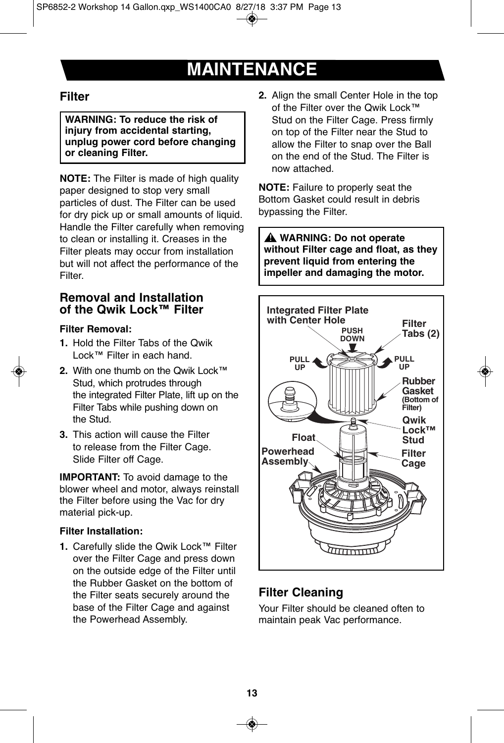# MAINTENANCE

## Filter

**WARNING: To reduce the risk of injury from accidental starting, unplug power cord before changing or cleaning Filter.**

**NOTE:** The Filter is made of high quality paper designed to stop very small particles of dust. The Filter can be used for dry pick up or small amounts of liquid. Handle the Filter carefully when removing to clean or installing it. Creases in the Filter pleats may occur from installation but will not affect the performance of the Filter.

## Removal and Installation of the Qwik Lock™ Filter

**Filter Removal:**

1. Hold the Filter Tabs of the Qwik Lock™ Filter in each hand.
2. With one thumb on the Qwik Lock™ Stud, which protrudes through the integrated Filter Plate, lift up on the Filter Tabs while pushing down on the Stud.
3. This action will cause the Filter to release from the Filter Cage. Slide Filter off Cage.

**IMPORTANT:** To avoid damage to the blower wheel and motor, always reinstall the Filter before using the Vac for dry material pick-up.

**Filter Installation:**

1. Carefully slide the Qwik Lock™ Filter over the Filter Cage and press down on the outside edge of the Filter until the Rubber Gasket on the bottom of the Filter seats securely around the base of the Filter Cage and against the Powerhead Assembly.
2. Align the small Center Hole in the top of the Filter over the Qwik Lock™ Stud on the Filter Cage. Press firmly on top of the Filter near the Stud to allow the Filter to snap over the Ball on the end of the Stud. The Filter is now attached.

**NOTE:** Failure to properly seat the Bottom Gasket could result in debris bypassing the Filter.

**⚠ WARNING: Do not operate without Filter cage and float, as they prevent liquid from entering the impeller and damaging the motor.**

Integrated Filter Plate with Center Hole · PUSH DOWN · PULL UP · PULL UP · Filter Tabs (2) · Rubber Gasket (Bottom of Filter) · Qwik Lock™ Stud · Float · Powerhead Assembly · Filter Cage

## Filter Cleaning

Your Filter should be cleaned often to maintain peak Vac performance.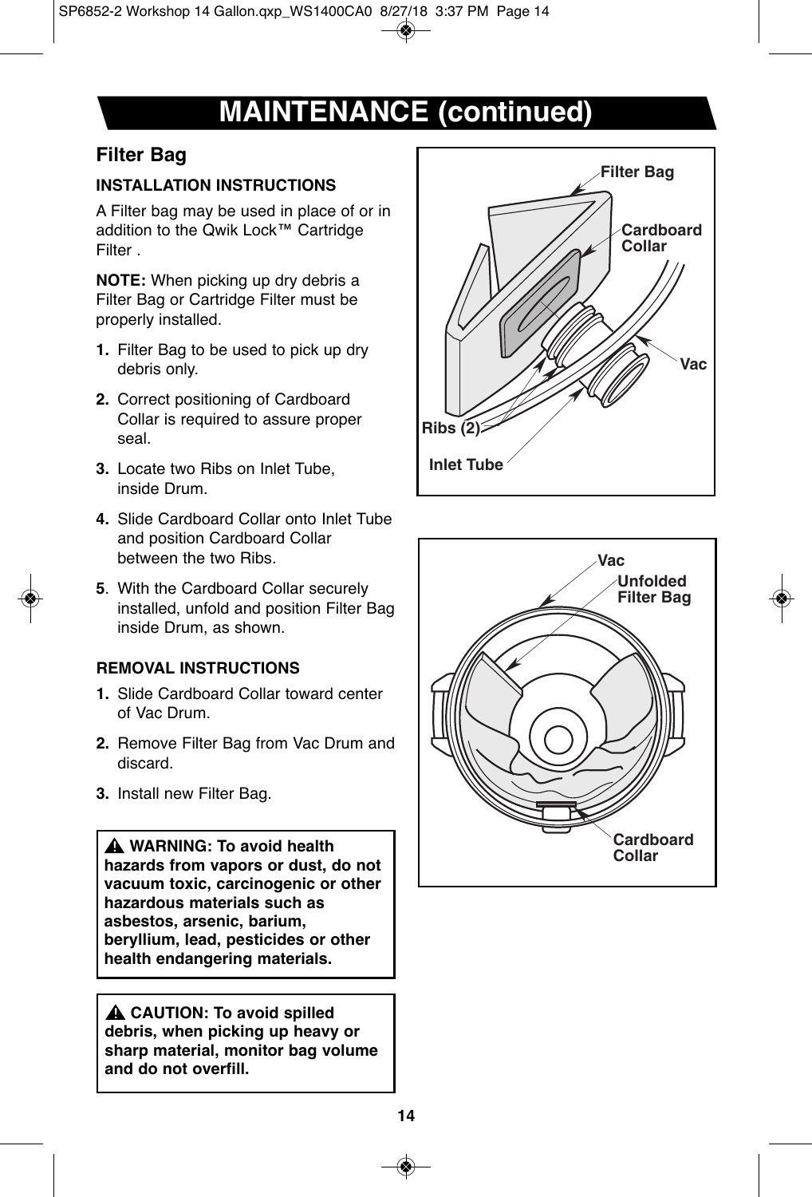# MAINTENANCE (continued)

## Filter Bag

### INSTALLATION INSTRUCTIONS

A Filter bag may be used in place of or in addition to the Qwik Lock™ Cartridge Filter .

**NOTE:** When picking up dry debris a Filter Bag or Cartridge Filter must be properly installed.

1. Filter Bag to be used to pick up dry debris only.
2. Correct positioning of Cardboard Collar is required to assure proper seal.
3. Locate two Ribs on Inlet Tube, inside Drum.
4. Slide Cardboard Collar onto Inlet Tube and position Cardboard Collar between the two Ribs.
5. With the Cardboard Collar securely installed, unfold and position Filter Bag inside Drum, as shown.

### REMOVAL INSTRUCTIONS

1. Slide Cardboard Collar toward center of Vac Drum.
2. Remove Filter Bag from Vac Drum and discard.
3. Install new Filter Bag.

**⚠ WARNING: To avoid health hazards from vapors or dust, do not vacuum toxic, carcinogenic or other hazardous materials such as asbestos, arsenic, barium, beryllium, lead, pesticides or other health endangering materials.**

**⚠ CAUTION: To avoid spilled debris, when picking up heavy or sharp material, monitor bag volume and do not overfill.**

Filter Bag
Cardboard Collar
Vac
Ribs (2)
Inlet Tube

Vac
Unfolded Filter Bag
Cardboard Collar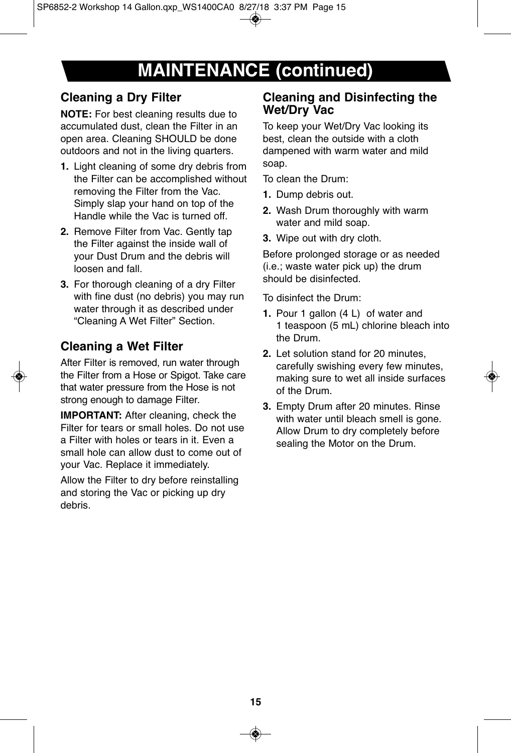# MAINTENANCE (continued)

## Cleaning a Dry Filter

**NOTE:** For best cleaning results due to accumulated dust, clean the Filter in an open area. Cleaning SHOULD be done outdoors and not in the living quarters.

1. Light cleaning of some dry debris from the Filter can be accomplished without removing the Filter from the Vac. Simply slap your hand on top of the Handle while the Vac is turned off.
2. Remove Filter from Vac. Gently tap the Filter against the inside wall of your Dust Drum and the debris will loosen and fall.
3. For thorough cleaning of a dry Filter with fine dust (no debris) you may run water through it as described under "Cleaning A Wet Filter" Section.

## Cleaning a Wet Filter

After Filter is removed, run water through the Filter from a Hose or Spigot. Take care that water pressure from the Hose is not strong enough to damage Filter.

**IMPORTANT:** After cleaning, check the Filter for tears or small holes. Do not use a Filter with holes or tears in it. Even a small hole can allow dust to come out of your Vac. Replace it immediately.

Allow the Filter to dry before reinstalling and storing the Vac or picking up dry debris.

## Cleaning and Disinfecting the Wet/Dry Vac

To keep your Wet/Dry Vac looking its best, clean the outside with a cloth dampened with warm water and mild soap.

To clean the Drum:

1. Dump debris out.
2. Wash Drum thoroughly with warm water and mild soap.
3. Wipe out with dry cloth.

Before prolonged storage or as needed (i.e.; waste water pick up) the drum should be disinfected.

To disinfect the Drum:

1. Pour 1 gallon (4 L) of water and 1 teaspoon (5 mL) chlorine bleach into the Drum.
2. Let solution stand for 20 minutes, carefully swishing every few minutes, making sure to wet all inside surfaces of the Drum.
3. Empty Drum after 20 minutes. Rinse with water until bleach smell is gone. Allow Drum to dry completely before sealing the Motor on the Drum.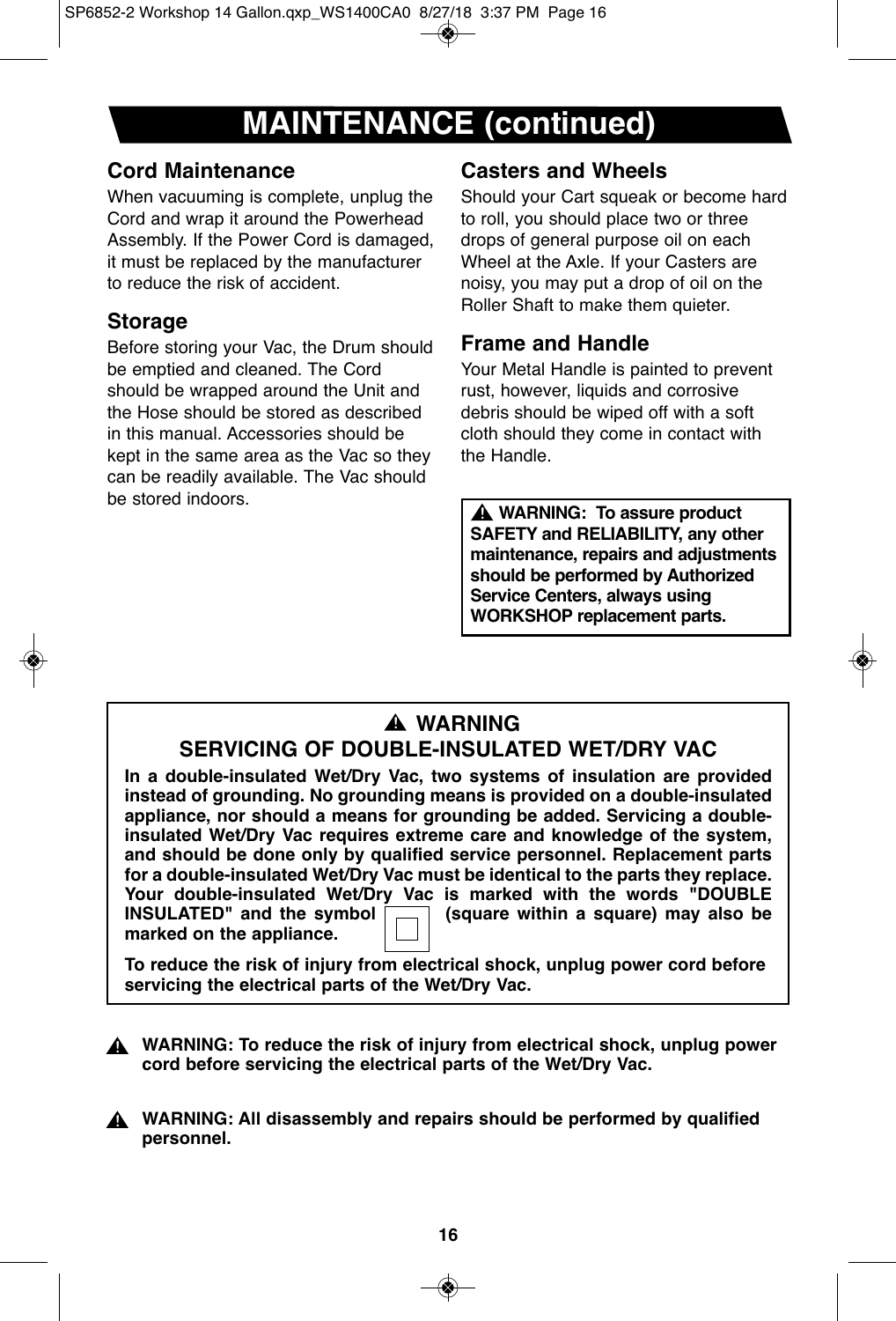# MAINTENANCE (continued)

## Cord Maintenance

When vacuuming is complete, unplug the Cord and wrap it around the Powerhead Assembly. If the Power Cord is damaged, it must be replaced by the manufacturer to reduce the risk of accident.

## Storage

Before storing your Vac, the Drum should be emptied and cleaned. The Cord should be wrapped around the Unit and the Hose should be stored as described in this manual. Accessories should be kept in the same area as the Vac so they can be readily available. The Vac should be stored indoors.

## Casters and Wheels

Should your Cart squeak or become hard to roll, you should place two or three drops of general purpose oil on each Wheel at the Axle. If your Casters are noisy, you may put a drop of oil on the Roller Shaft to make them quieter.

## Frame and Handle

Your Metal Handle is painted to prevent rust, however, liquids and corrosive debris should be wiped off with a soft cloth should they come in contact with the Handle.

**⚠ WARNING: To assure product SAFETY and RELIABILITY, any other maintenance, repairs and adjustments should be performed by Authorized Service Centers, always using WORKSHOP replacement parts.**

**⚠ WARNING**

**SERVICING OF DOUBLE-INSULATED WET/DRY VAC**

**In a double-insulated Wet/Dry Vac, two systems of insulation are provided instead of grounding. No grounding means is provided on a double-insulated appliance, nor should a means for grounding be added. Servicing a double-insulated Wet/Dry Vac requires extreme care and knowledge of the system, and should be done only by qualified service personnel. Replacement parts for a double-insulated Wet/Dry Vac must be identical to the parts they replace. Your double-insulated Wet/Dry Vac is marked with the words "DOUBLE INSULATED" and the symbol ⧈ (square within a square) may also be marked on the appliance.**

**To reduce the risk of injury from electrical shock, unplug power cord before servicing the electrical parts of the Wet/Dry Vac.**

**⚠ WARNING: To reduce the risk of injury from electrical shock, unplug power cord before servicing the electrical parts of the Wet/Dry Vac.**

**⚠ WARNING: All disassembly and repairs should be performed by qualified personnel.**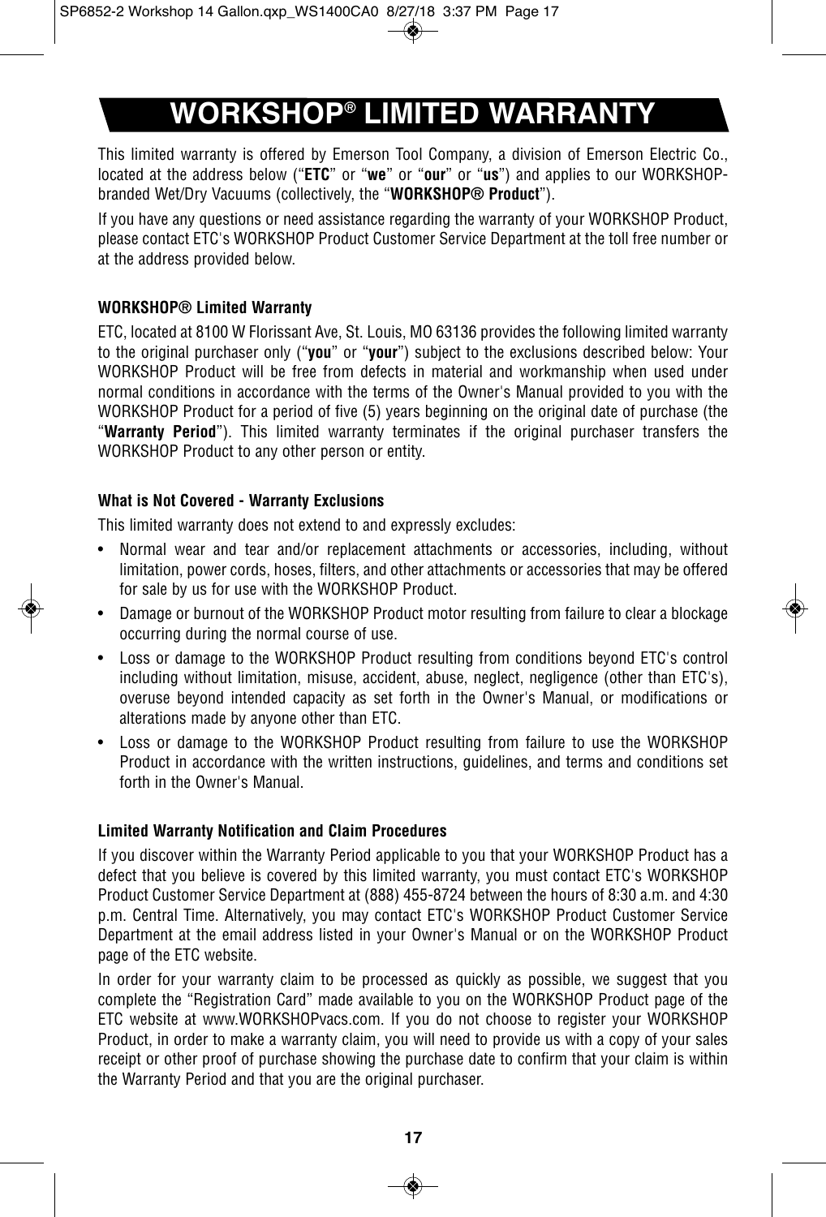# WORKSHOP® LIMITED WARRANTY

This limited warranty is offered by Emerson Tool Company, a division of Emerson Electric Co., located at the address below ("**ETC**" or "**we**" or "**our**" or "**us**") and applies to our WORKSHOP-branded Wet/Dry Vacuums (collectively, the "**WORKSHOP® Product**").

If you have any questions or need assistance regarding the warranty of your WORKSHOP Product, please contact ETC's WORKSHOP Product Customer Service Department at the toll free number or at the address provided below.

**WORKSHOP® Limited Warranty**

ETC, located at 8100 W Florissant Ave, St. Louis, MO 63136 provides the following limited warranty to the original purchaser only ("**you**" or "**your**") subject to the exclusions described below: Your WORKSHOP Product will be free from defects in material and workmanship when used under normal conditions in accordance with the terms of the Owner's Manual provided to you with the WORKSHOP Product for a period of five (5) years beginning on the original date of purchase (the "**Warranty Period**"). This limited warranty terminates if the original purchaser transfers the WORKSHOP Product to any other person or entity.

**What is Not Covered - Warranty Exclusions**

This limited warranty does not extend to and expressly excludes:

- Normal wear and tear and/or replacement attachments or accessories, including, without limitation, power cords, hoses, filters, and other attachments or accessories that may be offered for sale by us for use with the WORKSHOP Product.
- Damage or burnout of the WORKSHOP Product motor resulting from failure to clear a blockage occurring during the normal course of use.
- Loss or damage to the WORKSHOP Product resulting from conditions beyond ETC's control including without limitation, misuse, accident, abuse, neglect, negligence (other than ETC's), overuse beyond intended capacity as set forth in the Owner's Manual, or modifications or alterations made by anyone other than ETC.
- Loss or damage to the WORKSHOP Product resulting from failure to use the WORKSHOP Product in accordance with the written instructions, guidelines, and terms and conditions set forth in the Owner's Manual.

**Limited Warranty Notification and Claim Procedures**

If you discover within the Warranty Period applicable to you that your WORKSHOP Product has a defect that you believe is covered by this limited warranty, you must contact ETC's WORKSHOP Product Customer Service Department at (888) 455-8724 between the hours of 8:30 a.m. and 4:30 p.m. Central Time. Alternatively, you may contact ETC's WORKSHOP Product Customer Service Department at the email address listed in your Owner's Manual or on the WORKSHOP Product page of the ETC website.

In order for your warranty claim to be processed as quickly as possible, we suggest that you complete the "Registration Card" made available to you on the WORKSHOP Product page of the ETC website at www.WORKSHOPvacs.com. If you do not choose to register your WORKSHOP Product, in order to make a warranty claim, you will need to provide us with a copy of your sales receipt or other proof of purchase showing the purchase date to confirm that your claim is within the Warranty Period and that you are the original purchaser.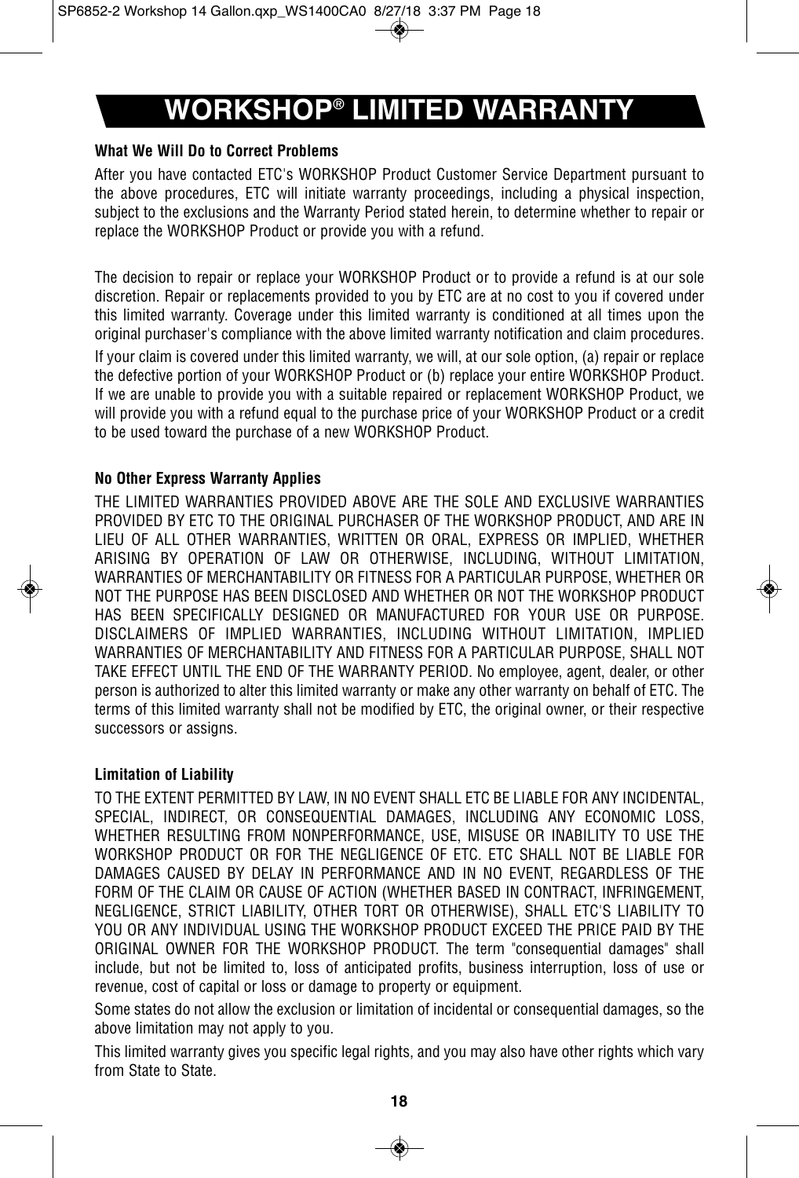# WORKSHOP® LIMITED WARRANTY

**What We Will Do to Correct Problems**

After you have contacted ETC's WORKSHOP Product Customer Service Department pursuant to the above procedures, ETC will initiate warranty proceedings, including a physical inspection, subject to the exclusions and the Warranty Period stated herein, to determine whether to repair or replace the WORKSHOP Product or provide you with a refund.

The decision to repair or replace your WORKSHOP Product or to provide a refund is at our sole discretion. Repair or replacements provided to you by ETC are at no cost to you if covered under this limited warranty. Coverage under this limited warranty is conditioned at all times upon the original purchaser's compliance with the above limited warranty notification and claim procedures.

If your claim is covered under this limited warranty, we will, at our sole option, (a) repair or replace the defective portion of your WORKSHOP Product or (b) replace your entire WORKSHOP Product. If we are unable to provide you with a suitable repaired or replacement WORKSHOP Product, we will provide you with a refund equal to the purchase price of your WORKSHOP Product or a credit to be used toward the purchase of a new WORKSHOP Product.

**No Other Express Warranty Applies**

THE LIMITED WARRANTIES PROVIDED ABOVE ARE THE SOLE AND EXCLUSIVE WARRANTIES PROVIDED BY ETC TO THE ORIGINAL PURCHASER OF THE WORKSHOP PRODUCT, AND ARE IN LIEU OF ALL OTHER WARRANTIES, WRITTEN OR ORAL, EXPRESS OR IMPLIED, WHETHER ARISING BY OPERATION OF LAW OR OTHERWISE, INCLUDING, WITHOUT LIMITATION, WARRANTIES OF MERCHANTABILITY OR FITNESS FOR A PARTICULAR PURPOSE, WHETHER OR NOT THE PURPOSE HAS BEEN DISCLOSED AND WHETHER OR NOT THE WORKSHOP PRODUCT HAS BEEN SPECIFICALLY DESIGNED OR MANUFACTURED FOR YOUR USE OR PURPOSE. DISCLAIMERS OF IMPLIED WARRANTIES, INCLUDING WITHOUT LIMITATION, IMPLIED WARRANTIES OF MERCHANTABILITY AND FITNESS FOR A PARTICULAR PURPOSE, SHALL NOT TAKE EFFECT UNTIL THE END OF THE WARRANTY PERIOD. No employee, agent, dealer, or other person is authorized to alter this limited warranty or make any other warranty on behalf of ETC. The terms of this limited warranty shall not be modified by ETC, the original owner, or their respective successors or assigns.

**Limitation of Liability**

TO THE EXTENT PERMITTED BY LAW, IN NO EVENT SHALL ETC BE LIABLE FOR ANY INCIDENTAL, SPECIAL, INDIRECT, OR CONSEQUENTIAL DAMAGES, INCLUDING ANY ECONOMIC LOSS, WHETHER RESULTING FROM NONPERFORMANCE, USE, MISUSE OR INABILITY TO USE THE WORKSHOP PRODUCT OR FOR THE NEGLIGENCE OF ETC. ETC SHALL NOT BE LIABLE FOR DAMAGES CAUSED BY DELAY IN PERFORMANCE AND IN NO EVENT, REGARDLESS OF THE FORM OF THE CLAIM OR CAUSE OF ACTION (WHETHER BASED IN CONTRACT, INFRINGEMENT, NEGLIGENCE, STRICT LIABILITY, OTHER TORT OR OTHERWISE), SHALL ETC'S LIABILITY TO YOU OR ANY INDIVIDUAL USING THE WORKSHOP PRODUCT EXCEED THE PRICE PAID BY THE ORIGINAL OWNER FOR THE WORKSHOP PRODUCT. The term "consequential damages" shall include, but not be limited to, loss of anticipated profits, business interruption, loss of use or revenue, cost of capital or loss or damage to property or equipment.

Some states do not allow the exclusion or limitation of incidental or consequential damages, so the above limitation may not apply to you.

This limited warranty gives you specific legal rights, and you may also have other rights which vary from State to State.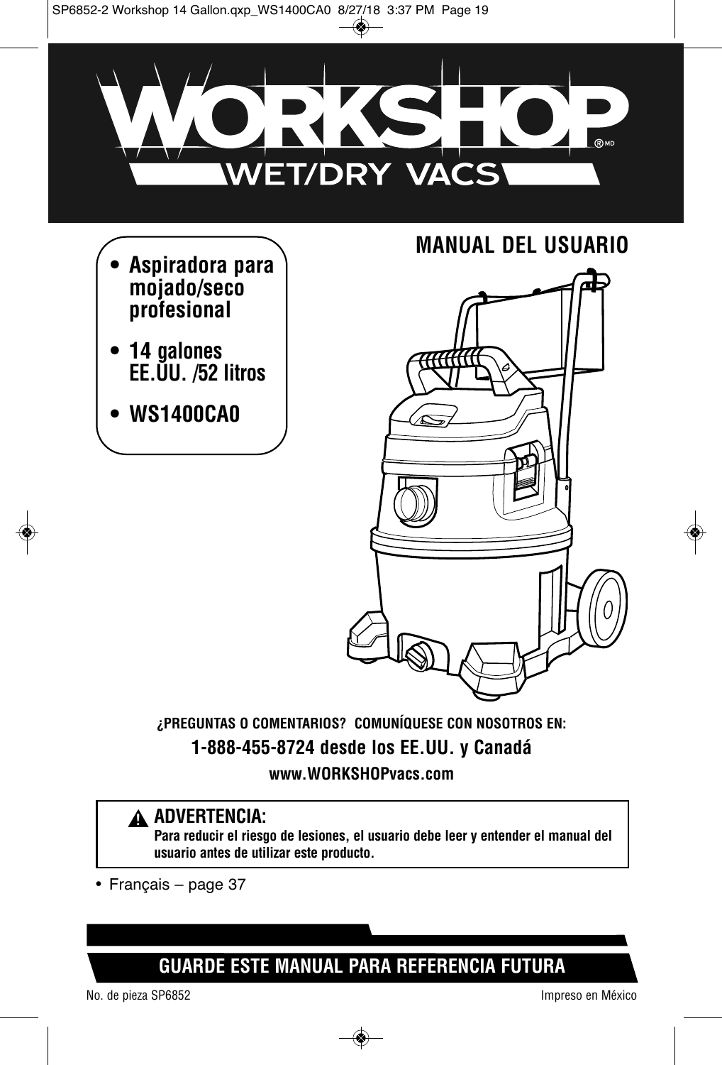# WORKSHOP®MD

## WET/DRY VACS

- **Aspiradora para mojado/seco profesional**
- **14 galones EE.UU. /52 litros**
- **WS1400CA0**

## MANUAL DEL USUARIO

**¿PREGUNTAS O COMENTARIOS? COMUNÍQUESE CON NOSOTROS EN:**

**1-888-455-8724 desde los EE.UU. y Canadá**

**www.WORKSHOPvacs.com**

> **⚠ ADVERTENCIA:**
> **Para reducir el riesgo de lesiones, el usuario debe leer y entender el manual del usuario antes de utilizar este producto.**

- Français – page 37

**GUARDE ESTE MANUAL PARA REFERENCIA FUTURA**

No. de pieza SP6852

Impreso en México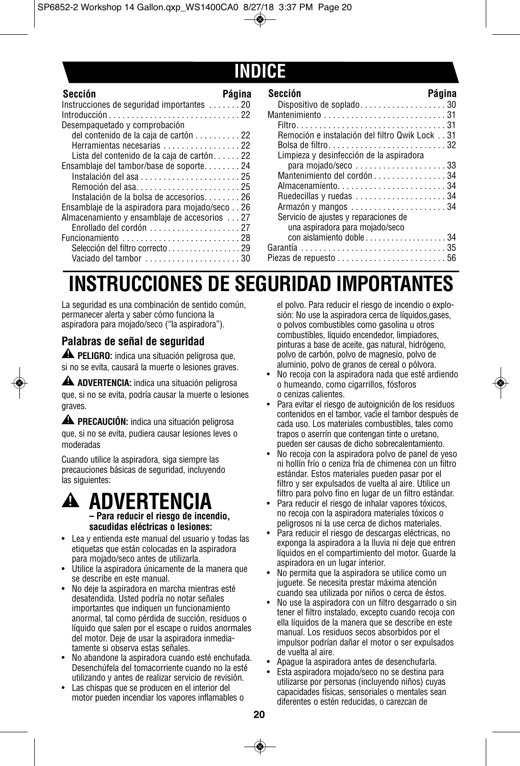# INDICE

| Sección | Página |
|---|---|
| Instrucciones de seguridad importantes | 20 |
| Introducción | 22 |
| Desempaquetado y comprobación del contenido de la caja de cartón | 22 |
| Herramientas necesarias | 22 |
| Lista del contenido de la caja de cartón | 22 |
| Ensamblaje del tambor/base de soporte | 24 |
| Instalación del asa | 25 |
| Remoción del asa | 25 |
| Instalación de la bolsa de accesorios | 26 |
| Ensamblaje de la aspiradora para mojado/seco | 26 |
| Almacenamiento y ensamblaje de accesorios | 27 |
| Enrollado del cordón | 27 |
| Funcionamiento | 28 |
| Selección del filtro correcto | 29 |
| Vaciado del tambor | 30 |
| Dispositivo de soplado | 30 |
| Mantenimiento | 31 |
| Filtro | 31 |
| Remoción e instalación del filtro Qwik Lock | 31 |
| Bolsa de filtro | 32 |
| Limpieza y desinfección de la aspiradora para mojado/seco | 33 |
| Mantenimiento del cordón | 34 |
| Almacenamiento | 34 |
| Ruedecillas y ruedas | 34 |
| Armazón y mangos | 34 |
| Servicio de ajustes y reparaciones de una aspiradora para mojado/seco con aislamiento doble | 34 |
| Garantía | 35 |
| Piezas de repuesto | 56 |

# INSTRUCCIONES DE SEGURIDAD IMPORTANTES

La seguridad es una combinación de sentido común, permanecer alerta y saber cómo funciona la aspiradora para mojado/seco ("la aspiradora").

## Palabras de señal de seguridad

⚠ **PELIGRO:** indica una situación peligrosa que, si no se evita, causará la muerte o lesiones graves.

⚠ **ADVERTENCIA:** indica una situación peligrosa que, si no se evita, podría causar la muerte o lesiones graves.

⚠ **PRECAUCIÓN:** indica una situación peligrosa que, si no se evita, pudiera causar lesiones leves o moderadas

Cuando utilice la aspiradora, siga siempre las precauciones básicas de seguridad, incluyendo las siguientes:

## ⚠ ADVERTENCIA

**– Para reducir el riesgo de incendio, sacudidas eléctricas o lesiones:**

- Lea y entienda este manual del usuario y todas las etiquetas que están colocadas en la aspiradora para mojado/seco antes de utilizarla.
- Utilice la aspiradora únicamente de la manera que se describe en este manual.
- No deje la aspiradora en marcha mientras esté desatendida. Usted podría no notar señales importantes que indiquen un funcionamiento anormal, tal como pérdida de succión, residuos o líquido que salen por el escape o ruidos anormales del motor. Deje de usar la aspiradora inmediatamente si observa estas señales.
- No abandone la aspiradora cuando esté enchufada. Desenchúfela del tomacorriente cuando no la esté utilizando y antes de realizar servicio de revisión.
- Las chispas que se producen en el interior del motor pueden incendiar los vapores inflamables o el polvo. Para reducir el riesgo de incendio o explosión: No use la aspiradora cerca de líquidos,gases, o polvos combustibles como gasolina u otros combustibles, líquido encendedor, limpiadores, pinturas a base de aceite, gas natural, hidrógeno, polvo de carbón, polvo de magnesio, polvo de aluminio, polvo de granos de cereal o pólvora.
- No recoja con la aspiradora nada que esté ardiendo o humeando, como cigarrillos, fósforos o cenizas calientes.
- Para evitar el riesgo de autoignición de los residuos contenidos en el tambor, vacíe el tambor después de cada uso. Los materiales combustibles, tales como trapos o aserrín que contengan tinte o uretano, pueden ser causas de dicho sobrecalentamiento.
- No recoja con la aspiradora polvo de panel de yeso ni hollín frío o ceniza fría de chimenea con un filtro estándar. Estos materiales pueden pasar por el filtro y ser expulsados de vuelta al aire. Utilice un filtro para polvo fino en lugar de un filtro estándar.
- Para reducir el riesgo de inhalar vapores tóxicos, no recoja con la aspiradora materiales tóxicos o peligrosos ni la use cerca de dichos materiales.
- Para reducir el riesgo de descargas eléctricas, no exponga la aspiradora a la lluvia ni deje que entren líquidos en el compartimiento del motor. Guarde la aspiradora en un lugar interior.
- No permita que la aspiradora se utilice como un juguete. Se necesita prestar máxima atención cuando sea utilizada por niños o cerca de éstos.
- No use la aspiradora con un filtro desgarrado o sin tener el filtro instalado, excepto cuando recoja con ella líquidos de la manera que se describe en este manual. Los residuos secos absorbidos por el impulsor podrían dañar el motor o ser expulsados de vuelta al aire.
- Apague la aspiradora antes de desenchufarla.
- Esta aspiradora mojado/seco no se destina para utilizarse por personas (incluyendo niños) cuyas capacidades físicas, sensoriales o mentales sean diferentes o estén reducidas, o carezcan de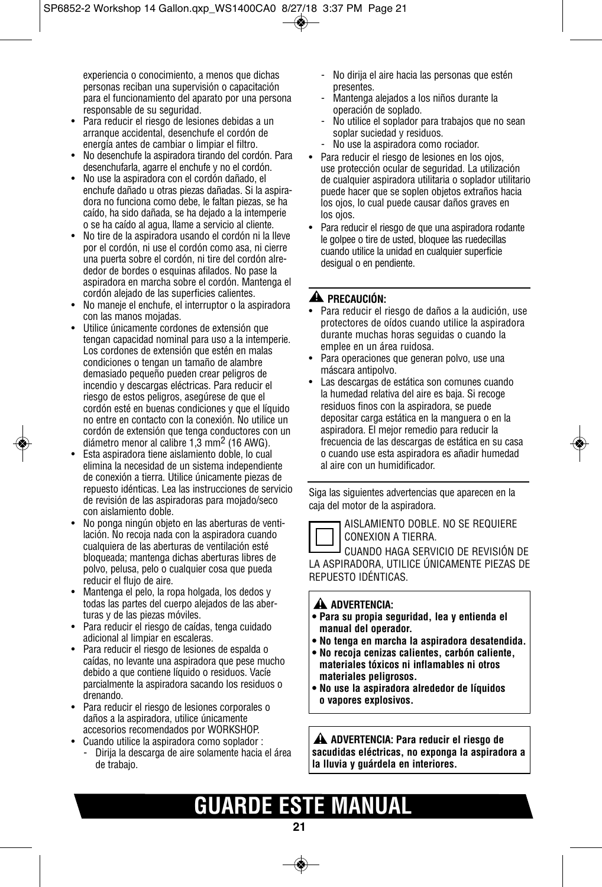experiencia o conocimiento, a menos que dichas personas reciban una supervisión o capacitación para el funcionamiento del aparato por una persona responsable de su seguridad.

- Para reducir el riesgo de lesiones debidas a un arranque accidental, desenchufe el cordón de energía antes de cambiar o limpiar el filtro.
- No desenchufe la aspiradora tirando del cordón. Para desenchufarla, agarre el enchufe y no el cordón.
- No use la aspiradora con el cordón dañado, el enchufe dañado u otras piezas dañadas. Si la aspiradora no funciona como debe, le faltan piezas, se ha caído, ha sido dañada, se ha dejado a la intemperie o se ha caído al agua, llame a servicio al cliente.
- No tire de la aspiradora usando el cordón ni la lleve por el cordón, ni use el cordón como asa, ni cierre una puerta sobre el cordón, ni tire del cordón alrededor de bordes o esquinas afilados. No pase la aspiradora en marcha sobre el cordón. Mantenga el cordón alejado de las superficies calientes.
- No maneje el enchufe, el interruptor o la aspiradora con las manos mojadas.
- Utilice únicamente cordones de extensión que tengan capacidad nominal para uso a la intemperie. Los cordones de extensión que estén en malas condiciones o tengan un tamaño de alambre demasiado pequeño pueden crear peligros de incendio y descargas eléctricas. Para reducir el riesgo de estos peligros, asegúrese de que el cordón esté en buenas condiciones y que el líquido no entre en contacto con la conexión. No utilice un cordón de extensión que tenga conductores con un diámetro menor al calibre 1,3 $mm^2$ (16 AWG).
- Esta aspiradora tiene aislamiento doble, lo cual elimina la necesidad de un sistema independiente de conexión a tierra. Utilice únicamente piezas de repuesto idénticas. Lea las instrucciones de servicio de revisión de las aspiradoras para mojado/seco con aislamiento doble.
- No ponga ningún objeto en las aberturas de ventilación. No recoja nada con la aspiradora cuando cualquiera de las aberturas de ventilación esté bloqueada; mantenga dichas aberturas libres de polvo, pelusa, pelo o cualquier cosa que pueda reducir el flujo de aire.
- Mantenga el pelo, la ropa holgada, los dedos y todas las partes del cuerpo alejados de las aberturas y de las piezas móviles.
- Para reducir el riesgo de caídas, tenga cuidado adicional al limpiar en escaleras.
- Para reducir el riesgo de lesiones de espalda o caídas, no levante una aspiradora que pese mucho debido a que contiene líquido o residuos. Vacíe parcialmente la aspiradora sacando los residuos o drenando.
- Para reducir el riesgo de lesiones corporales o daños a la aspiradora, utilice únicamente accesorios recomendados por WORKSHOP.
- Cuando utilice la aspiradora como soplador :
  - Dirija la descarga de aire solamente hacia el área de trabajo.
  - No dirija el aire hacia las personas que estén presentes.
  - Mantenga alejados a los niños durante la operación de soplado.
  - No utilice el soplador para trabajos que no sean soplar suciedad y residuos.
  - No use la aspiradora como rociador.
- Para reducir el riesgo de lesiones en los ojos, use protección ocular de seguridad. La utilización de cualquier aspiradora utilitaria o soplador utilitario puede hacer que se soplen objetos extraños hacia los ojos, lo cual puede causar daños graves en los ojos.
- Para reducir el riesgo de que una aspiradora rodante le golpee o tire de usted, bloquee las ruedecillas cuando utilice la unidad en cualquier superficie desigual o en pendiente.

**⚠ PRECAUCIÓN:**

- Para reducir el riesgo de daños a la audición, use protectores de oídos cuando utilice la aspiradora durante muchas horas seguidas o cuando la emplee en un área ruidosa.
- Para operaciones que generan polvo, use una máscara antipolvo.
- Las descargas de estática son comunes cuando la humedad relativa del aire es baja. Si recoge residuos finos con la aspiradora, se puede depositar carga estática en la manguera o en la aspiradora. El mejor remedio para reducir la frecuencia de las descargas de estática en su casa o cuando use esta aspiradora es añadir humedad al aire con un humidificador.

Siga las siguientes advertencias que aparecen en la caja del motor de la aspiradora.

AISLAMIENTO DOBLE. NO SE REQUIERE CONEXION A TIERRA.
CUANDO HAGA SERVICIO DE REVISIÓN DE LA ASPIRADORA, UTILICE ÚNICAMENTE PIEZAS DE REPUESTO IDÉNTICAS.

**⚠ ADVERTENCIA:**
- **Para su propia seguridad, lea y entienda el manual del operador.**
- **No tenga en marcha la aspiradora desatendida.**
- **No recoja cenizas calientes, carbón caliente, materiales tóxicos ni inflamables ni otros materiales peligrosos.**
- **No use la aspiradora alrededor de líquidos o vapores explosivos.**

**⚠ ADVERTENCIA: Para reducir el riesgo de sacudidas eléctricas, no exponga la aspiradora a la lluvia y guárdela en interiores.**

# GUARDE ESTE MANUAL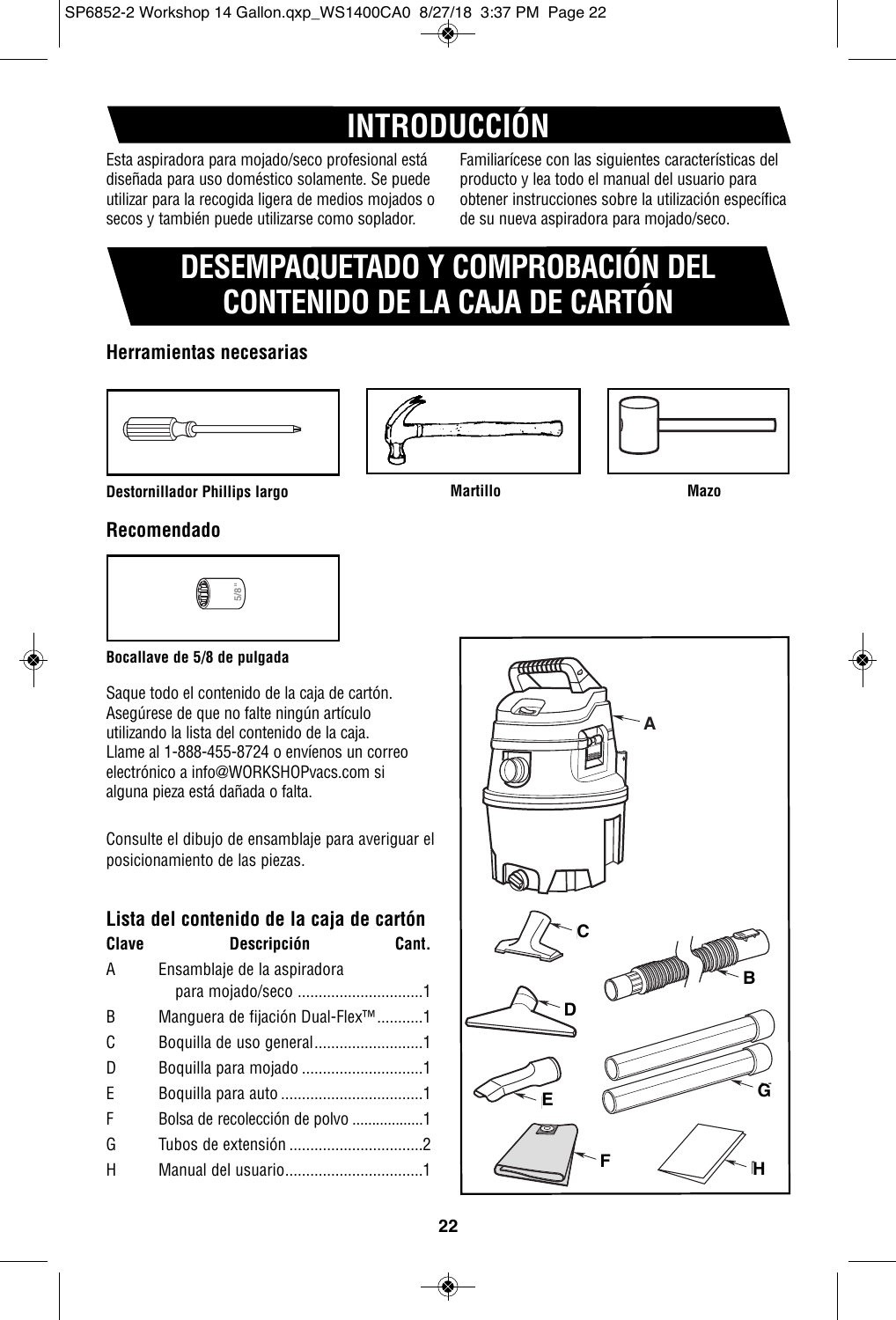# INTRODUCCIÓN

Esta aspiradora para mojado/seco profesional está diseñada para uso doméstico solamente. Se puede utilizar para la recogida ligera de medios mojados o secos y también puede utilizarse como soplador.

Familiarícese con las siguientes características del producto y lea todo el manual del usuario para obtener instrucciones sobre la utilización específica de su nueva aspiradora para mojado/seco.

# DESEMPAQUETADO Y COMPROBACIÓN DEL CONTENIDO DE LA CAJA DE CARTÓN

### Herramientas necesarias

**Destornillador Phillips largo**

**Martillo**

**Mazo**

### Recomendado

**Bocallave de 5/8 de pulgada**

Saque todo el contenido de la caja de cartón. Asegúrese de que no falte ningún artículo utilizando la lista del contenido de la caja. Llame al 1-888-455-8724 o envíenos un correo electrónico a info@WORKSHOPvacs.com si alguna pieza está dañada o falta.

Consulte el dibujo de ensamblaje para averiguar el posicionamiento de las piezas.

### Lista del contenido de la caja de cartón

| Clave | Descripción | Cant. |
|---|---|---|
| A | Ensamblaje de la aspiradora para mojado/seco | 1 |
| B | Manguera de fijación Dual-Flex™ | 1 |
| C | Boquilla de uso general | 1 |
| D | Boquilla para mojado | 1 |
| E | Boquilla para auto | 1 |
| F | Bolsa de recolección de polvo | 1 |
| G | Tubos de extensión | 2 |
| H | Manual del usuario | 1 |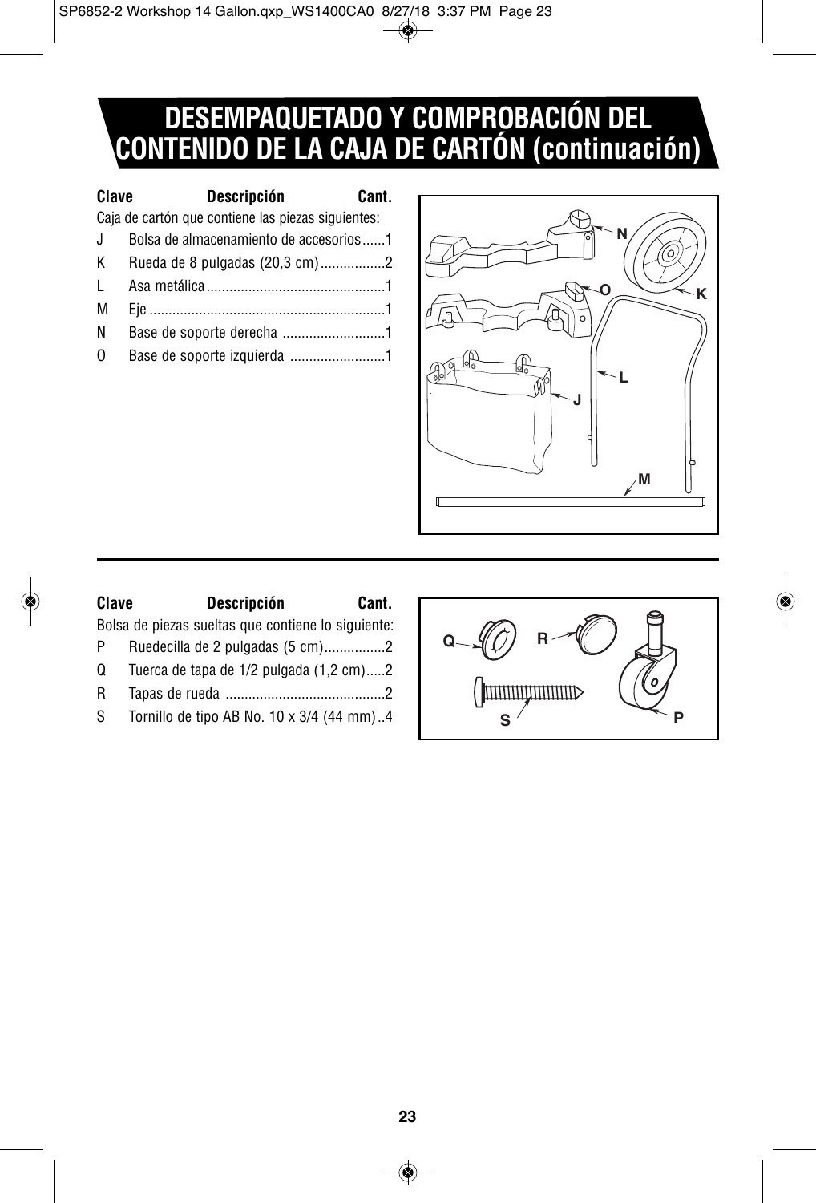# DESEMPAQUETADO Y COMPROBACIÓN DEL CONTENIDO DE LA CAJA DE CARTÓN (continuación)

| Clave | Descripción | Cant. |
|---|---|---|
| | Caja de cartón que contiene las piezas siguientes: | |
| J | Bolsa de almacenamiento de accesorios | 1 |
| K | Rueda de 8 pulgadas (20,3 cm) | 2 |
| L | Asa metálica | 1 |
| M | Eje | 1 |
| N | Base de soporte derecha | 1 |
| O | Base de soporte izquierda | 1 |

| Clave | Descripción | Cant. |
|---|---|---|
| | Bolsa de piezas sueltas que contiene lo siguiente: | |
| P | Ruedecilla de 2 pulgadas (5 cm) | 2 |
| Q | Tuerca de tapa de 1/2 pulgada (1,2 cm) | 2 |
| R | Tapas de rueda | 2 |
| S | Tornillo de tipo AB No. 10 x 3/4 (44 mm) | 4 |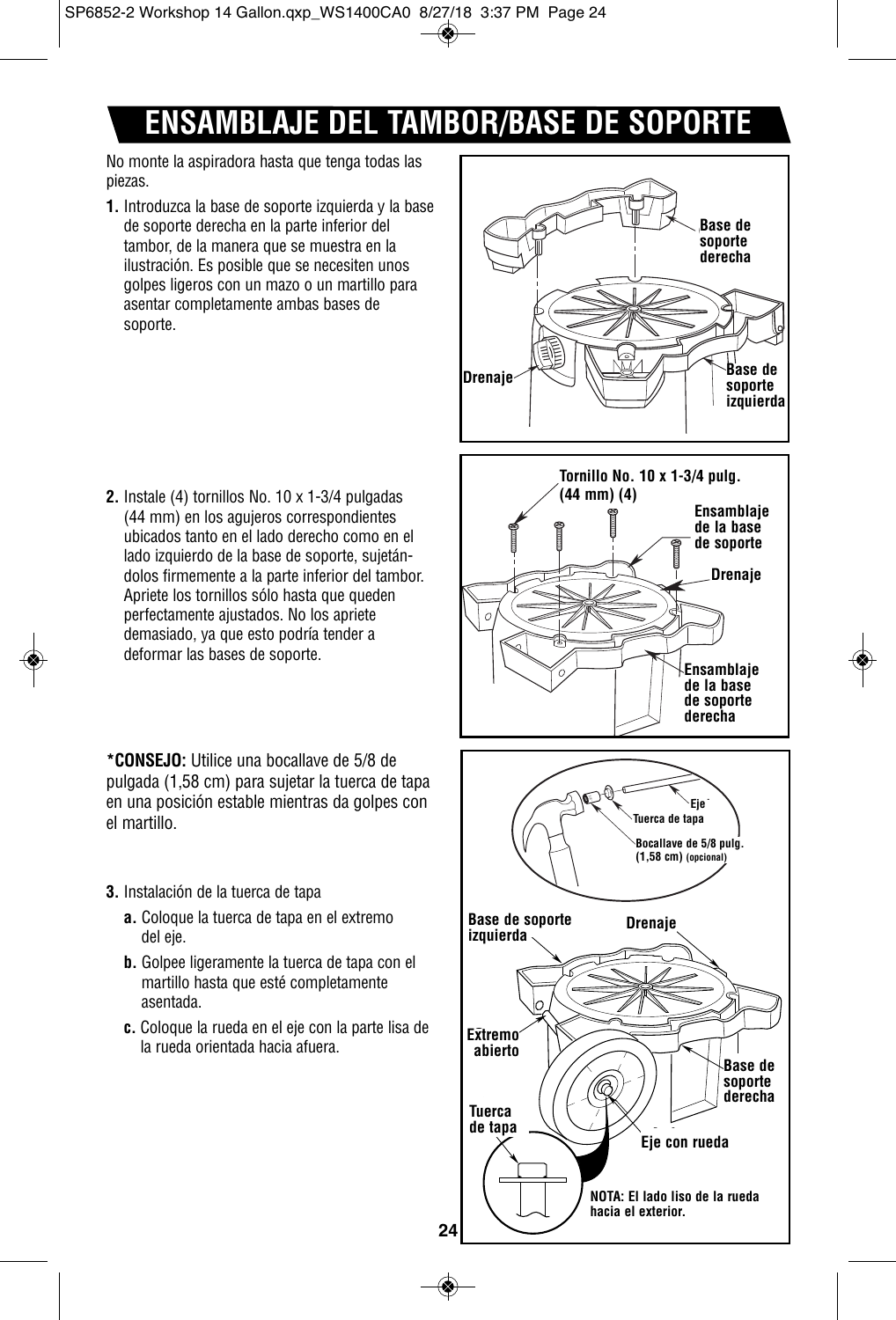# ENSAMBLAJE DEL TAMBOR/BASE DE SOPORTE

No monte la aspiradora hasta que tenga todas las piezas.

1. Introduzca la base de soporte izquierda y la base de soporte derecha en la parte inferior del tambor, de la manera que se muestra en la ilustración. Es posible que se necesiten unos golpes ligeros con un mazo o un martillo para asentar completamente ambas bases de soporte.

Base de soporte derecha

Drenaje

Base de soporte izquierda

2. Instale (4) tornillos No. 10 x 1-3/4 pulgadas (44 mm) en los agujeros correspondientes ubicados tanto en el lado derecho como en el lado izquierdo de la base de soporte, sujetándolos firmemente a la parte inferior del tambor. Apriete los tornillos sólo hasta que queden perfectamente ajustados. No los apriete demasiado, ya que esto podría tender a deformar las bases de soporte.

Tornillo No. 10 x 1-3/4 pulg. (44 mm) (4)

Ensamblaje de la base de soporte

Drenaje

Ensamblaje de la base de soporte derecha

**\*CONSEJO:** Utilice una bocallave de 5/8 de pulgada (1,58 cm) para sujetar la tuerca de tapa en una posición estable mientras da golpes con el martillo.

3. Instalación de la tuerca de tapa
   - **a.** Coloque la tuerca de tapa en el extremo del eje.
   - **b.** Golpee ligeramente la tuerca de tapa con el martillo hasta que esté completamente asentada.
   - **c.** Coloque la rueda en el eje con la parte lisa de la rueda orientada hacia afuera.

Eje

Tuerca de tapa

Bocallave de 5/8 pulg. (1,58 cm) (opcional)

Base de soporte izquierda

Drenaje

Extremo abierto

Base de soporte derecha

Tuerca de tapa

Eje con rueda

**NOTA: El lado liso de la rueda hacia el exterior.**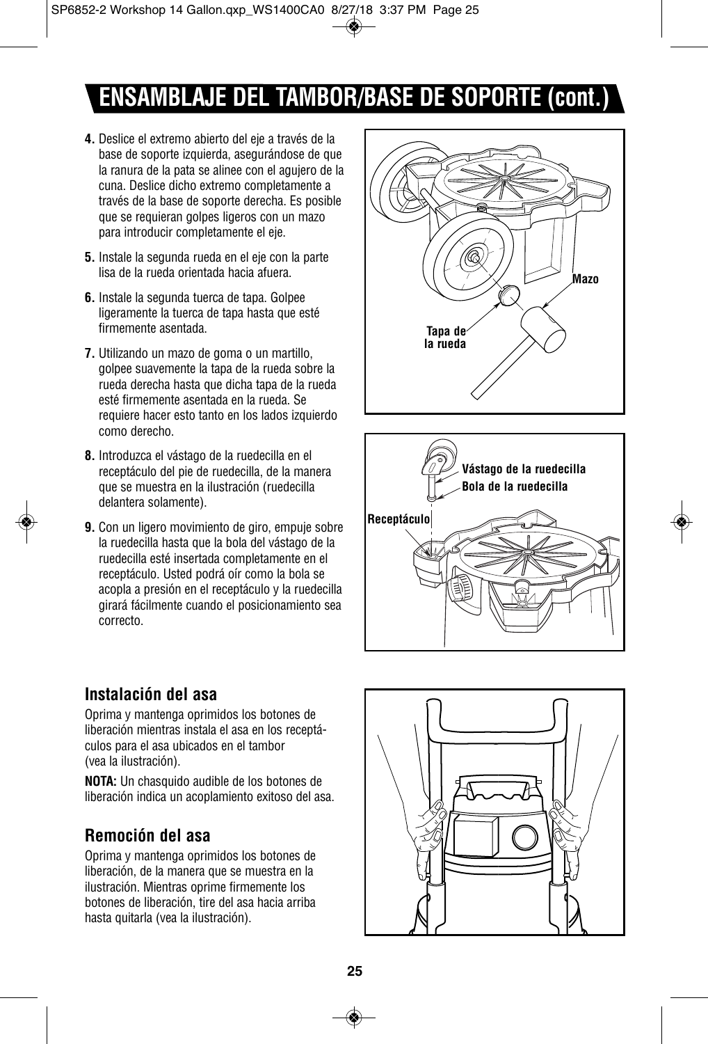# ENSAMBLAJE DEL TAMBOR/BASE DE SOPORTE (cont.)

4. Deslice el extremo abierto del eje a través de la base de soporte izquierda, asegurándose de que la ranura de la pata se alinee con el agujero de la cuna. Deslice dicho extremo completamente a través de la base de soporte derecha. Es posible que se requieran golpes ligeros con un mazo para introducir completamente el eje.
5. Instale la segunda rueda en el eje con la parte lisa de la rueda orientada hacia afuera.
6. Instale la segunda tuerca de tapa. Golpee ligeramente la tuerca de tapa hasta que esté firmemente asentada.
7. Utilizando un mazo de goma o un martillo, golpee suavemente la tapa de la rueda sobre la rueda derecha hasta que dicha tapa de la rueda esté firmemente asentada en la rueda. Se requiere hacer esto tanto en los lados izquierdo como derecho.
8. Introduzca el vástago de la ruedecilla en el receptáculo del pie de ruedecilla, de la manera que se muestra en la ilustración (ruedecilla delantera solamente).
9. Con un ligero movimiento de giro, empuje sobre la ruedecilla hasta que la bola del vástago de la ruedecilla esté insertada completamente en el receptáculo. Usted podrá oír como la bola se acopla a presión en el receptáculo y la ruedecilla girará fácilmente cuando el posicionamiento sea correcto.

Mazo

Tapa de la rueda

Vástago de la ruedecilla

Bola de la ruedecilla

Receptáculo

## Instalación del asa

Oprima y mantenga oprimidos los botones de liberación mientras instala el asa en los receptáculos para el asa ubicados en el tambor (vea la ilustración).

**NOTA:** Un chasquido audible de los botones de liberación indica un acoplamiento exitoso del asa.

## Remoción del asa

Oprima y mantenga oprimidos los botones de liberación, de la manera que se muestra en la ilustración. Mientras oprime firmemente los botones de liberación, tire del asa hacia arriba hasta quitarla (vea la ilustración).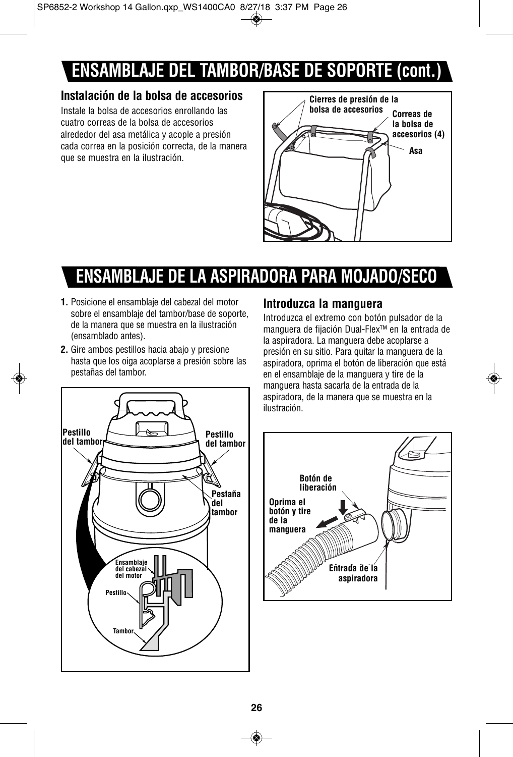# ENSAMBLAJE DEL TAMBOR/BASE DE SOPORTE (cont.)

### Instalación de la bolsa de accesorios

Instale la bolsa de accesorios enrollando las cuatro correas de la bolsa de accesorios alrededor del asa metálica y acople a presión cada correa en la posición correcta, de la manera que se muestra en la ilustración.

Cierres de presión de la bolsa de accesorios

Correas de la bolsa de accesorios (4)

Asa

# ENSAMBLAJE DE LA ASPIRADORA PARA MOJADO/SECO

1. Posicione el ensamblaje del cabezal del motor sobre el ensamblaje del tambor/base de soporte, de la manera que se muestra en la ilustración (ensamblado antes).
2. Gire ambos pestillos hacia abajo y presione hasta que los oiga acoplarse a presión sobre las pestañas del tambor.

Pestillo del tambor

Pestillo del tambor

Pestaña del tambor

Ensamblaje del cabezal del motor

Pestillo

Tambor

### Introduzca la manguera

Introduzca el extremo con botón pulsador de la manguera de fijación Dual-Flex™ en la entrada de la aspiradora. La manguera debe acoplarse a presión en su sitio. Para quitar la manguera de la aspiradora, oprima el botón de liberación que está en el ensamblaje de la manguera y tire de la manguera hasta sacarla de la entrada de la aspiradora, de la manera que se muestra en la ilustración.

Botón de liberación

Oprima el botón y tire de la manguera

Entrada de la aspiradora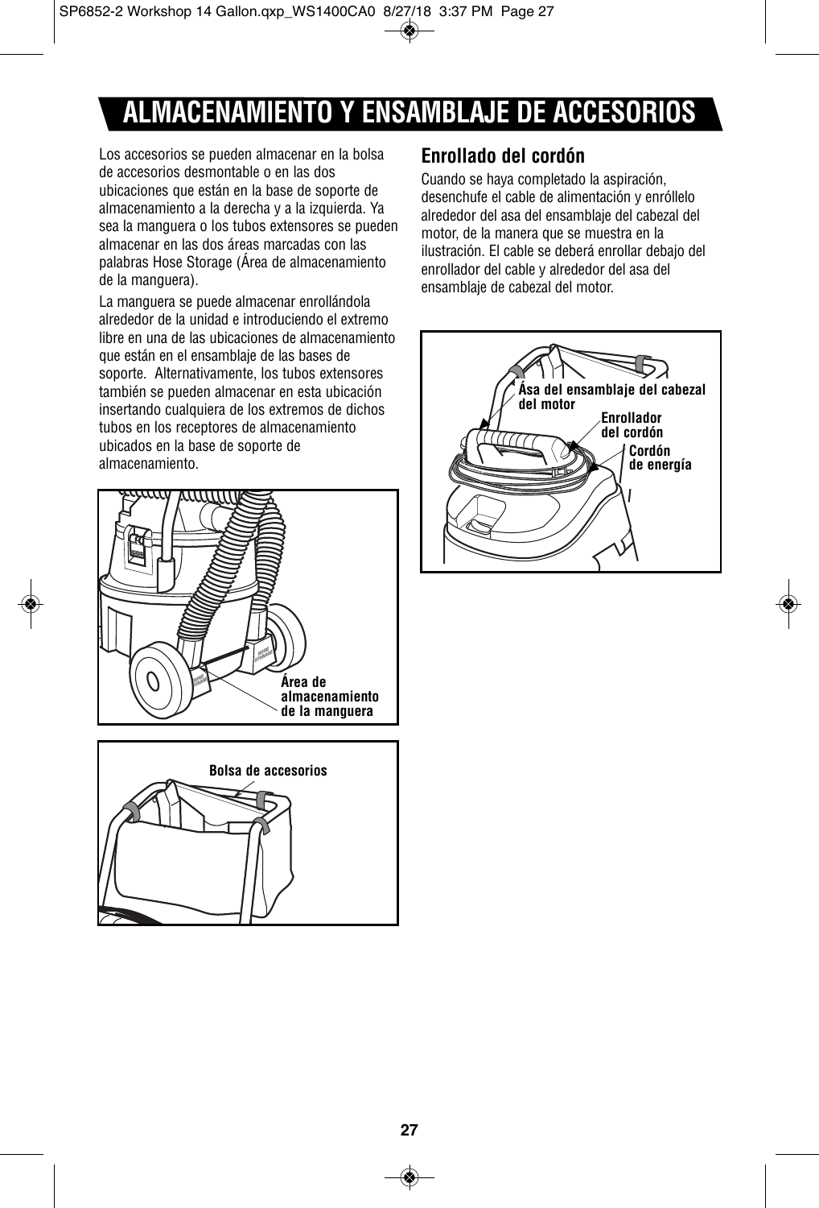# ALMACENAMIENTO Y ENSAMBLAJE DE ACCESORIOS

Los accesorios se pueden almacenar en la bolsa de accesorios desmontable o en las dos ubicaciones que están en la base de soporte de almacenamiento a la derecha y a la izquierda. Ya sea la manguera o los tubos extensores se pueden almacenar en las dos áreas marcadas con las palabras Hose Storage (Área de almacenamiento de la manguera).

La manguera se puede almacenar enrollándola alrededor de la unidad e introduciendo el extremo libre en una de las ubicaciones de almacenamiento que están en el ensamblaje de las bases de soporte. Alternativamente, los tubos extensores también se pueden almacenar en esta ubicación insertando cualquiera de los extremos de dichos tubos en los receptores de almacenamiento ubicados en la base de soporte de almacenamiento.

**Área de almacenamiento de la manguera**

**Bolsa de accesorios**

## Enrollado del cordón

Cuando se haya completado la aspiración, desenchufe el cable de alimentación y enróllelo alrededor del asa del ensamblaje del cabezal del motor, de la manera que se muestra en la ilustración. El cable se deberá enrollar debajo del enrollador del cable y alrededor del asa del ensamblaje de cabezal del motor.

**Ása del ensamblaje del cabezal del motor**

**Enrollador del cordón**

**Cordón de energía**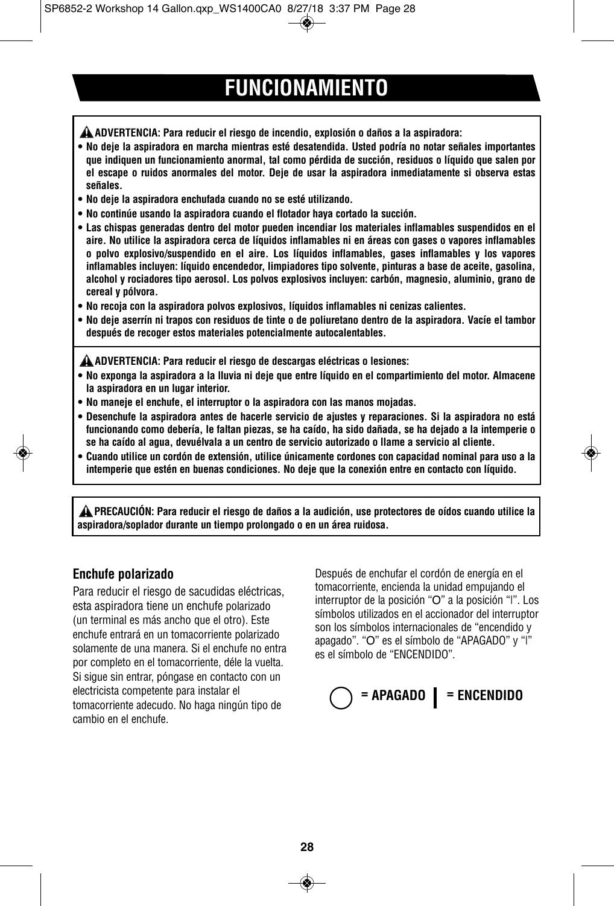# FUNCIONAMIENTO

**⚠ ADVERTENCIA: Para reducir el riesgo de incendio, explosión o daños a la aspiradora:**

- **No deje la aspiradora en marcha mientras esté desatendida. Usted podría no notar señales importantes que indiquen un funcionamiento anormal, tal como pérdida de succión, residuos o líquido que salen por el escape o ruidos anormales del motor. Deje de usar la aspiradora inmediatamente si observa estas señales.**
- **No deje la aspiradora enchufada cuando no se esté utilizando.**
- **No continúe usando la aspiradora cuando el flotador haya cortado la succión.**
- **Las chispas generadas dentro del motor pueden incendiar los materiales inflamables suspendidos en el aire. No utilice la aspiradora cerca de líquidos inflamables ni en áreas con gases o vapores inflamables o polvo explosivo/suspendido en el aire. Los líquidos inflamables, gases inflamables y los vapores inflamables incluyen: líquido encendedor, limpiadores tipo solvente, pinturas a base de aceite, gasolina, alcohol y rociadores tipo aerosol. Los polvos explosivos incluyen: carbón, magnesio, aluminio, grano de cereal y pólvora.**
- **No recoja con la aspiradora polvos explosivos, líquidos inflamables ni cenizas calientes.**
- **No deje aserrín ni trapos con residuos de tinte o de poliuretano dentro de la aspiradora. Vacíe el tambor después de recoger estos materiales potencialmente autocalentables.**

**⚠ ADVERTENCIA: Para reducir el riesgo de descargas eléctricas o lesiones:**

- **No exponga la aspiradora a la lluvia ni deje que entre líquido en el compartimiento del motor. Almacene la aspiradora en un lugar interior.**
- **No maneje el enchufe, el interruptor o la aspiradora con las manos mojadas.**
- **Desenchufe la aspiradora antes de hacerle servicio de ajustes y reparaciones. Si la aspiradora no está funcionando como debería, le faltan piezas, se ha caído, ha sido dañada, se ha dejado a la intemperie o se ha caído al agua, devuélvala a un centro de servicio autorizado o llame a servicio al cliente.**
- **Cuando utilice un cordón de extensión, utilice únicamente cordones con capacidad nominal para uso a la intemperie que estén en buenas condiciones. No deje que la conexión entre en contacto con líquido.**

**⚠ PRECAUCIÓN: Para reducir el riesgo de daños a la audición, use protectores de oídos cuando utilice la aspiradora/soplador durante un tiempo prolongado o en un área ruidosa.**

### Enchufe polarizado

Para reducir el riesgo de sacudidas eléctricas, esta aspiradora tiene un enchufe polarizado (un terminal es más ancho que el otro). Este enchufe entrará en un tomacorriente polarizado solamente de una manera. Si el enchufe no entra por completo en el tomacorriente, déle la vuelta. Si sigue sin entrar, póngase en contacto con un electricista competente para instalar el tomacorriente adecudo. No haga ningún tipo de cambio en el enchufe.

Después de enchufar el cordón de energía en el tomacorriente, encienda la unidad empujando el interruptor de la posición "O" a la posición "I". Los símbolos utilizados en el accionador del interruptor son los símbolos internacionales de "encendido y apagado". "O" es el símbolo de "APAGADO" y "I" es el símbolo de "ENCENDIDO".

**O = APAGADO | I = ENCENDIDO**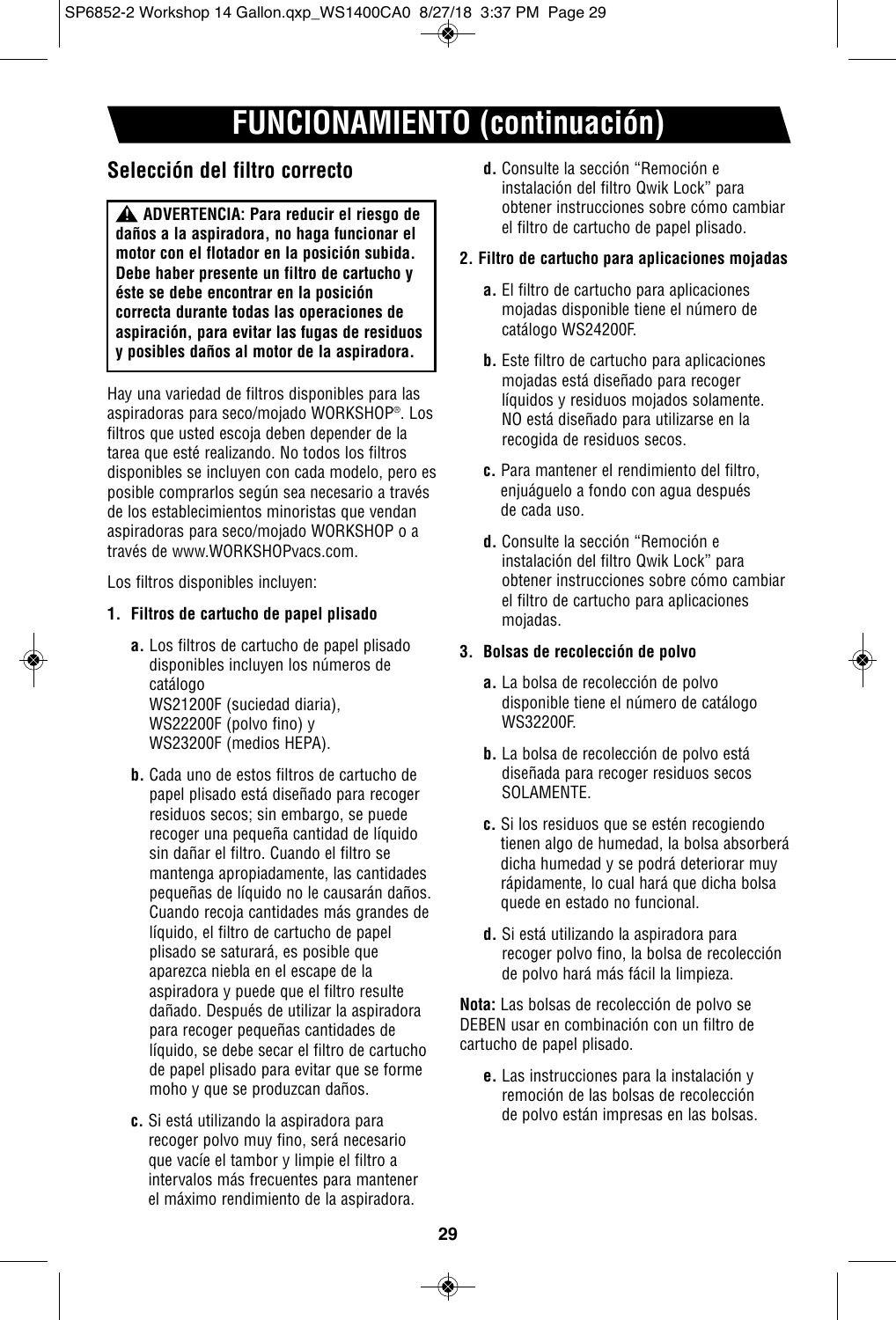# FUNCIONAMIENTO (continuación)

## Selección del filtro correcto

> ⚠ **ADVERTENCIA: Para reducir el riesgo de daños a la aspiradora, no haga funcionar el motor con el flotador en la posición subida. Debe haber presente un filtro de cartucho y éste se debe encontrar en la posición correcta durante todas las operaciones de aspiración, para evitar las fugas de residuos y posibles daños al motor de la aspiradora.**

Hay una variedad de filtros disponibles para las aspiradoras para seco/mojado WORKSHOP®. Los filtros que usted escoja deben depender de la tarea que esté realizando. No todos los filtros disponibles se incluyen con cada modelo, pero es posible comprarlos según sea necesario a través de los establecimientos minoristas que vendan aspiradoras para seco/mojado WORKSHOP o a través de www.WORKSHOPvacs.com.

Los filtros disponibles incluyen:

**1. Filtros de cartucho de papel plisado**

**a.** Los filtros de cartucho de papel plisado disponibles incluyen los números de catálogo
WS21200F (suciedad diaria),
WS22200F (polvo fino) y
WS23200F (medios HEPA).

**b.** Cada uno de estos filtros de cartucho de papel plisado está diseñado para recoger residuos secos; sin embargo, se puede recoger una pequeña cantidad de líquido sin dañar el filtro. Cuando el filtro se mantenga apropiadamente, las cantidades pequeñas de líquido no le causarán daños. Cuando recoja cantidades más grandes de líquido, el filtro de cartucho de papel plisado se saturará, es posible que aparezca niebla en el escape de la aspiradora y puede que el filtro resulte dañado. Después de utilizar la aspiradora para recoger pequeñas cantidades de líquido, se debe secar el filtro de cartucho de papel plisado para evitar que se forme moho y que se produzcan daños.

**c.** Si está utilizando la aspiradora para recoger polvo muy fino, será necesario que vacíe el tambor y limpie el filtro a intervalos más frecuentes para mantener el máximo rendimiento de la aspiradora.

**d.** Consulte la sección “Remoción e instalación del filtro Qwik Lock” para obtener instrucciones sobre cómo cambiar el filtro de cartucho de papel plisado.

**2. Filtro de cartucho para aplicaciones mojadas**

**a.** El filtro de cartucho para aplicaciones mojadas disponible tiene el número de catálogo WS24200F.

**b.** Este filtro de cartucho para aplicaciones mojadas está diseñado para recoger líquidos y residuos mojados solamente. NO está diseñado para utilizarse en la recogida de residuos secos.

**c.** Para mantener el rendimiento del filtro, enjuáguelo a fondo con agua después de cada uso.

**d.** Consulte la sección “Remoción e instalación del filtro Qwik Lock” para obtener instrucciones sobre cómo cambiar el filtro de cartucho para aplicaciones mojadas.

**3. Bolsas de recolección de polvo**

**a.** La bolsa de recolección de polvo disponible tiene el número de catálogo WS32200F.

**b.** La bolsa de recolección de polvo está diseñada para recoger residuos secos SOLAMENTE.

**c.** Si los residuos que se estén recogiendo tienen algo de humedad, la bolsa absorberá dicha humedad y se podrá deteriorar muy rápidamente, lo cual hará que dicha bolsa quede en estado no funcional.

**d.** Si está utilizando la aspiradora para recoger polvo fino, la bolsa de recolección de polvo hará más fácil la limpieza.

**Nota:** Las bolsas de recolección de polvo se DEBEN usar en combinación con un filtro de cartucho de papel plisado.

**e.** Las instrucciones para la instalación y remoción de las bolsas de recolección de polvo están impresas en las bolsas.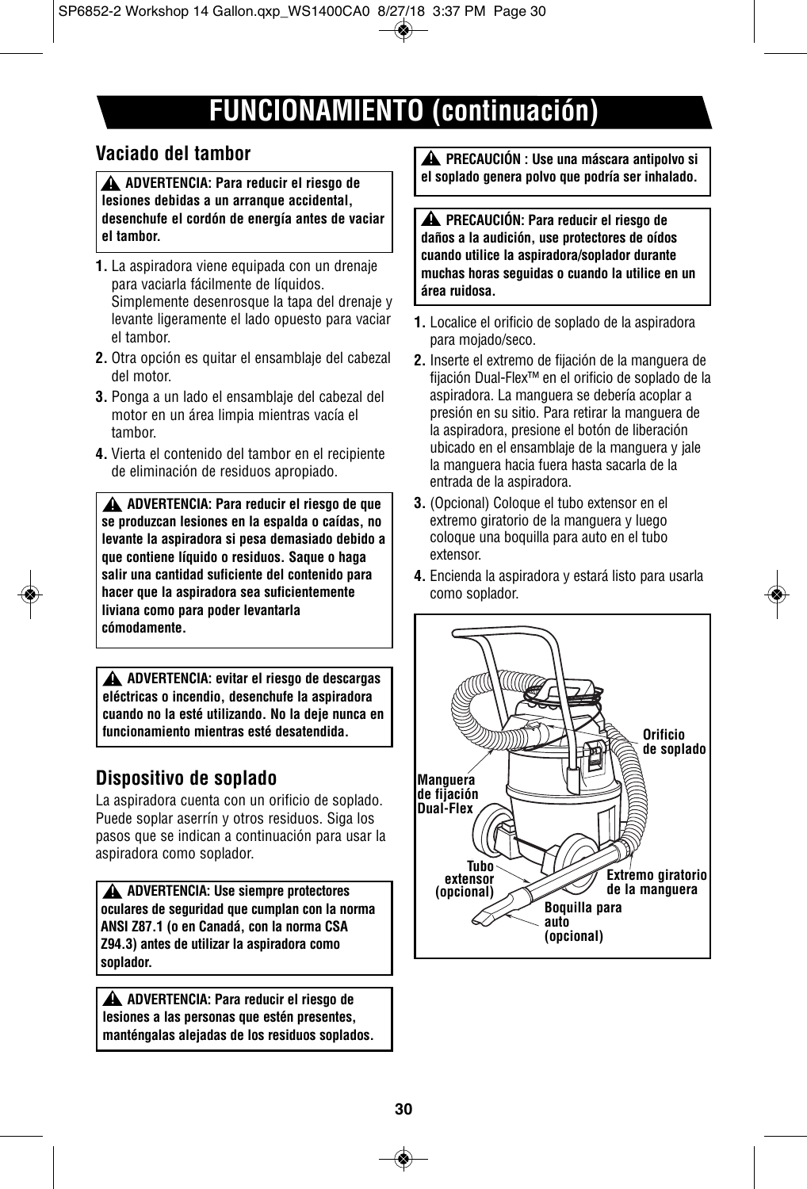# FUNCIONAMIENTO (continuación)

## Vaciado del tambor

> ⚠ **ADVERTENCIA: Para reducir el riesgo de lesiones debidas a un arranque accidental, desenchufe el cordón de energía antes de vaciar el tambor.**

1. La aspiradora viene equipada con un drenaje para vaciarla fácilmente de líquidos. Simplemente desenrosque la tapa del drenaje y levante ligeramente el lado opuesto para vaciar el tambor.
2. Otra opción es quitar el ensamblaje del cabezal del motor.
3. Ponga a un lado el ensamblaje del cabezal del motor en un área limpia mientras vacía el tambor.
4. Vierta el contenido del tambor en el recipiente de eliminación de residuos apropiado.

> ⚠ **ADVERTENCIA: Para reducir el riesgo de que se produzcan lesiones en la espalda o caídas, no levante la aspiradora si pesa demasiado debido a que contiene líquido o residuos. Saque o haga salir una cantidad suficiente del contenido para hacer que la aspiradora sea suficientemente liviana como para poder levantarla cómodamente.**

> ⚠ **ADVERTENCIA: evitar el riesgo de descargas eléctricas o incendio, desenchufe la aspiradora cuando no la esté utilizando. No la deje nunca en funcionamiento mientras esté desatendida.**

## Dispositivo de soplado

La aspiradora cuenta con un orificio de soplado. Puede soplar aserrín y otros residuos. Siga los pasos que se indican a continuación para usar la aspiradora como soplador.

> ⚠ **ADVERTENCIA: Use siempre protectores oculares de seguridad que cumplan con la norma ANSI Z87.1 (o en Canadá, con la norma CSA Z94.3) antes de utilizar la aspiradora como soplador.**

> ⚠ **ADVERTENCIA: Para reducir el riesgo de lesiones a las personas que estén presentes, manténgalas alejadas de los residuos soplados.**

> ⚠ **PRECAUCIÓN : Use una máscara antipolvo si el soplado genera polvo que podría ser inhalado.**

> ⚠ **PRECAUCIÓN: Para reducir el riesgo de daños a la audición, use protectores de oídos cuando utilice la aspiradora/soplador durante muchas horas seguidas o cuando la utilice en un área ruidosa.**

1. Localice el orificio de soplado de la aspiradora para mojado/seco.
2. Inserte el extremo de fijación de la manguera de fijación Dual-Flex™ en el orificio de soplado de la aspiradora. La manguera se debería acoplar a presión en su sitio. Para retirar la manguera de la aspiradora, presione el botón de liberación ubicado en el ensamblaje de la manguera y jale la manguera hacia fuera hasta sacarla de la entrada de la aspiradora.
3. (Opcional) Coloque el tubo extensor en el extremo giratorio de la manguera y luego coloque una boquilla para auto en el tubo extensor.
4. Encienda la aspiradora y estará listo para usarla como soplador.

Orificio de soplado

Manguera de fijación Dual-Flex

Tubo extensor (opcional)

Extremo giratorio de la manguera

Boquilla para auto (opcional)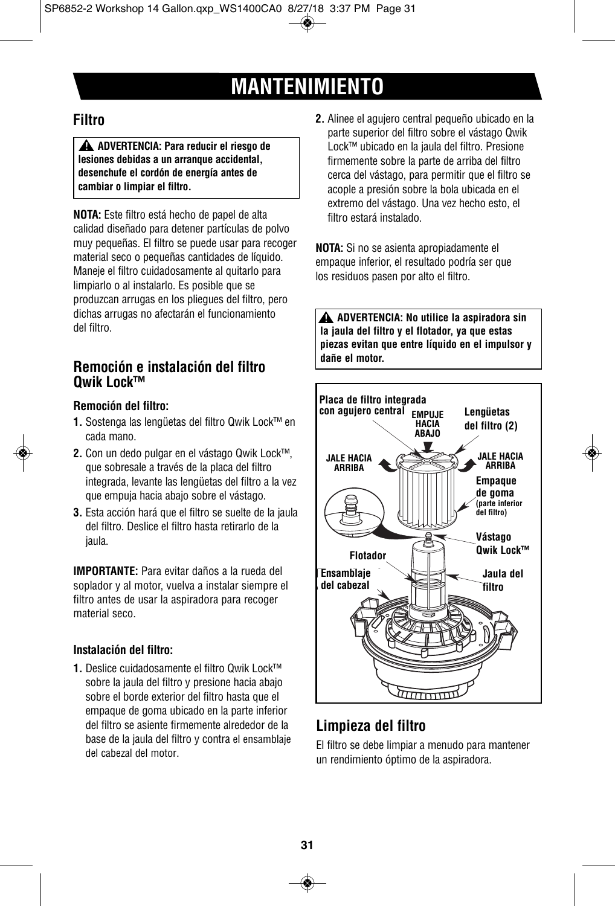# MANTENIMIENTO

## Filtro

> ⚠ **ADVERTENCIA: Para reducir el riesgo de lesiones debidas a un arranque accidental, desenchufe el cordón de energía antes de cambiar o limpiar el filtro.**

**NOTA:** Este filtro está hecho de papel de alta calidad diseñado para detener partículas de polvo muy pequeñas. El filtro se puede usar para recoger material seco o pequeñas cantidades de líquido. Maneje el filtro cuidadosamente al quitarlo para limpiarlo o al instalarlo. Es posible que se produzcan arrugas en los pliegues del filtro, pero dichas arrugas no afectarán el funcionamiento del filtro.

## Remoción e instalación del filtro Qwik Lock™

### Remoción del filtro:

1. Sostenga las lengüetas del filtro Qwik Lock™ en cada mano.
2. Con un dedo pulgar en el vástago Qwik Lock™, que sobresale a través de la placa del filtro integrada, levante las lengüetas del filtro a la vez que empuja hacia abajo sobre el vástago.
3. Esta acción hará que el filtro se suelte de la jaula del filtro. Deslice el filtro hasta retirarlo de la jaula.

**IMPORTANTE:** Para evitar daños a la rueda del soplador y al motor, vuelva a instalar siempre el filtro antes de usar la aspiradora para recoger material seco.

### Instalación del filtro:

1. Deslice cuidadosamente el filtro Qwik Lock™ sobre la jaula del filtro y presione hacia abajo sobre el borde exterior del filtro hasta que el empaque de goma ubicado en la parte inferior del filtro se asiente firmemente alrededor de la base de la jaula del filtro y contra el ensamblaje del cabezal del motor.
2. Alinee el agujero central pequeño ubicado en la parte superior del filtro sobre el vástago Qwik Lock™ ubicado en la jaula del filtro. Presione firmemente sobre la parte de arriba del filtro cerca del vástago, para permitir que el filtro se acople a presión sobre la bola ubicada en el extremo del vástago. Una vez hecho esto, el filtro estará instalado.

**NOTA:** Si no se asienta apropiadamente el empaque inferior, el resultado podría ser que los residuos pasen por alto el filtro.

> ⚠ **ADVERTENCIA: No utilice la aspiradora sin la jaula del filtro y el flotador, ya que estas piezas evitan que entre líquido en el impulsor y dañe el motor.**

Placa de filtro integrada con agujero central — EMPUJE HACIA ABAJO — Lengüetas del filtro (2) — JALE HACIA ARRIBA — JALE HACIA ARRIBA — Empaque de goma (parte inferior del filtro) — Vástago Qwik Lock™ — Flotador — Ensamblaje del cabezal — Jaula del filtro

## Limpieza del filtro

El filtro se debe limpiar a menudo para mantener un rendimiento óptimo de la aspiradora.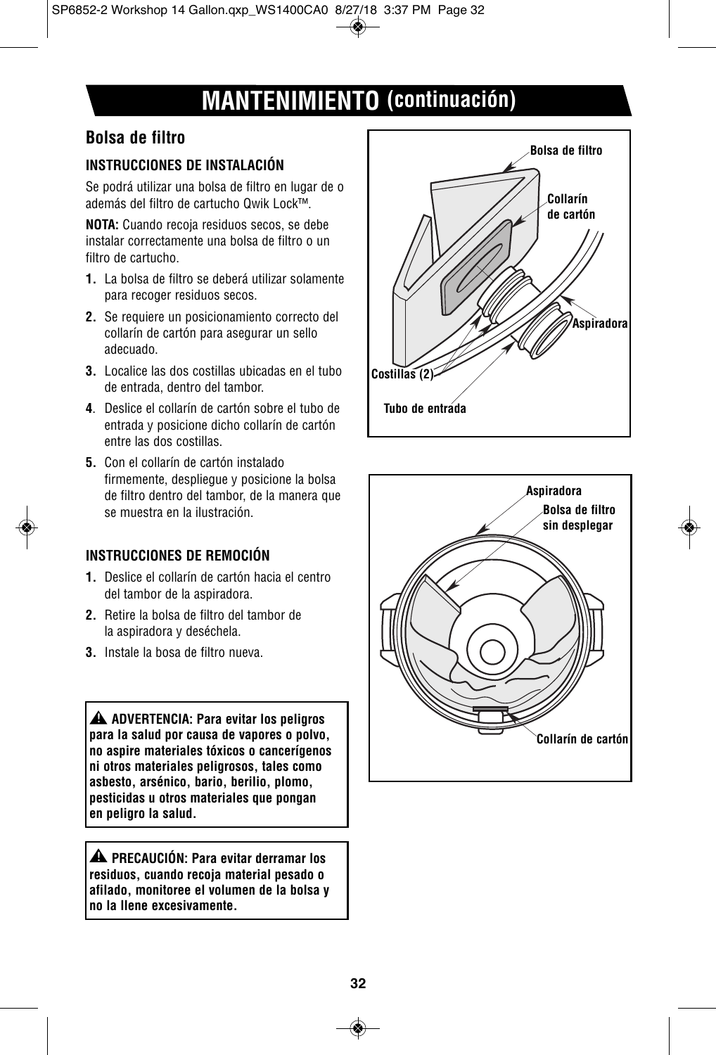# MANTENIMIENTO (continuación)

## Bolsa de filtro

### INSTRUCCIONES DE INSTALACIÓN

Se podrá utilizar una bolsa de filtro en lugar de o además del filtro de cartucho Qwik Lock™.

**NOTA:** Cuando recoja residuos secos, se debe instalar correctamente una bolsa de filtro o un filtro de cartucho.

1. La bolsa de filtro se deberá utilizar solamente para recoger residuos secos.
2. Se requiere un posicionamiento correcto del collarín de cartón para asegurar un sello adecuado.
3. Localice las dos costillas ubicadas en el tubo de entrada, dentro del tambor.
4. Deslice el collarín de cartón sobre el tubo de entrada y posicione dicho collarín de cartón entre las dos costillas.
5. Con el collarín de cartón instalado firmemente, despliegue y posicione la bolsa de filtro dentro del tambor, de la manera que se muestra en la ilustración.

### INSTRUCCIONES DE REMOCIÓN

1. Deslice el collarín de cartón hacia el centro del tambor de la aspiradora.
2. Retire la bolsa de filtro del tambor de la aspiradora y deséchela.
3. Instale la bosa de filtro nueva.

**⚠ ADVERTENCIA: Para evitar los peligros para la salud por causa de vapores o polvo, no aspire materiales tóxicos o cancerígenos ni otros materiales peligrosos, tales como asbesto, arsénico, bario, berilio, plomo, pesticidas u otros materiales que pongan en peligro la salud.**

**⚠ PRECAUCIÓN: Para evitar derramar los residuos, cuando recoja material pesado o afilado, monitoree el volumen de la bolsa y no la llene excesivamente.**

Bolsa de filtro
Collarín de cartón
Aspiradora
Costillas (2)
Tubo de entrada

Aspiradora
Bolsa de filtro sin desplegar
Collarín de cartón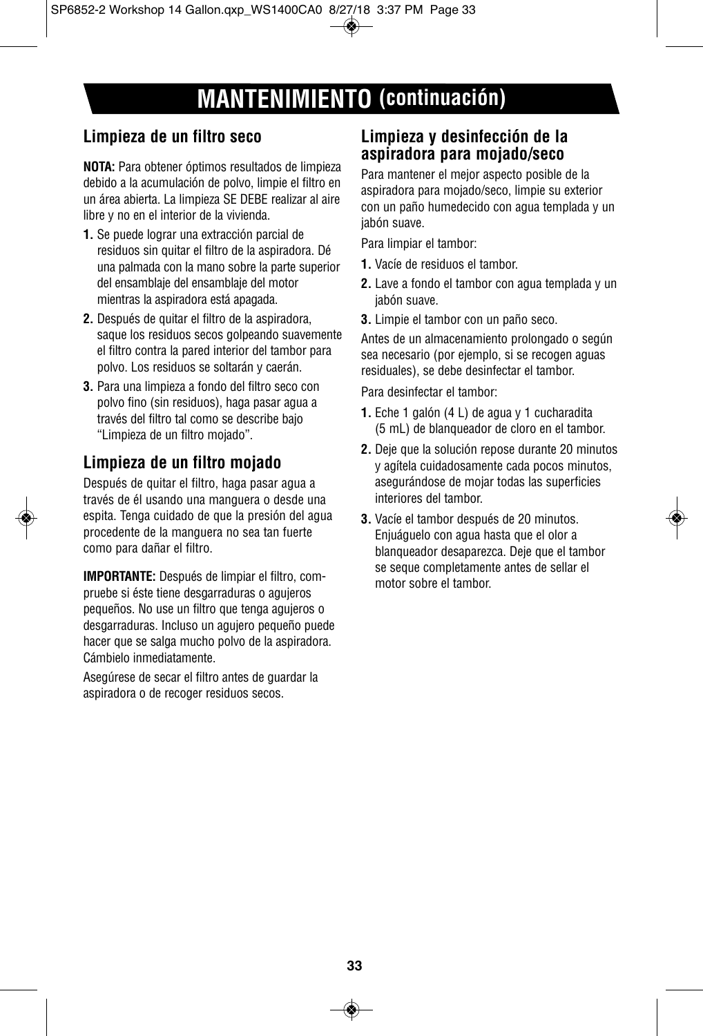# MANTENIMIENTO (continuación)

## Limpieza de un filtro seco

**NOTA:** Para obtener óptimos resultados de limpieza debido a la acumulación de polvo, limpie el filtro en un área abierta. La limpieza SE DEBE realizar al aire libre y no en el interior de la vivienda.

1. Se puede lograr una extracción parcial de residuos sin quitar el filtro de la aspiradora. Dé una palmada con la mano sobre la parte superior del ensamblaje del ensamblaje del motor mientras la aspiradora está apagada.
2. Después de quitar el filtro de la aspiradora, saque los residuos secos golpeando suavemente el filtro contra la pared interior del tambor para polvo. Los residuos se soltarán y caerán.
3. Para una limpieza a fondo del filtro seco con polvo fino (sin residuos), haga pasar agua a través del filtro tal como se describe bajo "Limpieza de un filtro mojado".

## Limpieza de un filtro mojado

Después de quitar el filtro, haga pasar agua a través de él usando una manguera o desde una espita. Tenga cuidado de que la presión del agua procedente de la manguera no sea tan fuerte como para dañar el filtro.

**IMPORTANTE:** Después de limpiar el filtro, compruebe si éste tiene desgarraduras o agujeros pequeños. No use un filtro que tenga agujeros o desgarraduras. Incluso un agujero pequeño puede hacer que se salga mucho polvo de la aspiradora. Cámbielo inmediatamente.

Asegúrese de secar el filtro antes de guardar la aspiradora o de recoger residuos secos.

## Limpieza y desinfección de la aspiradora para mojado/seco

Para mantener el mejor aspecto posible de la aspiradora para mojado/seco, limpie su exterior con un paño humedecido con agua templada y un jabón suave.

Para limpiar el tambor:

1. Vacíe de residuos el tambor.
2. Lave a fondo el tambor con agua templada y un jabón suave.
3. Limpie el tambor con un paño seco.

Antes de un almacenamiento prolongado o según sea necesario (por ejemplo, si se recogen aguas residuales), se debe desinfectar el tambor.

Para desinfectar el tambor:

1. Eche 1 galón (4 L) de agua y 1 cucharadita (5 mL) de blanqueador de cloro en el tambor.
2. Deje que la solución repose durante 20 minutos y agítela cuidadosamente cada pocos minutos, asegurándose de mojar todas las superficies interiores del tambor.
3. Vacíe el tambor después de 20 minutos. Enjuáguelo con agua hasta que el olor a blanqueador desaparezca. Deje que el tambor se seque completamente antes de sellar el motor sobre el tambor.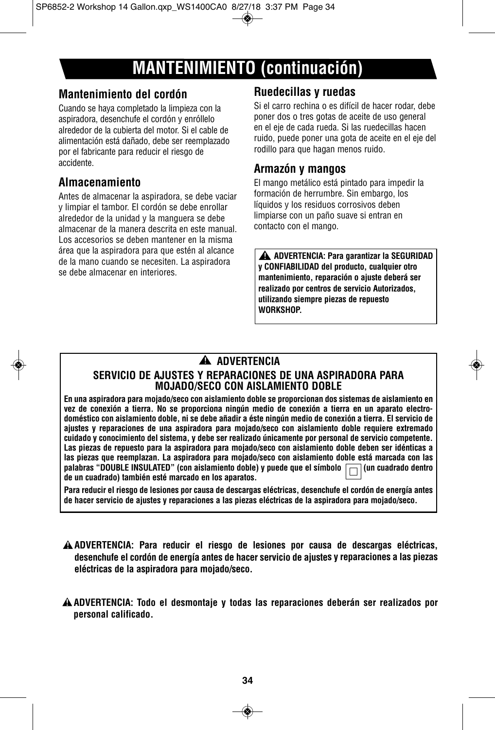# MANTENIMIENTO (continuación)

## Mantenimiento del cordón

Cuando se haya completado la limpieza con la aspiradora, desenchufe el cordón y enróllelo alrededor de la cubierta del motor. Si el cable de alimentación está dañado, debe ser reemplazado por el fabricante para reducir el riesgo de accidente.

## Almacenamiento

Antes de almacenar la aspiradora, se debe vaciar y limpiar el tambor. El cordón se debe enrollar alrededor de la unidad y la manguera se debe almacenar de la manera descrita en este manual. Los accesorios se deben mantener en la misma área que la aspiradora para que estén al alcance de la mano cuando se necesiten. La aspiradora se debe almacenar en interiores.

## Ruedecillas y ruedas

Si el carro rechina o es difícil de hacer rodar, debe poner dos o tres gotas de aceite de uso general en el eje de cada rueda. Si las ruedecillas hacen ruido, puede poner una gota de aceite en el eje del rodillo para que hagan menos ruido.

## Armazón y mangos

El mango metálico está pintado para impedir la formación de herrumbre. Sin embargo, los líquidos y los residuos corrosivos deben limpiarse con un paño suave si entran en contacto con el mango.

**⚠ ADVERTENCIA: Para garantizar la SEGURIDAD y CONFIABILIDAD del producto, cualquier otro mantenimiento, reparación o ajuste deberá ser realizado por centros de servicio Autorizados, utilizando siempre piezas de repuesto WORKSHOP.**

**⚠ ADVERTENCIA**

**SERVICIO DE AJUSTES Y REPARACIONES DE UNA ASPIRADORA PARA MOJADO/SECO CON AISLAMIENTO DOBLE**

**En una aspiradora para mojado/seco con aislamiento doble se proporcionan dos sistemas de aislamiento en vez de conexión a tierra. No se proporciona ningún medio de conexión a tierra en un aparato electrodoméstico con aislamiento doble, ni se debe añadir a éste ningún medio de conexión a tierra. El servicio de ajustes y reparaciones de una aspiradora para mojado/seco con aislamiento doble requiere extremado cuidado y conocimiento del sistema, y debe ser realizado únicamente por personal de servicio competente. Las piezas de repuesto para la aspiradora para mojado/seco con aislamiento doble deben ser idénticas a las piezas que reemplazan. La aspiradora para mojado/seco con aislamiento doble está marcada con las palabras "DOUBLE INSULATED" (con aislamiento doble) y puede que el símbolo ⧈ (un cuadrado dentro de un cuadrado) también esté marcado en los aparatos.**

**Para reducir el riesgo de lesiones por causa de descargas eléctricas, desenchufe el cordón de energía antes de hacer servicio de ajustes y reparaciones a las piezas eléctricas de la aspiradora para mojado/seco.**

**⚠ ADVERTENCIA: Para reducir el riesgo de lesiones por causa de descargas eléctricas, desenchufe el cordón de energía antes de hacer servicio de ajustes y reparaciones a las piezas eléctricas de la aspiradora para mojado/seco.**

**⚠ ADVERTENCIA: Todo el desmontaje y todas las reparaciones deberán ser realizados por personal calificado.**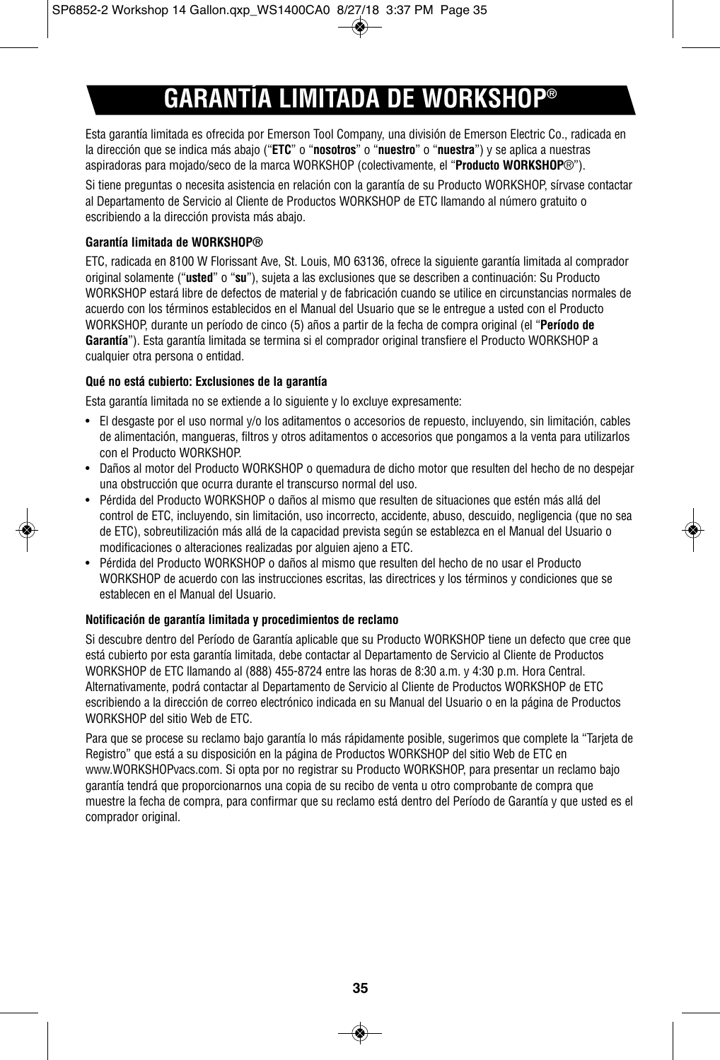# GARANTÍA LIMITADA DE WORKSHOP®

Esta garantía limitada es ofrecida por Emerson Tool Company, una división de Emerson Electric Co., radicada en la dirección que se indica más abajo ("**ETC**" o "**nosotros**" o "**nuestro**" o "**nuestra**") y se aplica a nuestras aspiradoras para mojado/seco de la marca WORKSHOP (colectivamente, el "**Producto WORKSHOP**®").

Si tiene preguntas o necesita asistencia en relación con la garantía de su Producto WORKSHOP, sírvase contactar al Departamento de Servicio al Cliente de Productos WORKSHOP de ETC llamando al número gratuito o escribiendo a la dirección provista más abajo.

**Garantía limitada de WORKSHOP®**

ETC, radicada en 8100 W Florissant Ave, St. Louis, MO 63136, ofrece la siguiente garantía limitada al comprador original solamente ("**usted**" o "**su**"), sujeta a las exclusiones que se describen a continuación: Su Producto WORKSHOP estará libre de defectos de material y de fabricación cuando se utilice en circunstancias normales de acuerdo con los términos establecidos en el Manual del Usuario que se le entregue a usted con el Producto WORKSHOP, durante un período de cinco (5) años a partir de la fecha de compra original (el "**Período de Garantía**"). Esta garantía limitada se termina si el comprador original transfiere el Producto WORKSHOP a cualquier otra persona o entidad.

**Qué no está cubierto: Exclusiones de la garantía**

Esta garantía limitada no se extiende a lo siguiente y lo excluye expresamente:

- El desgaste por el uso normal y/o los aditamentos o accesorios de repuesto, incluyendo, sin limitación, cables de alimentación, mangueras, filtros y otros aditamentos o accesorios que pongamos a la venta para utilizarlos con el Producto WORKSHOP.
- Daños al motor del Producto WORKSHOP o quemadura de dicho motor que resulten del hecho de no despejar una obstrucción que ocurra durante el transcurso normal del uso.
- Pérdida del Producto WORKSHOP o daños al mismo que resulten de situaciones que estén más allá del control de ETC, incluyendo, sin limitación, uso incorrecto, accidente, abuso, descuido, negligencia (que no sea de ETC), sobreutilización más allá de la capacidad prevista según se establezca en el Manual del Usuario o modificaciones o alteraciones realizadas por alguien ajeno a ETC.
- Pérdida del Producto WORKSHOP o daños al mismo que resulten del hecho de no usar el Producto WORKSHOP de acuerdo con las instrucciones escritas, las directrices y los términos y condiciones que se establecen en el Manual del Usuario.

**Notificación de garantía limitada y procedimientos de reclamo**

Si descubre dentro del Período de Garantía aplicable que su Producto WORKSHOP tiene un defecto que cree que está cubierto por esta garantía limitada, debe contactar al Departamento de Servicio al Cliente de Productos WORKSHOP de ETC llamando al (888) 455-8724 entre las horas de 8:30 a.m. y 4:30 p.m. Hora Central. Alternativamente, podrá contactar al Departamento de Servicio al Cliente de Productos WORKSHOP de ETC escribiendo a la dirección de correo electrónico indicada en su Manual del Usuario o en la página de Productos WORKSHOP del sitio Web de ETC.

Para que se procese su reclamo bajo garantía lo más rápidamente posible, sugerimos que complete la "Tarjeta de Registro" que está a su disposición en la página de Productos WORKSHOP del sitio Web de ETC en www.WORKSHOPvacs.com. Si opta por no registrar su Producto WORKSHOP, para presentar un reclamo bajo garantía tendrá que proporcionarnos una copia de su recibo de venta u otro comprobante de compra que muestre la fecha de compra, para confirmar que su reclamo está dentro del Período de Garantía y que usted es el comprador original.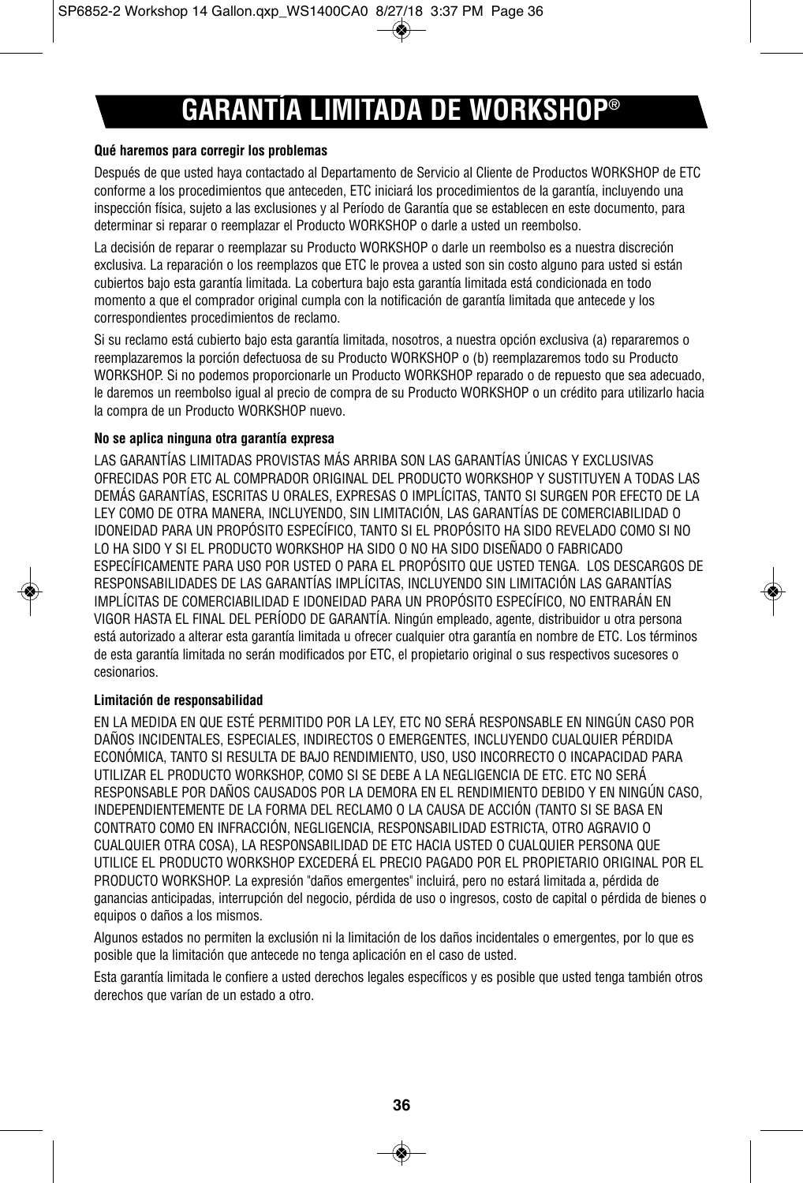# GARANTÍA LIMITADA DE WORKSHOP®

**Qué haremos para corregir los problemas**

Después de que usted haya contactado al Departamento de Servicio al Cliente de Productos WORKSHOP de ETC conforme a los procedimientos que anteceden, ETC iniciará los procedimientos de la garantía, incluyendo una inspección física, sujeto a las exclusiones y al Período de Garantía que se establecen en este documento, para determinar si reparar o reemplazar el Producto WORKSHOP o darle a usted un reembolso.

La decisión de reparar o reemplazar su Producto WORKSHOP o darle un reembolso es a nuestra discreción exclusiva. La reparación o los reemplazos que ETC le provea a usted son sin costo alguno para usted si están cubiertos bajo esta garantía limitada. La cobertura bajo esta garantía limitada está condicionada en todo momento a que el comprador original cumpla con la notificación de garantía limitada que antecede y los correspondientes procedimientos de reclamo.

Si su reclamo está cubierto bajo esta garantía limitada, nosotros, a nuestra opción exclusiva (a) repararemos o reemplazaremos la porción defectuosa de su Producto WORKSHOP o (b) reemplazaremos todo su Producto WORKSHOP. Si no podemos proporcionarle un Producto WORKSHOP reparado o de repuesto que sea adecuado, le daremos un reembolso igual al precio de compra de su Producto WORKSHOP o un crédito para utilizarlo hacia la compra de un Producto WORKSHOP nuevo.

**No se aplica ninguna otra garantía expresa**

LAS GARANTÍAS LIMITADAS PROVISTAS MÁS ARRIBA SON LAS GARANTÍAS ÚNICAS Y EXCLUSIVAS OFRECIDAS POR ETC AL COMPRADOR ORIGINAL DEL PRODUCTO WORKSHOP Y SUSTITUYEN A TODAS LAS DEMÁS GARANTÍAS, ESCRITAS U ORALES, EXPRESAS O IMPLÍCITAS, TANTO SI SURGEN POR EFECTO DE LA LEY COMO DE OTRA MANERA, INCLUYENDO, SIN LIMITACIÓN, LAS GARANTÍAS DE COMERCIABILIDAD O IDONEIDAD PARA UN PROPÓSITO ESPECÍFICO, TANTO SI EL PROPÓSITO HA SIDO REVELADO COMO SI NO LO HA SIDO Y SI EL PRODUCTO WORKSHOP HA SIDO O NO HA SIDO DISEÑADO O FABRICADO ESPECÍFICAMENTE PARA USO POR USTED O PARA EL PROPÓSITO QUE USTED TENGA. LOS DESCARGOS DE RESPONSABILIDADES DE LAS GARANTÍAS IMPLÍCITAS, INCLUYENDO SIN LIMITACIÓN LAS GARANTÍAS IMPLÍCITAS DE COMERCIABILIDAD E IDONEIDAD PARA UN PROPÓSITO ESPECÍFICO, NO ENTRARÁN EN VIGOR HASTA EL FINAL DEL PERÍODO DE GARANTÍA. Ningún empleado, agente, distribuidor u otra persona está autorizado a alterar esta garantía limitada u ofrecer cualquier otra garantía en nombre de ETC. Los términos de esta garantía limitada no serán modificados por ETC, el propietario original o sus respectivos sucesores o cesionarios.

**Limitación de responsabilidad**

EN LA MEDIDA EN QUE ESTÉ PERMITIDO POR LA LEY, ETC NO SERÁ RESPONSABLE EN NINGÚN CASO POR DAÑOS INCIDENTALES, ESPECIALES, INDIRECTOS O EMERGENTES, INCLUYENDO CUALQUIER PÉRDIDA ECONÓMICA, TANTO SI RESULTA DE BAJO RENDIMIENTO, USO, USO INCORRECTO O INCAPACIDAD PARA UTILIZAR EL PRODUCTO WORKSHOP, COMO SI SE DEBE A LA NEGLIGENCIA DE ETC. ETC NO SERÁ RESPONSABLE POR DAÑOS CAUSADOS POR LA DEMORA EN EL RENDIMIENTO DEBIDO Y EN NINGÚN CASO, INDEPENDIENTEMENTE DE LA FORMA DEL RECLAMO O LA CAUSA DE ACCIÓN (TANTO SI SE BASA EN CONTRATO COMO EN INFRACCIÓN, NEGLIGENCIA, RESPONSABILIDAD ESTRICTA, OTRO AGRAVIO O CUALQUIER OTRA COSA), LA RESPONSABILIDAD DE ETC HACIA USTED O CUALQUIER PERSONA QUE UTILICE EL PRODUCTO WORKSHOP EXCEDERÁ EL PRECIO PAGADO POR EL PROPIETARIO ORIGINAL POR EL PRODUCTO WORKSHOP. La expresión "daños emergentes" incluirá, pero no estará limitada a, pérdida de ganancias anticipadas, interrupción del negocio, pérdida de uso o ingresos, costo de capital o pérdida de bienes o equipos o daños a los mismos.

Algunos estados no permiten la exclusión ni la limitación de los daños incidentales o emergentes, por lo que es posible que la limitación que antecede no tenga aplicación en el caso de usted.

Esta garantía limitada le confiere a usted derechos legales específicos y es posible que usted tenga también otros derechos que varían de un estado a otro.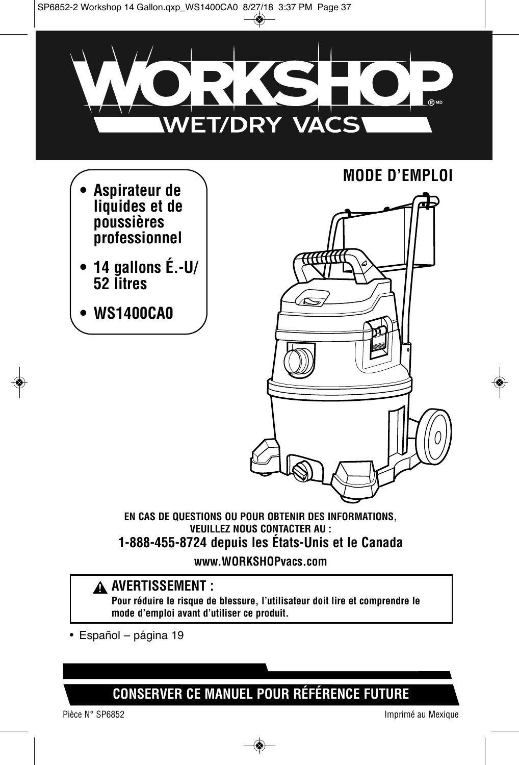# WORKSHOP®MD

## WET/DRY VACS

## MODE D'EMPLOI

- **Aspirateur de liquides et de poussières professionnel**
- **14 gallons É.-U/ 52 litres**
- **WS1400CA0**

**EN CAS DE QUESTIONS OU POUR OBTENIR DES INFORMATIONS, VEUILLEZ NOUS CONTACTER AU :**

**1-888-455-8724 depuis les États-Unis et le Canada**

**www.WORKSHOPvacs.com**

> ⚠ **AVERTISSEMENT :**
> **Pour réduire le risque de blessure, l'utilisateur doit lire et comprendre le mode d'emploi avant d'utiliser ce produit.**

- Español – página 19

**CONSERVER CE MANUEL POUR RÉFÉRENCE FUTURE**

Pièce N° SP6852

Imprimé au Mexique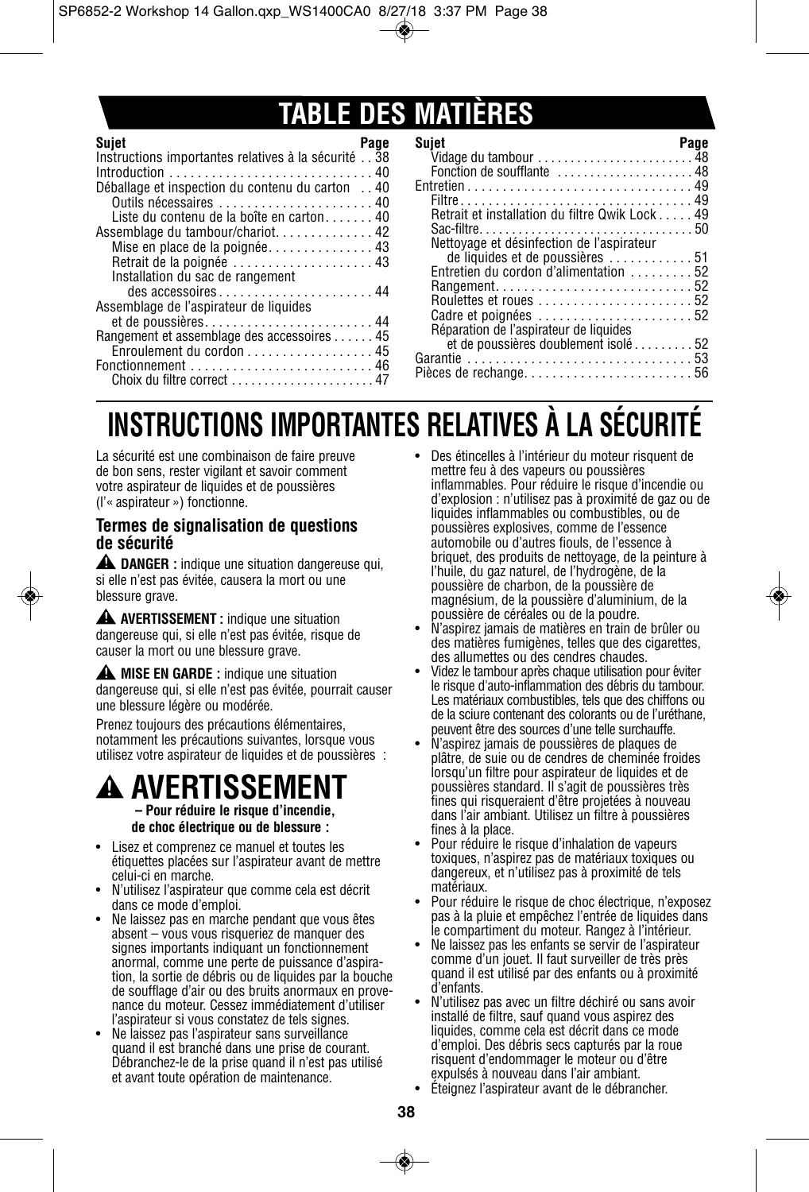# TABLE DES MATIÈRES

| Sujet | Page |
|---|---|
| Instructions importantes relatives à la sécurité | 38 |
| Introduction | 40 |
| Déballage et inspection du contenu du carton | 40 |
| Outils nécessaires | 40 |
| Liste du contenu de la boîte en carton | 40 |
| Assemblage du tambour/chariot | 42 |
| Mise en place de la poignée | 43 |
| Retrait de la poignée | 43 |
| Installation du sac de rangement des accessoires | 44 |
| Assemblage de l'aspirateur de liquides et de poussières | 44 |
| Rangement et assemblage des accessoires | 45 |
| Enroulement du cordon | 45 |
| Fonctionnement | 46 |
| Choix du filtre correct | 47 |
| Vidage du tambour | 48 |
| Fonction de soufflante | 48 |
| Entretien | 49 |
| Filtre | 49 |
| Retrait et installation du filtre Qwik Lock | 49 |
| Sac-filtre | 50 |
| Nettoyage et désinfection de l'aspirateur de liquides et de poussières | 51 |
| Entretien du cordon d'alimentation | 52 |
| Rangement | 52 |
| Roulettes et roues | 52 |
| Cadre et poignées | 52 |
| Réparation de l'aspirateur de liquides et de poussières doublement isolé | 52 |
| Garantie | 53 |
| Pièces de rechange | 56 |

# INSTRUCTIONS IMPORTANTES RELATIVES À LA SÉCURITÉ

La sécurité est une combinaison de faire preuve de bon sens, rester vigilant et savoir comment votre aspirateur de liquides et de poussières (l'« aspirateur ») fonctionne.

### Termes de signalisation de questions de sécurité

⚠ **DANGER :** indique une situation dangereuse qui, si elle n'est pas évitée, causera la mort ou une blessure grave.

⚠ **AVERTISSEMENT :** indique une situation dangereuse qui, si elle n'est pas évitée, risque de causer la mort ou une blessure grave.

⚠ **MISE EN GARDE :** indique une situation dangereuse qui, si elle n'est pas évitée, pourrait causer une blessure légère ou modérée.

Prenez toujours des précautions élémentaires, notamment les précautions suivantes, lorsque vous utilisez votre aspirateur de liquides et de poussières :

## ⚠ AVERTISSEMENT

**– Pour réduire le risque d'incendie, de choc électrique ou de blessure :**

- Lisez et comprenez ce manuel et toutes les étiquettes placées sur l'aspirateur avant de mettre celui-ci en marche.
- N'utilisez l'aspirateur que comme cela est décrit dans ce mode d'emploi.
- Ne laissez pas en marche pendant que vous êtes absent – vous vous risqueriez de manquer des signes importants indiquant un fonctionnement anormal, comme une perte de puissance d'aspiration, la sortie de débris ou de liquides par la bouche de soufflage d'air ou des bruits anormaux en provenance du moteur. Cessez immédiatement d'utiliser l'aspirateur si vous constatez de tels signes.
- Ne laissez pas l'aspirateur sans surveillance quand il est branché dans une prise de courant. Débranchez-le de la prise quand il n'est pas utilisé et avant toute opération de maintenance.
- Des étincelles à l'intérieur du moteur risquent de mettre feu à des vapeurs ou poussières inflammables. Pour réduire le risque d'incendie ou d'explosion : n'utilisez pas à proximité de gaz ou de liquides inflammables ou combustibles, ou de poussières explosives, comme de l'essence automobile ou d'autres fiouls, de l'essence à briquet, des produits de nettoyage, de la peinture à l'huile, du gaz naturel, de l'hydrogène, de la poussière de charbon, de la poussière de magnésium, de la poussière d'aluminium, de la poussière de céréales ou de la poudre.
- N'aspirez jamais de matières en train de brûler ou des matières fumigènes, telles que des cigarettes, des allumettes ou des cendres chaudes.
- Videz le tambour après chaque utilisation pour éviter le risque d'auto-inflammation des débris du tambour. Les matériaux combustibles, tels que des chiffons ou de la sciure contenant des colorants ou de l'uréthane, peuvent être des sources d'une telle surchauffe.
- N'aspirez jamais de poussières de plaques de plâtre, de suie ou de cendres de cheminée froides lorsqu'un filtre pour aspirateur de liquides et de poussières standard. Il s'agit de poussières très fines qui risqueraient d'être projetées à nouveau dans l'air ambiant. Utilisez un filtre à poussières fines à la place.
- Pour réduire le risque d'inhalation de vapeurs toxiques, n'aspirez pas de matériaux toxiques ou dangereux, et n'utilisez pas à proximité de tels matériaux.
- Pour réduire le risque de choc électrique, n'exposez pas à la pluie et empêchez l'entrée de liquides dans le compartiment du moteur. Rangez à l'intérieur.
- Ne laissez pas les enfants se servir de l'aspirateur comme d'un jouet. Il faut surveiller de très près quand il est utilisé par des enfants ou à proximité d'enfants.
- N'utilisez pas avec un filtre déchiré ou sans avoir installé de filtre, sauf quand vous aspirez des liquides, comme cela est décrit dans ce mode d'emploi. Des débris secs capturés par la roue risquent d'endommager le moteur ou d'être expulsés à nouveau dans l'air ambiant.
- Éteignez l'aspirateur avant de le débrancher.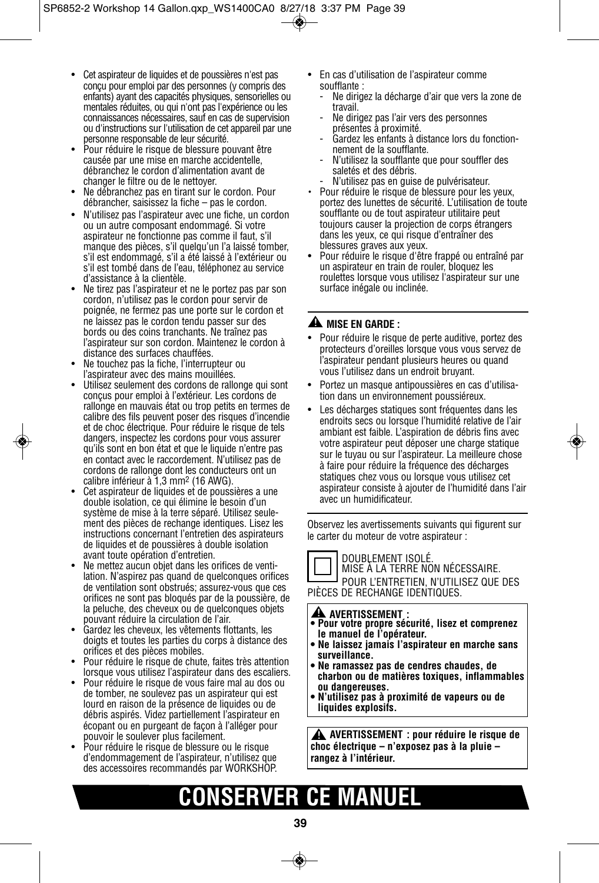- Cet aspirateur de liquides et de poussières n'est pas conçu pour emploi par des personnes (y compris des enfants) ayant des capacités physiques, sensorielles ou mentales réduites, ou qui n'ont pas l'expérience ou les connaissances nécessaires, sauf en cas de supervision ou d'instructions sur l'utilisation de cet appareil par une personne responsable de leur sécurité.
- Pour réduire le risque de blessure pouvant être causée par une mise en marche accidentelle, débranchez le cordon d'alimentation avant de changer le filtre ou de le nettoyer.
- Ne débranchez pas en tirant sur le cordon. Pour débrancher, saisissez la fiche – pas le cordon.
- N'utilisez pas l'aspirateur avec une fiche, un cordon ou un autre composant endommagé. Si votre aspirateur ne fonctionne pas comme il faut, s'il manque des pièces, s'il quelqu'un l'a laissé tomber, s'il est endommagé, s'il a été laissé à l'extérieur ou s'il est tombé dans de l'eau, téléphonez au service d'assistance à la clientèle.
- Ne tirez pas l'aspirateur et ne le portez pas par son cordon, n'utilisez pas le cordon pour servir de poignée, ne fermez pas une porte sur le cordon et ne laissez pas le cordon tendu passer sur des bords ou des coins tranchants. Ne traînez pas l'aspirateur sur son cordon. Maintenez le cordon à distance des surfaces chauffées.
- Ne touchez pas la fiche, l'interrupteur ou l'aspirateur avec des mains mouillées.
- Utilisez seulement des cordons de rallonge qui sont conçus pour emploi à l'extérieur. Les cordons de rallonge en mauvais état ou trop petits en termes de calibre des fils peuvent poser des risques d'incendie et de choc électrique. Pour réduire le risque de tels dangers, inspectez les cordons pour vous assurer qu'ils sont en bon état et que le liquide n'entre pas en contact avec le raccordement. N'utilisez pas de cordons de rallonge dont les conducteurs ont un calibre inférieur à 1,3 $mm^2$ (16 AWG).
- Cet aspirateur de liquides et de poussières a une double isolation, ce qui élimine le besoin d'un système de mise à la terre séparé. Utilisez seulement des pièces de rechange identiques. Lisez les instructions concernant l'entretien des aspirateurs de liquides et de poussières à double isolation avant toute opération d'entretien.
- Ne mettez aucun objet dans les orifices de ventilation. N'aspirez pas quand de quelconques orifices de ventilation sont obstrués; assurez-vous que ces orifices ne sont pas bloqués par de la poussière, de la peluche, des cheveux ou de quelconques objets pouvant réduire la circulation de l'air.
- Gardez les cheveux, les vêtements flottants, les doigts et toutes les parties du corps à distance des orifices et des pièces mobiles.
- Pour réduire le risque de chute, faites très attention lorsque vous utilisez l'aspirateur dans des escaliers.
- Pour réduire le risque de vous faire mal au dos ou de tomber, ne soulevez pas un aspirateur qui est lourd en raison de la présence de liquides ou de débris aspirés. Videz partiellement l'aspirateur en écopant ou en purgeant de façon à l'alléger pour pouvoir le soulever plus facilement.
- Pour réduire le risque de blessure ou le risque d'endommagement de l'aspirateur, n'utilisez que des accessoires recommandés par WORKSHOP.
- En cas d'utilisation de l'aspirateur comme soufflante :
  - Ne dirigez la décharge d'air que vers la zone de travail.
  - Ne dirigez pas l'air vers des personnes présentes à proximité.
  - Gardez les enfants à distance lors du fonctionnement de la soufflante.
  - N'utilisez la soufflante que pour souffler des saletés et des débris.
  - N'utilisez pas en guise de pulvérisateur.
- Pour réduire le risque de blessure pour les yeux, portez des lunettes de sécurité. L'utilisation de toute soufflante ou de tout aspirateur utilitaire peut toujours causer la projection de corps étrangers dans les yeux, ce qui risque d'entraîner des blessures graves aux yeux.
- Pour réduire le risque d'être frappé ou entraîné par un aspirateur en train de rouler, bloquez les roulettes lorsque vous utilisez l'aspirateur sur une surface inégale ou inclinée.

**⚠ MISE EN GARDE :**

- Pour réduire le risque de perte auditive, portez des protecteurs d'oreilles lorsque vous vous servez de l'aspirateur pendant plusieurs heures ou quand vous l'utilisez dans un endroit bruyant.
- Portez un masque antipoussières en cas d'utilisation dans un environnement poussiéreux.
- Les décharges statiques sont fréquentes dans les endroits secs ou lorsque l'humidité relative de l'air ambiant est faible. L'aspiration de débris fins avec votre aspirateur peut déposer une charge statique sur le tuyau ou sur l'aspirateur. La meilleure chose à faire pour réduire la fréquence des décharges statiques chez vous ou lorsque vous utilisez cet aspirateur consiste à ajouter de l'humidité dans l'air avec un humidificateur.

Observez les avertissements suivants qui figurent sur le carter du moteur de votre aspirateur :

DOUBLEMENT ISOLÉ.
MISE À LA TERRE NON NÉCESSAIRE.
POUR L'ENTRETIEN, N'UTILISEZ QUE DES PIÈCES DE RECHANGE IDENTIQUES.

**⚠ AVERTISSEMENT :**
- **Pour votre propre sécurité, lisez et comprenez le manuel de l'opérateur.**
- **Ne laissez jamais l'aspirateur en marche sans surveillance.**
- **Ne ramassez pas de cendres chaudes, de charbon ou de matières toxiques, inflammables ou dangereuses.**
- **N'utilisez pas à proximité de vapeurs ou de liquides explosifs.**

**⚠ AVERTISSEMENT : pour réduire le risque de choc électrique – n'exposez pas à la pluie – rangez à l'intérieur.**

# CONSERVER CE MANUEL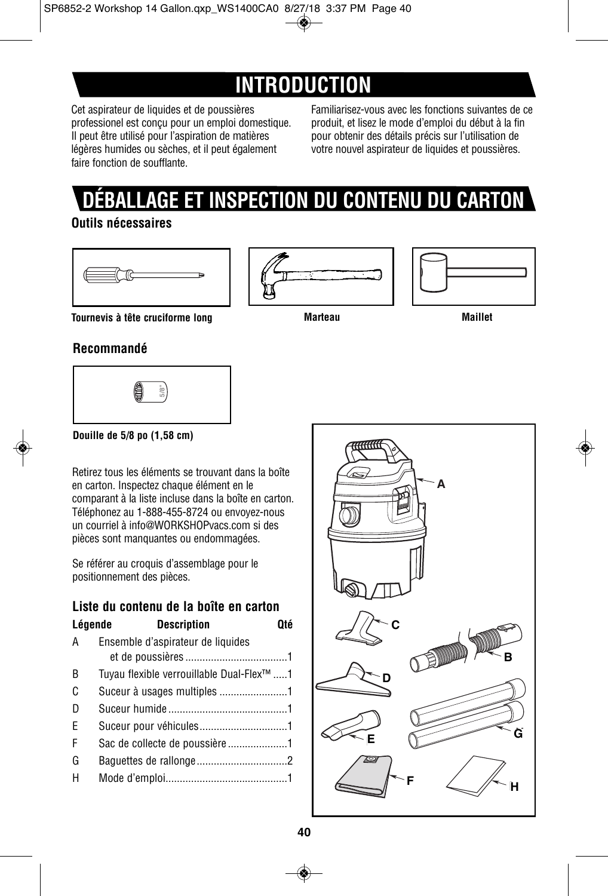# INTRODUCTION

Cet aspirateur de liquides et de poussières professionnel est conçu pour un emploi domestique. Il peut être utilisé pour l'aspiration de matières légères humides ou sèches, et il peut également faire fonction de soufflante.

Familiarisez-vous avec les fonctions suivantes de ce produit, et lisez le mode d'emploi du début à la fin pour obtenir des détails précis sur l'utilisation de votre nouvel aspirateur de liquides et poussières.

# DÉBALLAGE ET INSPECTION DU CONTENU DU CARTON

### Outils nécessaires

**Tournevis à tête cruciforme long**

**Marteau**

**Maillet**

### Recommandé

**Douille de 5/8 po (1,58 cm)**

Retirez tous les éléments se trouvant dans la boîte en carton. Inspectez chaque élément en le comparant à la liste incluse dans la boîte en carton. Téléphonez au 1-888-455-8724 ou envoyez-nous un courriel à info@WORKSHOPvacs.com si des pièces sont manquantes ou endommagées.

Se référer au croquis d'assemblage pour le positionnement des pièces.

### Liste du contenu de la boîte en carton

| Légende | Description | Qté |
|---|---|---|
| A | Ensemble d'aspirateur de liquides et de poussières | 1 |
| B | Tuyau flexible verrouillable Dual-Flex™ | 1 |
| C | Suceur à usages multiples | 1 |
| D | Suceur humide | 1 |
| E | Suceur pour véhicules | 1 |
| F | Sac de collecte de poussière | 1 |
| G | Baguettes de rallonge | 2 |
| H | Mode d'emploi | 1 |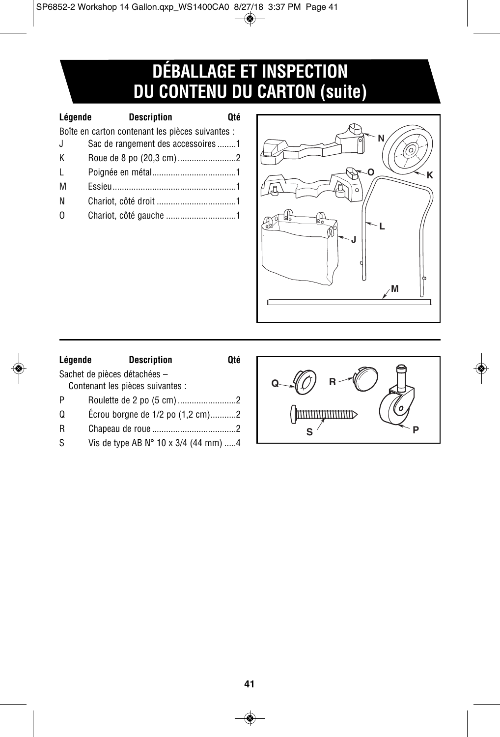# DÉBALLAGE ET INSPECTION DU CONTENU DU CARTON (suite)

| Légende | Description | Qté |
|---|---|---|
| Boîte en carton contenant les pièces suivantes : | | |
| J | Sac de rangement des accessoires | 1 |
| K | Roue de 8 po (20,3 cm) | 2 |
| L | Poignée en métal | 1 |
| M | Essieu | 1 |
| N | Chariot, côté droit | 1 |
| O | Chariot, côté gauche | 1 |

| Légende | Description | Qté |
|---|---|---|
| Sachet de pièces détachées – Contenant les pièces suivantes : | | |
| P | Roulette de 2 po (5 cm) | 2 |
| Q | Écrou borgne de 1/2 po (1,2 cm) | 2 |
| R | Chapeau de roue | 2 |
| S | Vis de type AB N° 10 x 3/4 (44 mm) | 4 |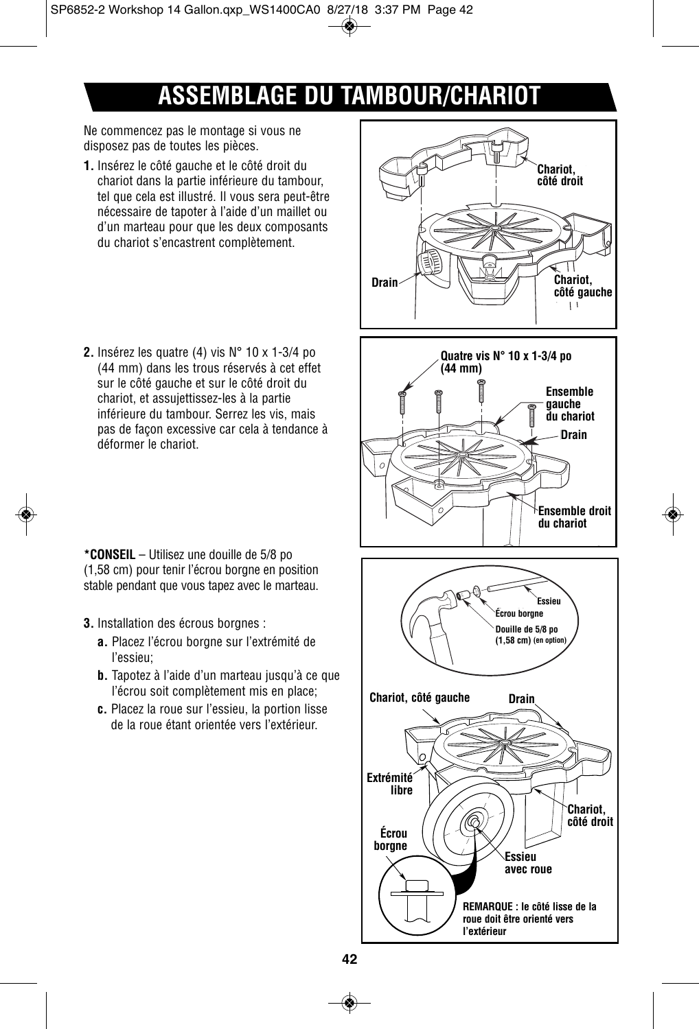# ASSEMBLAGE DU TAMBOUR/CHARIOT

Ne commencez pas le montage si vous ne disposez pas de toutes les pièces.

**1.** Insérez le côté gauche et le côté droit du chariot dans la partie inférieure du tambour, tel que cela est illustré. Il vous sera peut-être nécessaire de tapoter à l'aide d'un maillet ou d'un marteau pour que les deux composants du chariot s'encastrent complètement.

Chariot, côté droit

Drain

Chariot, côté gauche

**2.** Insérez les quatre (4) vis N° 10 x 1-3/4 po (44 mm) dans les trous réservés à cet effet sur le côté gauche et sur le côté droit du chariot, et assujettissez-les à la partie inférieure du tambour. Serrez les vis, mais pas de façon excessive car cela à tendance à déformer le chariot.

Quatre vis N° 10 x 1-3/4 po (44 mm)

Ensemble gauche du chariot

Drain

Ensemble droit du chariot

**\*CONSEIL** – Utilisez une douille de 5/8 po (1,58 cm) pour tenir l'écrou borgne en position stable pendant que vous tapez avec le marteau.

**3.** Installation des écrous borgnes :

**a.** Placez l'écrou borgne sur l'extrémité de l'essieu;

**b.** Tapotez à l'aide d'un marteau jusqu'à ce que l'écrou soit complètement mis en place;

**c.** Placez la roue sur l'essieu, la portion lisse de la roue étant orientée vers l'extérieur.

Essieu

Écrou borgne

Douille de 5/8 po (1,58 cm) (en option)

Chariot, côté gauche

Drain

Extrémité libre

Chariot, côté droit

Écrou borgne

Essieu avec roue

**REMARQUE : le côté lisse de la roue doit être orienté vers l'extérieur**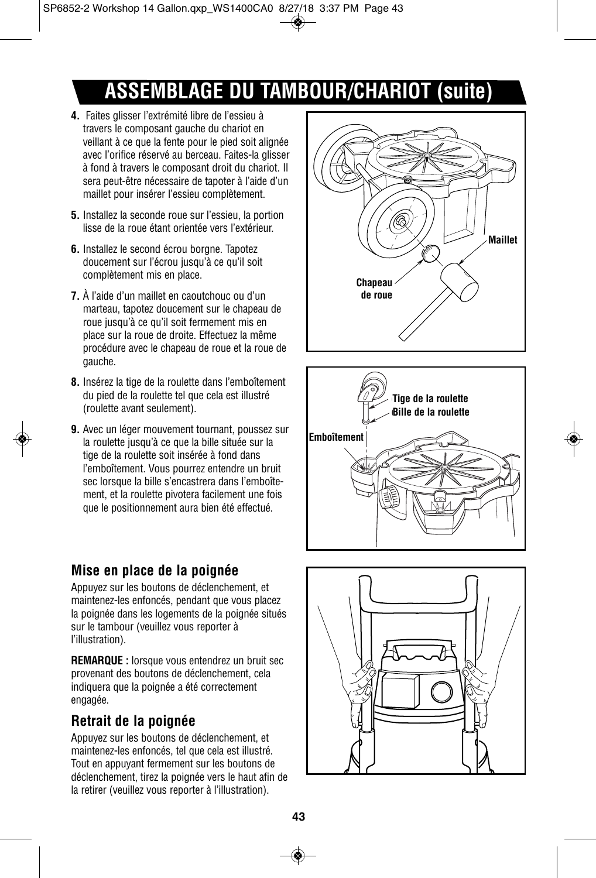# ASSEMBLAGE DU TAMBOUR/CHARIOT (suite)

4. Faites glisser l'extrémité libre de l'essieu à travers le composant gauche du chariot en veillant à ce que la fente pour le pied soit alignée avec l'orifice réservé au berceau. Faites-la glisser à fond à travers le composant droit du chariot. Il sera peut-être nécessaire de tapoter à l'aide d'un maillet pour insérer l'essieu complètement.
5. Installez la seconde roue sur l'essieu, la portion lisse de la roue étant orientée vers l'extérieur.
6. Installez le second écrou borgne. Tapotez doucement sur l'écrou jusqu'à ce qu'il soit complètement mis en place.
7. À l'aide d'un maillet en caoutchouc ou d'un marteau, tapotez doucement sur le chapeau de roue jusqu'à ce qu'il soit fermement mis en place sur la roue de droite. Effectuez la même procédure avec le chapeau de roue et la roue de gauche.
8. Insérez la tige de la roulette dans l'emboîtement du pied de la roulette tel que cela est illustré (roulette avant seulement).
9. Avec un léger mouvement tournant, poussez sur la roulette jusqu'à ce que la bille située sur la tige de la roulette soit insérée à fond dans l'emboîtement. Vous pourrez entendre un bruit sec lorsque la bille s'encastrera dans l'emboîtement, et la roulette pivotera facilement une fois que le positionnement aura bien été effectué.

Maillet

Chapeau de roue

Tige de la roulette

Bille de la roulette

Emboîtement

### Mise en place de la poignée

Appuyez sur les boutons de déclenchement, et maintenez-les enfoncés, pendant que vous placez la poignée dans les logements de la poignée situés sur le tambour (veuillez vous reporter à l'illustration).

**REMARQUE :** lorsque vous entendrez un bruit sec provenant des boutons de déclenchement, cela indiquera que la poignée a été correctement engagée.

### Retrait de la poignée

Appuyez sur les boutons de déclenchement, et maintenez-les enfoncés, tel que cela est illustré. Tout en appuyant fermement sur les boutons de déclenchement, tirez la poignée vers le haut afin de la retirer (veuillez vous reporter à l'illustration).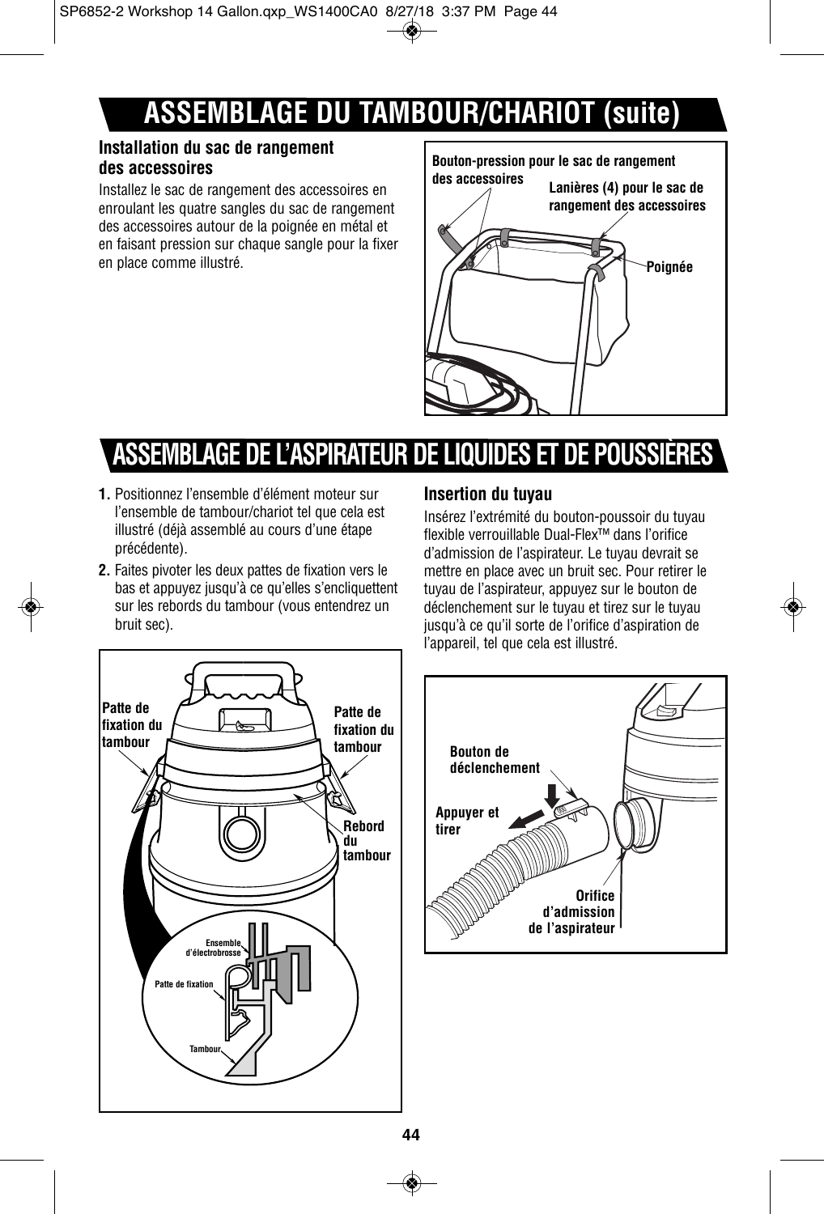# ASSEMBLAGE DU TAMBOUR/CHARIOT (suite)

### Installation du sac de rangement des accessoires

Installez le sac de rangement des accessoires en enroulant les quatre sangles du sac de rangement des accessoires autour de la poignée en métal et en faisant pression sur chaque sangle pour la fixer en place comme illustré.

Bouton-pression pour le sac de rangement des accessoires

Lanières (4) pour le sac de rangement des accessoires

Poignée

# ASSEMBLAGE DE L'ASPIRATEUR DE LIQUIDES ET DE POUSSIÈRES

1. Positionnez l'ensemble d'élément moteur sur l'ensemble de tambour/chariot tel que cela est illustré (déjà assemblé au cours d'une étape précédente).
2. Faites pivoter les deux pattes de fixation vers le bas et appuyez jusqu'à ce qu'elles s'encliquettent sur les rebords du tambour (vous entendrez un bruit sec).

Patte de fixation du tambour

Patte de fixation du tambour

Rebord du tambour

Ensemble d'électrobrosse

Patte de fixation

Tambour

### Insertion du tuyau

Insérez l'extrémité du bouton-poussoir du tuyau flexible verrouillable Dual-Flex™ dans l'orifice d'admission de l'aspirateur. Le tuyau devrait se mettre en place avec un bruit sec. Pour retirer le tuyau de l'aspirateur, appuyez sur le bouton de déclenchement sur le tuyau et tirez sur le tuyau jusqu'à ce qu'il sorte de l'orifice d'aspiration de l'appareil, tel que cela est illustré.

Bouton de déclenchement

Appuyer et tirer

Orifice d'admission de l'aspirateur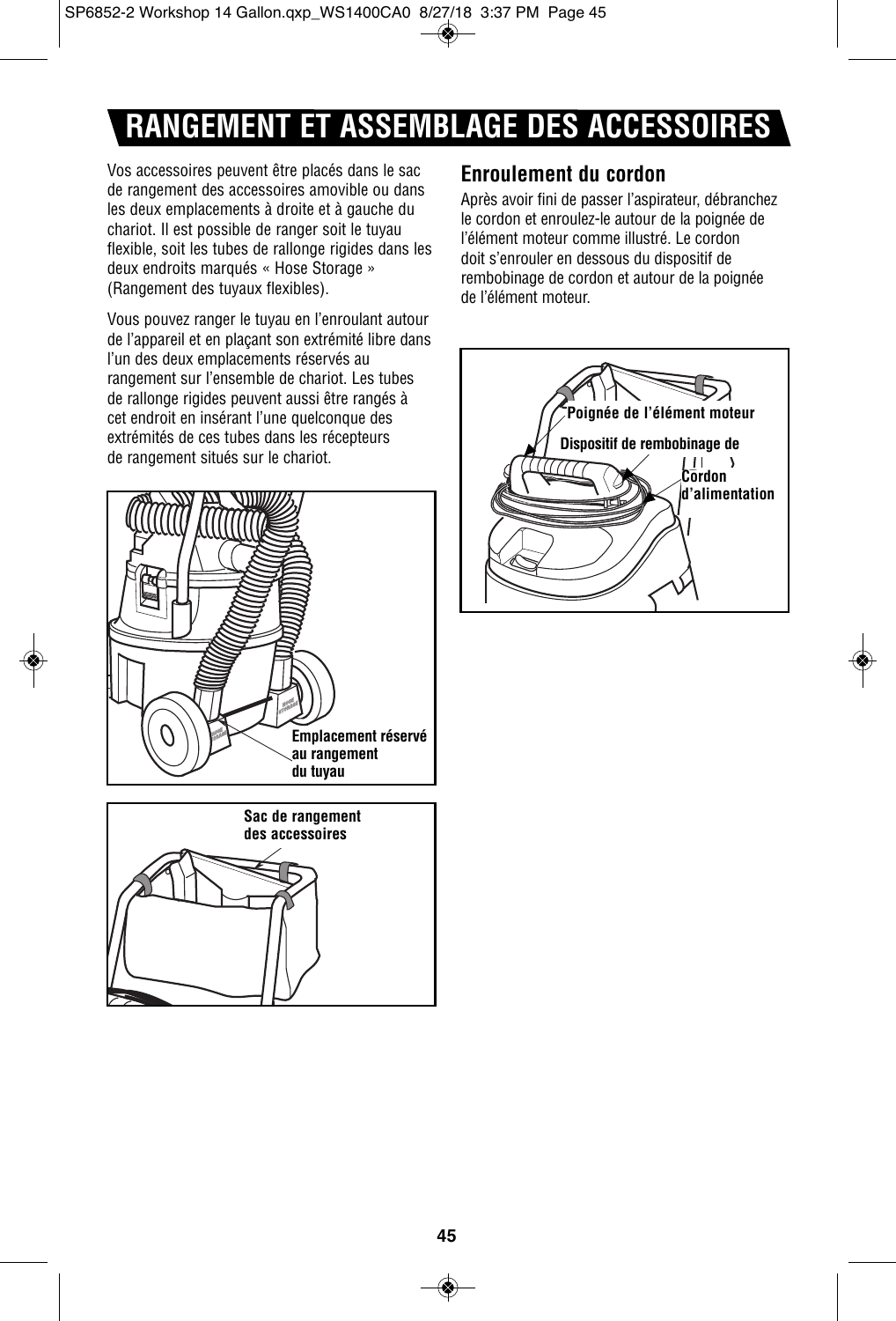# RANGEMENT ET ASSEMBLAGE DES ACCESSOIRES

Vos accessoires peuvent être placés dans le sac de rangement des accessoires amovible ou dans les deux emplacements à droite et à gauche du chariot. Il est possible de ranger soit le tuyau flexible, soit les tubes de rallonge rigides dans les deux endroits marqués « Hose Storage » (Rangement des tuyaux flexibles).

Vous pouvez ranger le tuyau en l'enroulant autour de l'appareil et en plaçant son extrémité libre dans l'un des deux emplacements réservés au rangement sur l'ensemble de chariot. Les tubes de rallonge rigides peuvent aussi être rangés à cet endroit en insérant l'une quelconque des extrémités de ces tubes dans les récepteurs de rangement situés sur le chariot.

**Emplacement réservé au rangement du tuyau**

**Sac de rangement des accessoires**

## Enroulement du cordon

Après avoir fini de passer l'aspirateur, débranchez le cordon et enroulez-le autour de la poignée de l'élément moteur comme illustré. Le cordon doit s'enrouler en dessous du dispositif de rembobinage de cordon et autour de la poignée de l'élément moteur.

**Poignée de l'élément moteur**

**Dispositif de rembobinage de cordon**

**Cordon d'alimentation**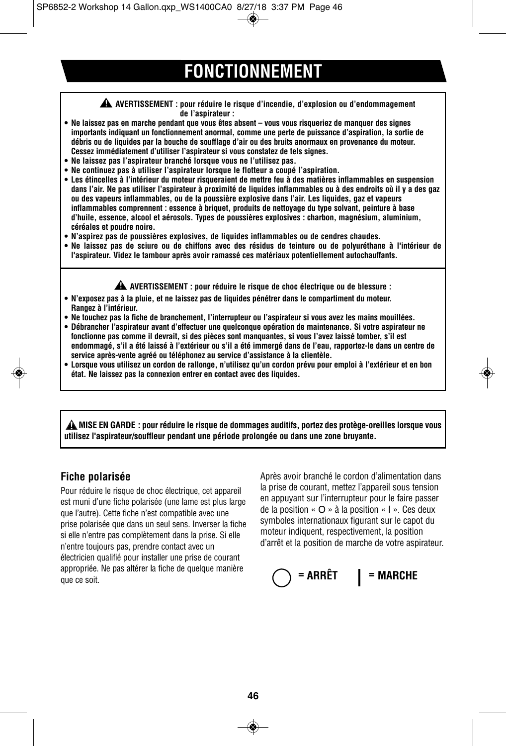# FONCTIONNEMENT

⚠ **AVERTISSEMENT : pour réduire le risque d'incendie, d'explosion ou d'endommagement de l'aspirateur :**

- **Ne laissez pas en marche pendant que vous êtes absent – vous vous risqueriez de manquer des signes importants indiquant un fonctionnement anormal, comme une perte de puissance d'aspiration, la sortie de débris ou de liquides par la bouche de soufflage d'air ou des bruits anormaux en provenance du moteur. Cessez immédiatement d'utiliser l'aspirateur si vous constatez de tels signes.**
- **Ne laissez pas l'aspirateur branché lorsque vous ne l'utilisez pas.**
- **Ne continuez pas à utiliser l'aspirateur lorsque le flotteur a coupé l'aspiration.**
- **Les étincelles à l'intérieur du moteur risqueraient de mettre feu à des matières inflammables en suspension dans l'air. Ne pas utiliser l'aspirateur à proximité de liquides inflammables ou à des endroits où il y a des gaz ou des vapeurs inflammables, ou de la poussière explosive dans l'air. Les liquides, gaz et vapeurs inflammables comprennent : essence à briquet, produits de nettoyage du type solvant, peinture à base d'huile, essence, alcool et aérosols. Types de poussières explosives : charbon, magnésium, aluminium, céréales et poudre noire.**
- **N'aspirez pas de poussières explosives, de liquides inflammables ou de cendres chaudes.**
- **Ne laissez pas de sciure ou de chiffons avec des résidus de teinture ou de polyuréthane à l'intérieur de l'aspirateur. Videz le tambour après avoir ramassé ces matériaux potentiellement autochauffants.**

⚠ **AVERTISSEMENT : pour réduire le risque de choc électrique ou de blessure :**

- **N'exposez pas à la pluie, et ne laissez pas de liquides pénétrer dans le compartiment du moteur. Rangez à l'intérieur.**
- **Ne touchez pas la fiche de branchement, l'interrupteur ou l'aspirateur si vous avez les mains mouillées.**
- **Débrancher l'aspirateur avant d'effectuer une quelconque opération de maintenance. Si votre aspirateur ne fonctionne pas comme il devrait, si des pièces sont manquantes, si vous l'avez laissé tomber, s'il est endommagé, s'il a été laissé à l'extérieur ou s'il a été immergé dans de l'eau, rapportez-le dans un centre de service après-vente agréé ou téléphonez au service d'assistance à la clientèle.**
- **Lorsque vous utilisez un cordon de rallonge, n'utilisez qu'un cordon prévu pour emploi à l'extérieur et en bon état. Ne laissez pas la connexion entrer en contact avec des liquides.**

⚠ **MISE EN GARDE : pour réduire le risque de dommages auditifs, portez des protège-oreilles lorsque vous utilisez l'aspirateur/souffleur pendant une période prolongée ou dans une zone bruyante.**

## Fiche polarisée

Pour réduire le risque de choc électrique, cet appareil est muni d'une fiche polarisée (une lame est plus large que l'autre). Cette fiche n'est compatible avec une prise polarisée que dans un seul sens. Inverser la fiche si elle n'entre pas complètement dans la prise. Si elle n'entre toujours pas, prendre contact avec un électricien qualifié pour installer une prise de courant appropriée. Ne pas altérer la fiche de quelque manière que ce soit.

Après avoir branché le cordon d'alimentation dans la prise de courant, mettez l'appareil sous tension en appuyant sur l'interrupteur pour le faire passer de la position « O » à la position « I ». Ces deux symboles internationaux figurant sur le capot du moteur indiquent, respectivement, la position d'arrêt et la position de marche de votre aspirateur.

◯ **= ARRÊT** | **= MARCHE**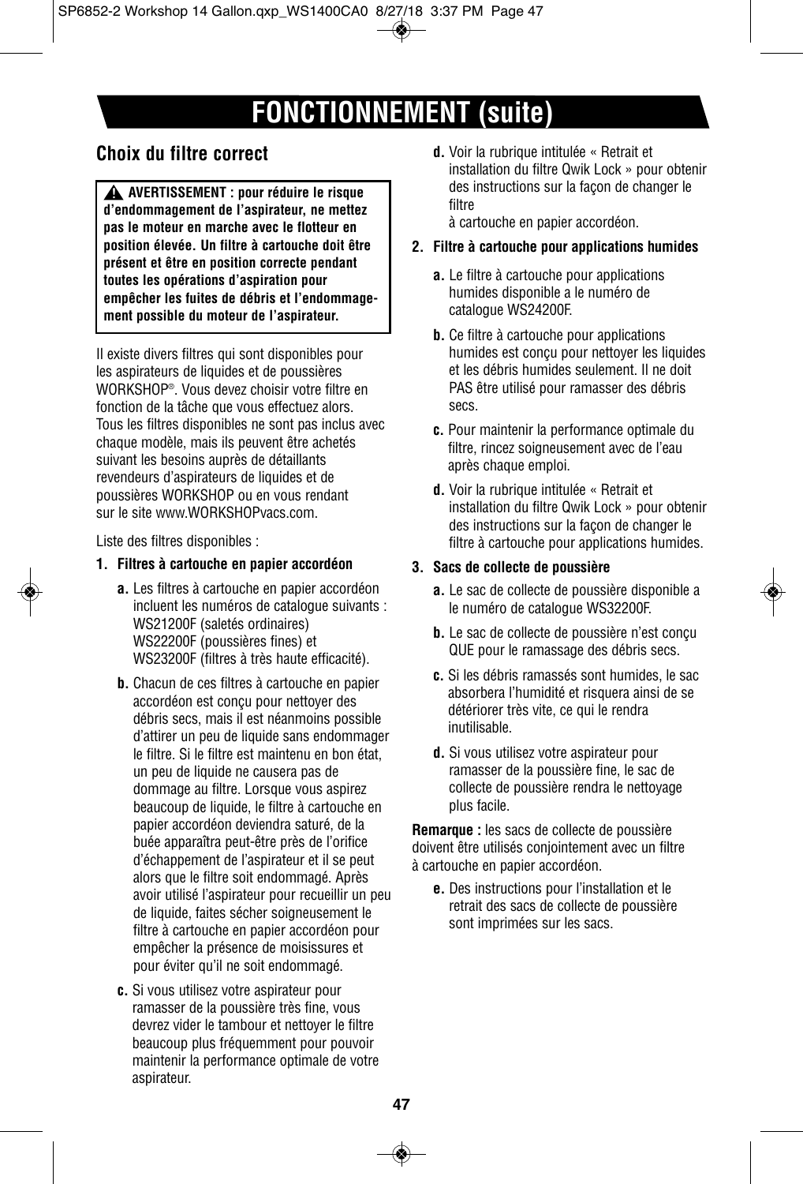# FONCTIONNEMENT (suite)

## Choix du filtre correct

**⚠ AVERTISSEMENT : pour réduire le risque d'endommagement de l'aspirateur, ne mettez pas le moteur en marche avec le flotteur en position élevée. Un filtre à cartouche doit être présent et être en position correcte pendant toutes les opérations d'aspiration pour empêcher les fuites de débris et l'endommagement possible du moteur de l'aspirateur.**

Il existe divers filtres qui sont disponibles pour les aspirateurs de liquides et de poussières WORKSHOP®. Vous devez choisir votre filtre en fonction de la tâche que vous effectuez alors. Tous les filtres disponibles ne sont pas inclus avec chaque modèle, mais ils peuvent être achetés suivant les besoins auprès de détaillants revendeurs d'aspirateurs de liquides et de poussières WORKSHOP ou en vous rendant sur le site www.WORKSHOPvacs.com.

Liste des filtres disponibles :

1. **Filtres à cartouche en papier accordéon**

   **a.** Les filtres à cartouche en papier accordéon incluent les numéros de catalogue suivants : WS21200F (saletés ordinaires) WS22200F (poussières fines) et WS23200F (filtres à très haute efficacité).

   **b.** Chacun de ces filtres à cartouche en papier accordéon est conçu pour nettoyer des débris secs, mais il est néanmoins possible d'attirer un peu de liquide sans endommager le filtre. Si le filtre est maintenu en bon état, un peu de liquide ne causera pas de dommage au filtre. Lorsque vous aspirez beaucoup de liquide, le filtre à cartouche en papier accordéon deviendra saturé, de la buée apparaîtra peut-être près de l'orifice d'échappement de l'aspirateur et il se peut alors que le filtre soit endommagé. Après avoir utilisé l'aspirateur pour recueillir un peu de liquide, faites sécher soigneusement le filtre à cartouche en papier accordéon pour empêcher la présence de moisissures et pour éviter qu'il ne soit endommagé.

   **c.** Si vous utilisez votre aspirateur pour ramasser de la poussière très fine, vous devrez vider le tambour et nettoyer le filtre beaucoup plus fréquemment pour pouvoir maintenir la performance optimale de votre aspirateur.

   **d.** Voir la rubrique intitulée « Retrait et installation du filtre Qwik Lock » pour obtenir des instructions sur la façon de changer le filtre à cartouche en papier accordéon.

2. **Filtre à cartouche pour applications humides**

   **a.** Le filtre à cartouche pour applications humides disponible a le numéro de catalogue WS24200F.

   **b.** Ce filtre à cartouche pour applications humides est conçu pour nettoyer les liquides et les débris humides seulement. Il ne doit PAS être utilisé pour ramasser des débris secs.

   **c.** Pour maintenir la performance optimale du filtre, rincez soigneusement avec de l'eau après chaque emploi.

   **d.** Voir la rubrique intitulée « Retrait et installation du filtre Qwik Lock » pour obtenir des instructions sur la façon de changer le filtre à cartouche pour applications humides.

3. **Sacs de collecte de poussière**

   **a.** Le sac de collecte de poussière disponible a le numéro de catalogue WS32200F.

   **b.** Le sac de collecte de poussière n'est conçu QUE pour le ramassage des débris secs.

   **c.** Si les débris ramassés sont humides, le sac absorbera l'humidité et risquera ainsi de se détériorer très vite, ce qui le rendra inutilisable.

   **d.** Si vous utilisez votre aspirateur pour ramasser de la poussière fine, le sac de collecte de poussière rendra le nettoyage plus facile.

**Remarque :** les sacs de collecte de poussière doivent être utilisés conjointement avec un filtre à cartouche en papier accordéon.

   **e.** Des instructions pour l'installation et le retrait des sacs de collecte de poussière sont imprimées sur les sacs.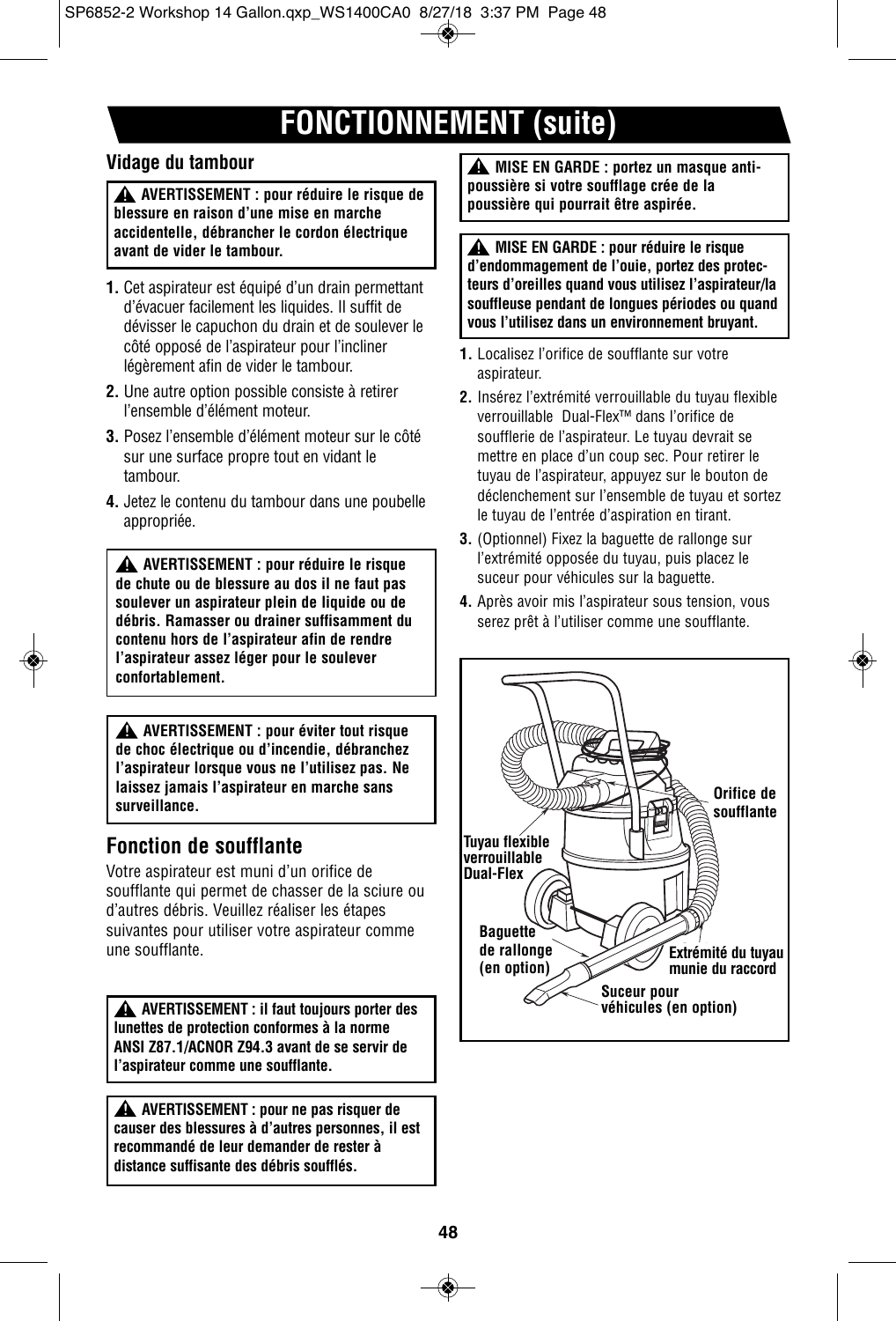# FONCTIONNEMENT (suite)

## Vidage du tambour

> ⚠ **AVERTISSEMENT : pour réduire le risque de blessure en raison d'une mise en marche accidentelle, débrancher le cordon électrique avant de vider le tambour.**

1. Cet aspirateur est équipé d'un drain permettant d'évacuer facilement les liquides. Il suffit de dévisser le capuchon du drain et de soulever le côté opposé de l'aspirateur pour l'incliner légèrement afin de vider le tambour.
2. Une autre option possible consiste à retirer l'ensemble d'élément moteur.
3. Posez l'ensemble d'élément moteur sur le côté sur une surface propre tout en vidant le tambour.
4. Jetez le contenu du tambour dans une poubelle appropriée.

> ⚠ **AVERTISSEMENT : pour réduire le risque de chute ou de blessure au dos il ne faut pas soulever un aspirateur plein de liquide ou de débris. Ramasser ou drainer suffisamment du contenu hors de l'aspirateur afin de rendre l'aspirateur assez léger pour le soulever confortablement.**

> ⚠ **AVERTISSEMENT : pour éviter tout risque de choc électrique ou d'incendie, débranchez l'aspirateur lorsque vous ne l'utilisez pas. Ne laissez jamais l'aspirateur en marche sans surveillance.**

## Fonction de soufflante

Votre aspirateur est muni d'un orifice de soufflante qui permet de chasser de la sciure ou d'autres débris. Veuillez réaliser les étapes suivantes pour utiliser votre aspirateur comme une soufflante.

> ⚠ **AVERTISSEMENT : il faut toujours porter des lunettes de protection conformes à la norme ANSI Z87.1/ACNOR Z94.3 avant de se servir de l'aspirateur comme une soufflante.**

> ⚠ **AVERTISSEMENT : pour ne pas risquer de causer des blessures à d'autres personnes, il est recommandé de leur demander de rester à distance suffisante des débris soufflés.**

> ⚠ **MISE EN GARDE : portez un masque anti-poussière si votre soufflage crée de la poussière qui pourrait être aspirée.**

> ⚠ **MISE EN GARDE : pour réduire le risque d'endommagement de l'ouie, portez des protecteurs d'oreilles quand vous utilisez l'aspirateur/la souffleuse pendant de longues périodes ou quand vous l'utilisez dans un environnement bruyant.**

1. Localisez l'orifice de soufflante sur votre aspirateur.
2. Insérez l'extrémité verrouillable du tuyau flexible verrouillable Dual-Flex™ dans l'orifice de soufflerie de l'aspirateur. Le tuyau devrait se mettre en place d'un coup sec. Pour retirer le tuyau de l'aspirateur, appuyez sur le bouton de déclenchement sur l'ensemble de tuyau et sortez le tuyau de l'entrée d'aspiration en tirant.
3. (Optionnel) Fixez la baguette de rallonge sur l'extrémité opposée du tuyau, puis placez le suceur pour véhicules sur la baguette.
4. Après avoir mis l'aspirateur sous tension, vous serez prêt à l'utiliser comme une soufflante.

**Tuyau flexible verrouillable Dual-Flex**

**Orifice de soufflante**

**Baguette de rallonge (en option)**

**Extrémité du tuyau munie du raccord**

**Suceur pour véhicules (en option)**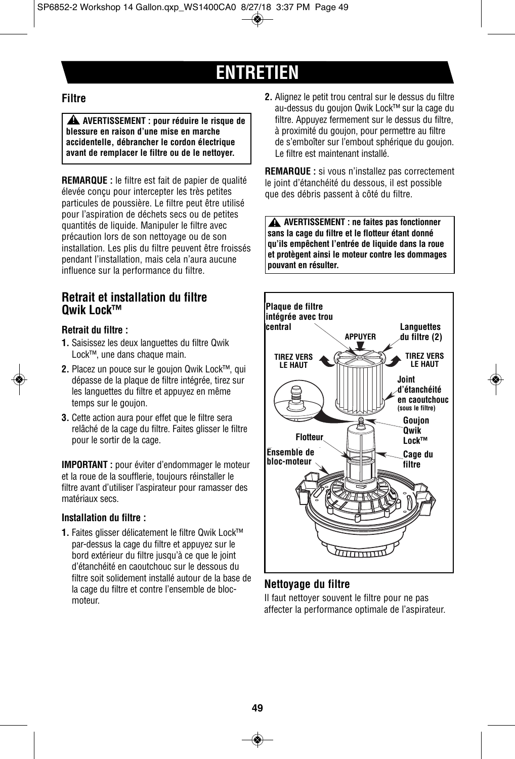# ENTRETIEN

## Filtre

> ⚠ **AVERTISSEMENT : pour réduire le risque de blessure en raison d'une mise en marche accidentelle, débrancher le cordon électrique avant de remplacer le filtre ou de le nettoyer.**

**REMARQUE :** le filtre est fait de papier de qualité élevée conçu pour intercepter les très petites particules de poussière. Le filtre peut être utilisé pour l'aspiration de déchets secs ou de petites quantités de liquide. Manipuler le filtre avec précaution lors de son nettoyage ou de son installation. Les plis du filtre peuvent être froissés pendant l'installation, mais cela n'aura aucune influence sur la performance du filtre.

## Retrait et installation du filtre Qwik Lock™

### Retrait du filtre :

1. Saisissez les deux languettes du filtre Qwik Lock™, une dans chaque main.
2. Placez un pouce sur le goujon Qwik Lock™, qui dépasse de la plaque de filtre intégrée, tirez sur les languettes du filtre et appuyez en même temps sur le goujon.
3. Cette action aura pour effet que le filtre sera relâché de la cage du filtre. Faites glisser le filtre pour le sortir de la cage.

**IMPORTANT :** pour éviter d'endommager le moteur et la roue de la soufflerie, toujours réinstaller le filtre avant d'utiliser l'aspirateur pour ramasser des matériaux secs.

### Installation du filtre :

1. Faites glisser délicatement le filtre Qwik Lock™ par-dessus la cage du filtre et appuyez sur le bord extérieur du filtre jusqu'à ce que le joint d'étanchéité en caoutchouc sur le dessous du filtre soit solidement installé autour de la base de la cage du filtre et contre l'ensemble de bloc-moteur.
2. Alignez le petit trou central sur le dessus du filtre au-dessus du goujon Qwik Lock™ sur la cage du filtre. Appuyez fermement sur le dessus du filtre, à proximité du goujon, pour permettre au filtre de s'emboîter sur l'embout sphérique du goujon. Le filtre est maintenant installé.

**REMARQUE :** si vous n'installez pas correctement le joint d'étanchéité du dessous, il est possible que des débris passent à côté du filtre.

> ⚠ **AVERTISSEMENT : ne faites pas fonctionner sans la cage du filtre et le flotteur étant donné qu'ils empêchent l'entrée de liquide dans la roue et protègent ainsi le moteur contre les dommages pouvant en résulter.**

Plaque de filtre intégrée avec trou central
APPUYER
Languettes du filtre (2)
TIREZ VERS LE HAUT
TIREZ VERS LE HAUT
Joint d'étanchéité en caoutchouc (sous le filtre)
Goujon Qwik Lock™
Flotteur
Ensemble de bloc-moteur
Cage du filtre

## Nettoyage du filtre

Il faut nettoyer souvent le filtre pour ne pas affecter la performance optimale de l'aspirateur.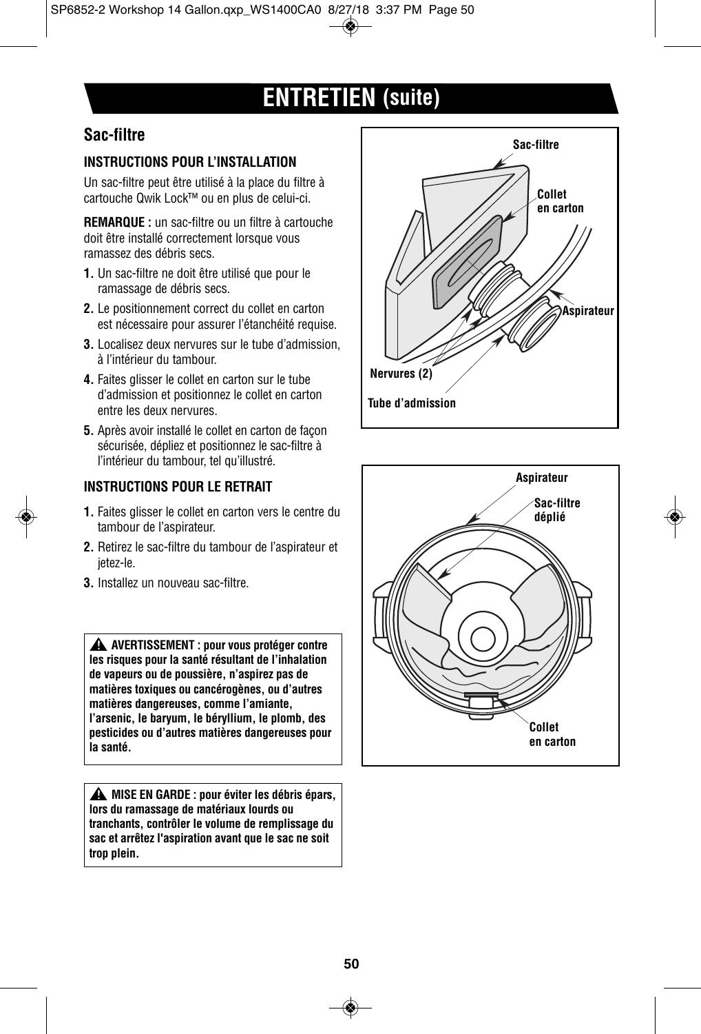# ENTRETIEN (suite)

## Sac-filtre

### INSTRUCTIONS POUR L'INSTALLATION

Un sac-filtre peut être utilisé à la place du filtre à cartouche Qwik Lock™ ou en plus de celui-ci.

**REMARQUE :** un sac-filtre ou un filtre à cartouche doit être installé correctement lorsque vous ramassez des débris secs.

1. Un sac-filtre ne doit être utilisé que pour le ramassage de débris secs.
2. Le positionnement correct du collet en carton est nécessaire pour assurer l'étanchéité requise.
3. Localisez deux nervures sur le tube d'admission, à l'intérieur du tambour.
4. Faites glisser le collet en carton sur le tube d'admission et positionnez le collet en carton entre les deux nervures.
5. Après avoir installé le collet en carton de façon sécurisée, dépliez et positionnez le sac-filtre à l'intérieur du tambour, tel qu'illustré.

### INSTRUCTIONS POUR LE RETRAIT

1. Faites glisser le collet en carton vers le centre du tambour de l'aspirateur.
2. Retirez le sac-filtre du tambour de l'aspirateur et jetez-le.
3. Installez un nouveau sac-filtre.

Sac-filtre
Collet en carton
Aspirateur
Nervures (2)
Tube d'admission

Aspirateur
Sac-filtre déplié
Collet en carton

**⚠ AVERTISSEMENT : pour vous protéger contre les risques pour la santé résultant de l'inhalation de vapeurs ou de poussière, n'aspirez pas de matières toxiques ou cancérogènes, ou d'autres matières dangereuses, comme l'amiante, l'arsenic, le baryum, le béryllium, le plomb, des pesticides ou d'autres matières dangereuses pour la santé.**

**⚠ MISE EN GARDE : pour éviter les débris épars, lors du ramassage de matériaux lourds ou tranchants, contrôler le volume de remplissage du sac et arrêtez l'aspiration avant que le sac ne soit trop plein.**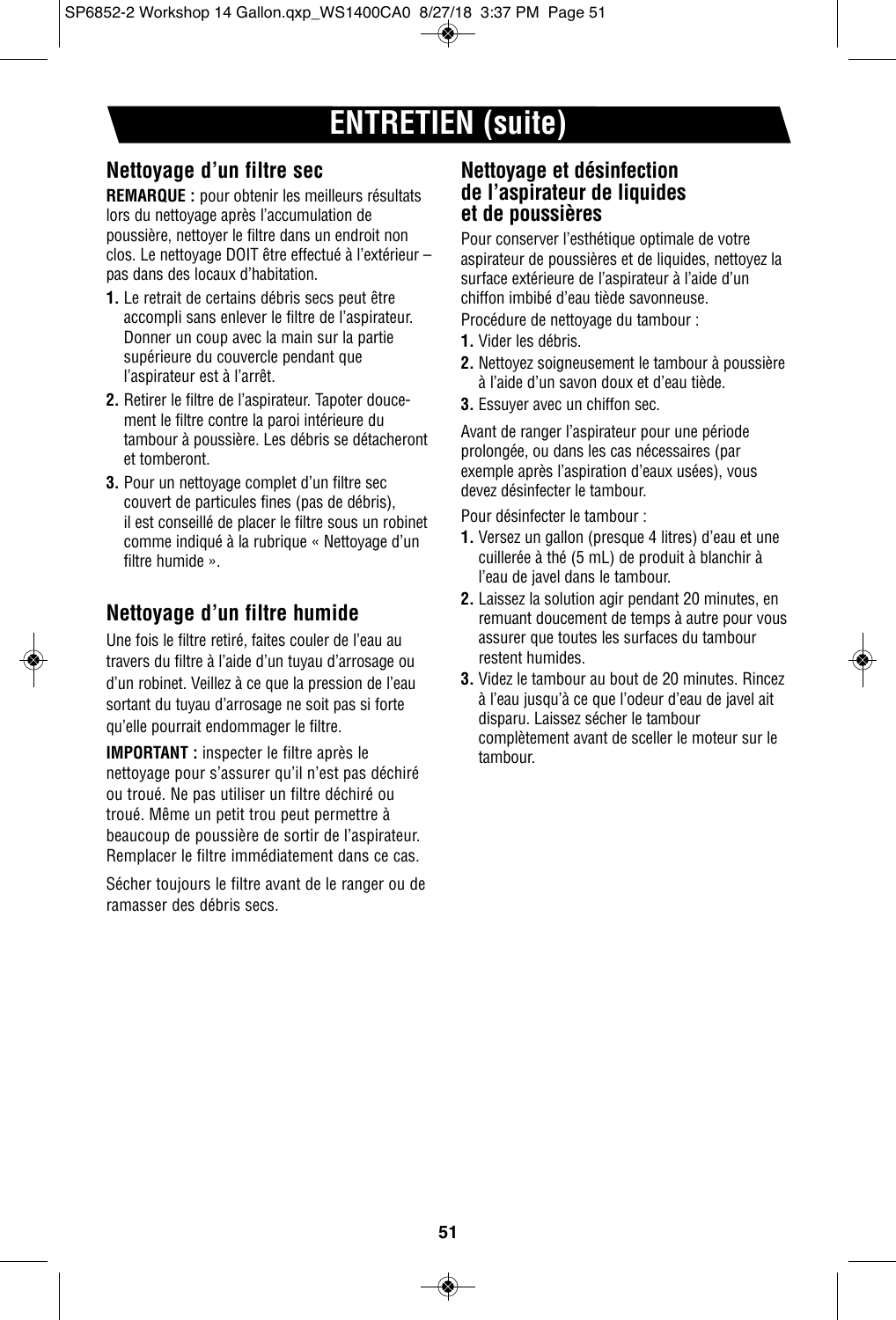# ENTRETIEN (suite)

## Nettoyage d'un filtre sec

**REMARQUE :** pour obtenir les meilleurs résultats lors du nettoyage après l'accumulation de poussière, nettoyer le filtre dans un endroit non clos. Le nettoyage DOIT être effectué à l'extérieur – pas dans des locaux d'habitation.

1. Le retrait de certains débris secs peut être accompli sans enlever le filtre de l'aspirateur. Donner un coup avec la main sur la partie supérieure du couvercle pendant que l'aspirateur est à l'arrêt.
2. Retirer le filtre de l'aspirateur. Tapoter doucement le filtre contre la paroi intérieure du tambour à poussière. Les débris se détacheront et tomberont.
3. Pour un nettoyage complet d'un filtre sec couvert de particules fines (pas de débris), il est conseillé de placer le filtre sous un robinet comme indiqué à la rubrique « Nettoyage d'un filtre humide ».

## Nettoyage d'un filtre humide

Une fois le filtre retiré, faites couler de l'eau au travers du filtre à l'aide d'un tuyau d'arrosage ou d'un robinet. Veillez à ce que la pression de l'eau sortant du tuyau d'arrosage ne soit pas si forte qu'elle pourrait endommager le filtre.

**IMPORTANT :** inspecter le filtre après le nettoyage pour s'assurer qu'il n'est pas déchiré ou troué. Ne pas utiliser un filtre déchiré ou troué. Même un petit trou peut permettre à beaucoup de poussière de sortir de l'aspirateur. Remplacer le filtre immédiatement dans ce cas.

Sécher toujours le filtre avant de le ranger ou de ramasser des débris secs.

## Nettoyage et désinfection de l'aspirateur de liquides et de poussières

Pour conserver l'esthétique optimale de votre aspirateur de poussières et de liquides, nettoyez la surface extérieure de l'aspirateur à l'aide d'un chiffon imbibé d'eau tiède savonneuse.

Procédure de nettoyage du tambour :

1. Vider les débris.
2. Nettoyez soigneusement le tambour à poussière à l'aide d'un savon doux et d'eau tiède.
3. Essuyer avec un chiffon sec.

Avant de ranger l'aspirateur pour une période prolongée, ou dans les cas nécessaires (par exemple après l'aspiration d'eaux usées), vous devez désinfecter le tambour.

Pour désinfecter le tambour :

1. Versez un gallon (presque 4 litres) d'eau et une cuillerée à thé (5 mL) de produit à blanchir à l'eau de javel dans le tambour.
2. Laissez la solution agir pendant 20 minutes, en remuant doucement de temps à autre pour vous assurer que toutes les surfaces du tambour restent humides.
3. Videz le tambour au bout de 20 minutes. Rincez à l'eau jusqu'à ce que l'odeur d'eau de javel ait disparu. Laissez sécher le tambour complètement avant de sceller le moteur sur le tambour.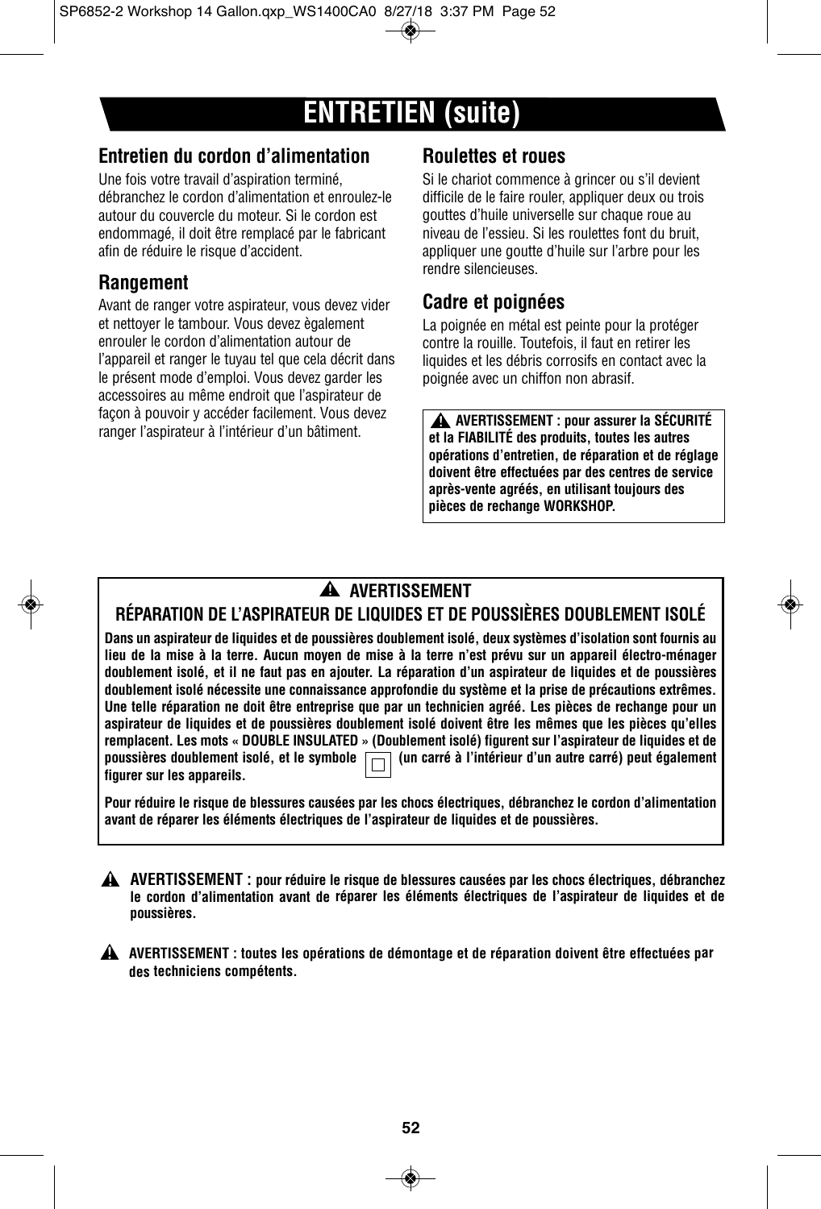# ENTRETIEN (suite)

## Entretien du cordon d'alimentation

Une fois votre travail d'aspiration terminé, débranchez le cordon d'alimentation et enroulez-le autour du couvercle du moteur. Si le cordon est endommagé, il doit être remplacé par le fabricant afin de réduire le risque d'accident.

## Rangement

Avant de ranger votre aspirateur, vous devez vider et nettoyer le tambour. Vous devez ègalement enrouler le cordon d'alimentation autour de l'appareil et ranger le tuyau tel que cela décrit dans le présent mode d'emploi. Vous devez garder les accessoires au même endroit que l'aspirateur de façon à pouvoir y accéder facilement. Vous devez ranger l'aspirateur à l'intérieur d'un bâtiment.

## Roulettes et roues

Si le chariot commence à grincer ou s'il devient difficile de le faire rouler, appliquer deux ou trois gouttes d'huile universelle sur chaque roue au niveau de l'essieu. Si les roulettes font du bruit, appliquer une goutte d'huile sur l'arbre pour les rendre silencieuses.

## Cadre et poignées

La poignée en métal est peinte pour la protéger contre la rouille. Toutefois, il faut en retirer les liquides et les débris corrosifs en contact avec la poignée avec un chiffon non abrasif.

**⚠ AVERTISSEMENT : pour assurer la SÉCURITÉ et la FIABILITÉ des produits, toutes les autres opérations d'entretien, de réparation et de réglage doivent être effectuées par des centres de service après-vente agréés, en utilisant toujours des pièces de rechange WORKSHOP.**

### ⚠ AVERTISSEMENT
### RÉPARATION DE L'ASPIRATEUR DE LIQUIDES ET DE POUSSIÈRES DOUBLEMENT ISOLÉ

**Dans un aspirateur de liquides et de poussières doublement isolé, deux systèmes d'isolation sont fournis au lieu de la mise à la terre. Aucun moyen de mise à la terre n'est prévu sur un appareil électro-ménager doublement isolé, et il ne faut pas en ajouter. La réparation d'un aspirateur de liquides et de poussières doublement isolé nécessite une connaissance approfondie du système et la prise de précautions extrêmes. Une telle réparation ne doit être entreprise que par un technicien agréé. Les pièces de rechange pour un aspirateur de liquides et de poussières doublement isolé doivent être les mêmes que les pièces qu'elles remplacent. Les mots « DOUBLE INSULATED » (Doublement isolé) figurent sur l'aspirateur de liquides et de poussières doublement isolé, et le symbole ⧈ (un carré à l'intérieur d'un autre carré) peut également figurer sur les appareils.**

**Pour réduire le risque de blessures causées par les chocs électriques, débranchez le cordon d'alimentation avant de réparer les éléments électriques de l'aspirateur de liquides et de poussières.**

**⚠ AVERTISSEMENT : pour réduire le risque de blessures causées par les chocs électriques, débranchez le cordon d'alimentation avant de réparer les éléments électriques de l'aspirateur de liquides et de poussières.**

**⚠ AVERTISSEMENT : toutes les opérations de démontage et de réparation doivent être effectuées par des techniciens compétents.**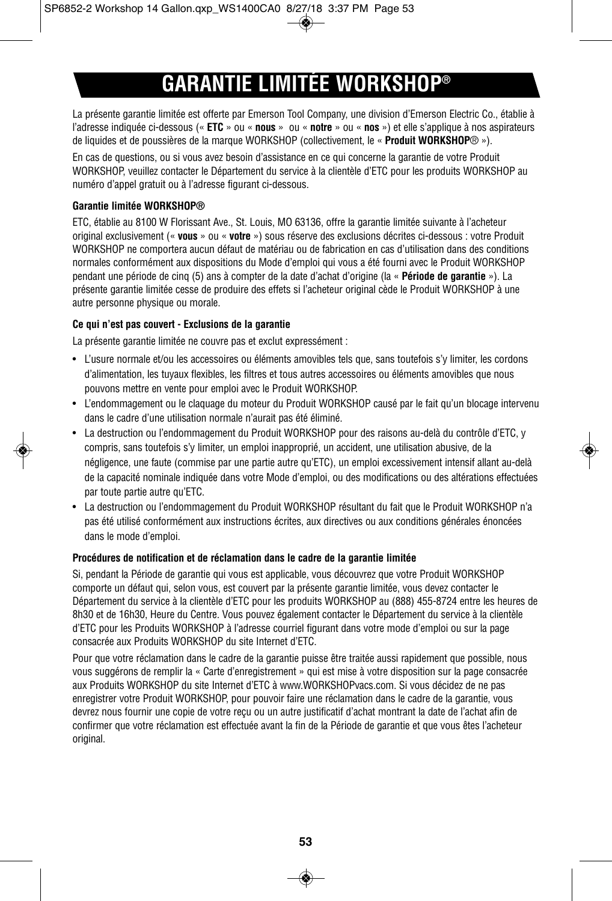# GARANTIE LIMITÉE WORKSHOP®

La présente garantie limitée est offerte par Emerson Tool Company, une division d'Emerson Electric Co., établie à l'adresse indiquée ci-dessous (« **ETC** » ou « **nous** » ou « **notre** » ou « **nos** ») et elle s'applique à nos aspirateurs de liquides et de poussières de la marque WORKSHOP (collectivement, le « **Produit WORKSHOP**® »).

En cas de questions, ou si vous avez besoin d'assistance en ce qui concerne la garantie de votre Produit WORKSHOP, veuillez contacter le Département du service à la clientèle d'ETC pour les produits WORKSHOP au numéro d'appel gratuit ou à l'adresse figurant ci-dessous.

**Garantie limitée WORKSHOP®**

ETC, établie au 8100 W Florissant Ave., St. Louis, MO 63136, offre la garantie limitée suivante à l'acheteur original exclusivement (« **vous** » ou « **votre** ») sous réserve des exclusions décrites ci-dessous : votre Produit WORKSHOP ne comportera aucun défaut de matériau ou de fabrication en cas d'utilisation dans des conditions normales conformément aux dispositions du Mode d'emploi qui vous a été fourni avec le Produit WORKSHOP pendant une période de cinq (5) ans à compter de la date d'achat d'origine (la « **Période de garantie** »). La présente garantie limitée cesse de produire des effets si l'acheteur original cède le Produit WORKSHOP à une autre personne physique ou morale.

**Ce qui n'est pas couvert - Exclusions de la garantie**

La présente garantie limitée ne couvre pas et exclut expressément :

- L'usure normale et/ou les accessoires ou éléments amovibles tels que, sans toutefois s'y limiter, les cordons d'alimentation, les tuyaux flexibles, les filtres et tous autres accessoires ou éléments amovibles que nous pouvons mettre en vente pour emploi avec le Produit WORKSHOP.
- L'endommagement ou le claquage du moteur du Produit WORKSHOP causé par le fait qu'un blocage intervenu dans le cadre d'une utilisation normale n'aurait pas été éliminé.
- La destruction ou l'endommagement du Produit WORKSHOP pour des raisons au-delà du contrôle d'ETC, y compris, sans toutefois s'y limiter, un emploi inapproprié, un accident, une utilisation abusive, de la négligence, une faute (commise par une partie autre qu'ETC), un emploi excessivement intensif allant au-delà de la capacité nominale indiquée dans votre Mode d'emploi, ou des modifications ou des altérations effectuées par toute partie autre qu'ETC.
- La destruction ou l'endommagement du Produit WORKSHOP résultant du fait que le Produit WORKSHOP n'a pas été utilisé conformément aux instructions écrites, aux directives ou aux conditions générales énoncées dans le mode d'emploi.

**Procédures de notification et de réclamation dans le cadre de la garantie limitée**

Si, pendant la Période de garantie qui vous est applicable, vous découvrez que votre Produit WORKSHOP comporte un défaut qui, selon vous, est couvert par la présente garantie limitée, vous devez contacter le Département du service à la clientèle d'ETC pour les produits WORKSHOP au (888) 455-8724 entre les heures de 8h30 et de 16h30, Heure du Centre. Vous pouvez également contacter le Département du service à la clientèle d'ETC pour les Produits WORKSHOP à l'adresse courriel figurant dans votre mode d'emploi ou sur la page consacrée aux Produits WORKSHOP du site Internet d'ETC.

Pour que votre réclamation dans le cadre de la garantie puisse être traitée aussi rapidement que possible, nous vous suggérons de remplir la « Carte d'enregistrement » qui est mise à votre disposition sur la page consacrée aux Produits WORKSHOP du site Internet d'ETC à www.WORKSHOPvacs.com. Si vous décidez de ne pas enregistrer votre Produit WORKSHOP, pour pouvoir faire une réclamation dans le cadre de la garantie, vous devrez nous fournir une copie de votre reçu ou un autre justificatif d'achat montrant la date de l'achat afin de confirmer que votre réclamation est effectuée avant la fin de la Période de garantie et que vous êtes l'acheteur original.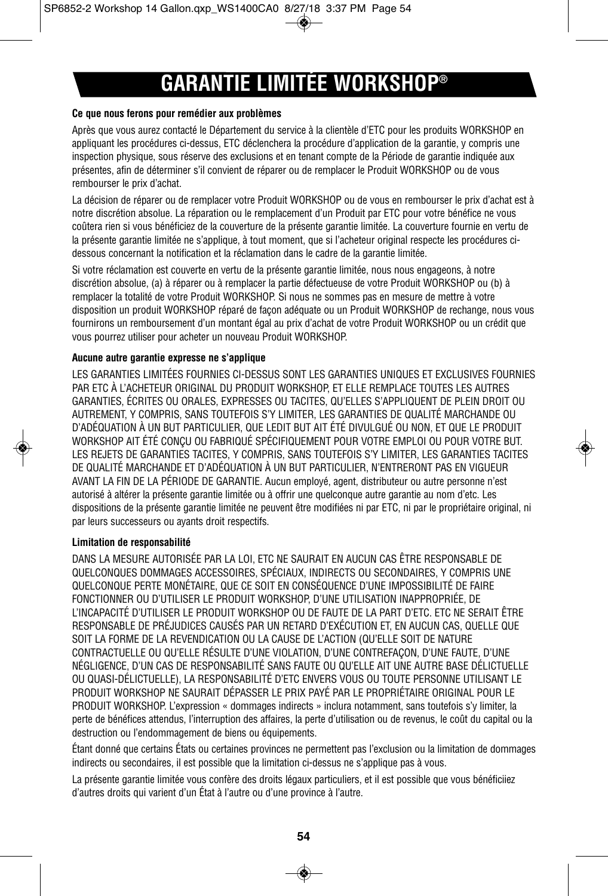# GARANTIE LIMITÉE WORKSHOP®

**Ce que nous ferons pour remédier aux problèmes**

Après que vous aurez contacté le Département du service à la clientèle d'ETC pour les produits WORKSHOP en appliquant les procédures ci-dessus, ETC déclenchera la procédure d'application de la garantie, y compris une inspection physique, sous réserve des exclusions et en tenant compte de la Période de garantie indiquée aux présentes, afin de déterminer s'il convient de réparer ou de remplacer le Produit WORKSHOP ou de vous rembourser le prix d'achat.

La décision de réparer ou de remplacer votre Produit WORKSHOP ou de vous en rembourser le prix d'achat est à notre discrétion absolue. La réparation ou le remplacement d'un Produit par ETC pour votre bénéfice ne vous coûtera rien si vous bénéficiez de la couverture de la présente garantie limitée. La couverture fournie en vertu de la présente garantie limitée ne s'applique, à tout moment, que si l'acheteur original respecte les procédures ci-dessous concernant la notification et la réclamation dans le cadre de la garantie limitée.

Si votre réclamation est couverte en vertu de la présente garantie limitée, nous nous engageons, à notre discrétion absolue, (a) à réparer ou à remplacer la partie défectueuse de votre Produit WORKSHOP ou (b) à remplacer la totalité de votre Produit WORKSHOP. Si nous ne sommes pas en mesure de mettre à votre disposition un produit WORKSHOP réparé de façon adéquate ou un Produit WORKSHOP de rechange, nous vous fournirons un remboursement d'un montant égal au prix d'achat de votre Produit WORKSHOP ou un crédit que vous pourrez utiliser pour acheter un nouveau Produit WORKSHOP.

**Aucune autre garantie expresse ne s'applique**

LES GARANTIES LIMITÉES FOURNIES CI-DESSUS SONT LES GARANTIES UNIQUES ET EXCLUSIVES FOURNIES PAR ETC À L'ACHETEUR ORIGINAL DU PRODUIT WORKSHOP, ET ELLE REMPLACE TOUTES LES AUTRES GARANTIES, ÉCRITES OU ORALES, EXPRESSES OU TACITES, QU'ELLES S'APPLIQUENT DE PLEIN DROIT OU AUTREMENT, Y COMPRIS, SANS TOUTEFOIS S'Y LIMITER, LES GARANTIES DE QUALITÉ MARCHANDE OU D'ADÉQUATION À UN BUT PARTICULIER, QUE LEDIT BUT AIT ÉTÉ DIVULGUÉ OU NON, ET QUE LE PRODUIT WORKSHOP AIT ÉTÉ CONÇU OU FABRIQUÉ SPÉCIFIQUEMENT POUR VOTRE EMPLOI OU POUR VOTRE BUT. LES REJETS DE GARANTIES TACITES, Y COMPRIS, SANS TOUTEFOIS S'Y LIMITER, LES GARANTIES TACITES DE QUALITÉ MARCHANDE ET D'ADÉQUATION À UN BUT PARTICULIER, N'ENTRERONT PAS EN VIGUEUR AVANT LA FIN DE LA PÉRIODE DE GARANTIE. Aucun employé, agent, distributeur ou autre personne n'est autorisé à altérer la présente garantie limitée ou à offrir une quelconque autre garantie au nom d'etc. Les dispositions de la présente garantie limitée ne peuvent être modifiées ni par ETC, ni par le propriétaire original, ni par leurs successeurs ou ayants droit respectifs.

**Limitation de responsabilité**

DANS LA MESURE AUTORISÉE PAR LA LOI, ETC NE SAURAIT EN AUCUN CAS ÊTRE RESPONSABLE DE QUELCONQUES DOMMAGES ACCESSOIRES, SPÉCIAUX, INDIRECTS OU SECONDAIRES, Y COMPRIS UNE QUELCONQUE PERTE MONÉTAIRE, QUE CE SOIT EN CONSÉQUENCE D'UNE IMPOSSIBILITÉ DE FAIRE FONCTIONNER OU D'UTILISER LE PRODUIT WORKSHOP, D'UNE UTILISATION INAPPROPRIÉE, DE L'INCAPACITÉ D'UTILISER LE PRODUIT WORKSHOP OU DE FAUTE DE LA PART D'ETC. ETC NE SERAIT ÊTRE RESPONSABLE DE PRÉJUDICES CAUSÉS PAR UN RETARD D'EXÉCUTION ET, EN AUCUN CAS, QUELLE QUE SOIT LA FORME DE LA REVENDICATION OU LA CAUSE DE L'ACTION (QU'ELLE SOIT DE NATURE CONTRACTUELLE OU QU'ELLE RÉSULTE D'UNE VIOLATION, D'UNE CONTREFAÇON, D'UNE FAUTE, D'UNE NÉGLIGENCE, D'UN CAS DE RESPONSABILITÉ SANS FAUTE OU QU'ELLE AIT UNE AUTRE BASE DÉLICTUELLE OU QUASI-DÉLICTUELLE), LA RESPONSABILITÉ D'ETC ENVERS VOUS OU TOUTE PERSONNE UTILISANT LE PRODUIT WORKSHOP NE SAURAIT DÉPASSER LE PRIX PAYÉ PAR LE PROPRIÉTAIRE ORIGINAL POUR LE PRODUIT WORKSHOP. L'expression « dommages indirects » inclura notamment, sans toutefois s'y limiter, la perte de bénéfices attendus, l'interruption des affaires, la perte d'utilisation ou de revenus, le coût du capital ou la destruction ou l'endommagement de biens ou équipements.

Étant donné que certains États ou certaines provinces ne permettent pas l'exclusion ou la limitation de dommages indirects ou secondaires, il est possible que la limitation ci-dessus ne s'applique pas à vous.

La présente garantie limitée vous confère des droits légaux particuliers, et il est possible que vous bénéficiiez d'autres droits qui varient d'un État à l'autre ou d'une province à l'autre.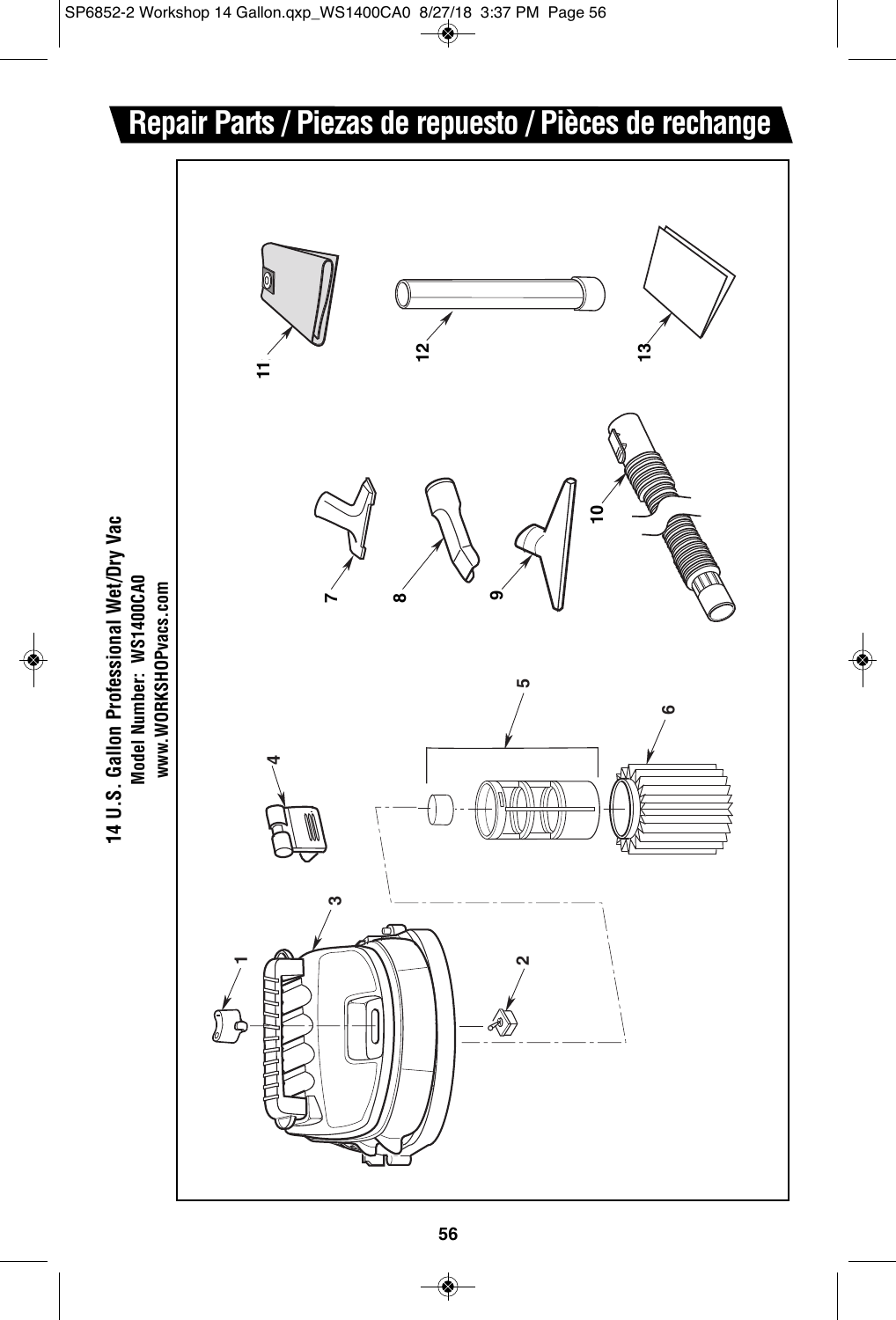# Repair Parts / Piezas de repuesto / Pièces de rechange

**14 U.S. Gallon Professional Wet/Dry Vac**

**Model Number: WS1400CA0**

**www.WORKSHOPvacs.com**

1 2 3 4 5 6 7 8 9 10 11 12 13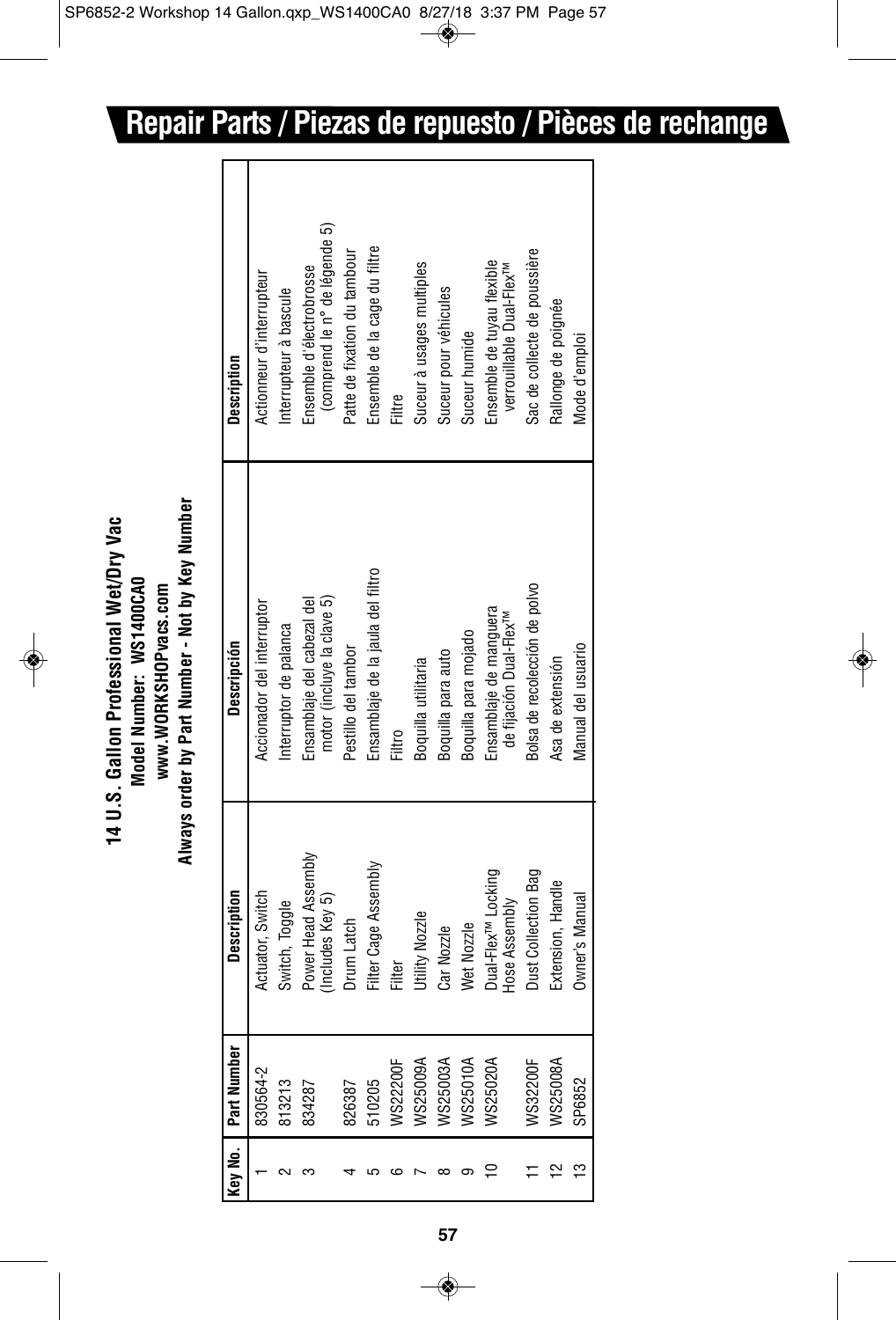# Repair Parts / Piezas de repuesto / Pièces de rechange

**14 U.S. Gallon Professional Wet/Dry Vac**
**Model Number: WS1400CA0**
**www.WORKSHOPvacs.com**
**Always order by Part Number - Not by Key Number**

| Key No. | Part Number | Description | Descripción | Description |
|---|---|---|---|---|
| 1 | 830564-2 | Actuator, Switch | Accionador del interruptor | Actionneur d'interrupteur |
| 2 | 813213 | Switch, Toggle | Interruptor de palanca | Interrupteur à bascule |
| 3 | 834287 | Power Head Assembly (Includes Key 5) | Ensamblaje del cabezal del motor (incluye la clave 5) | Ensemble d'électrobrosse (comprend le n° de légende 5) |
| 4 | 826387 | Drum Latch | Pestillo del tambor | Patte de fixation du tambour |
| 5 | 510205 | Filter Cage Assembly | Ensamblaje de la jaula del filtro | Ensemble de la cage du filtre |
| 6 | WS22200F | Filter | Filtro | Filtre |
| 7 | WS25009A | Utility Nozzle | Boquilla utilitaria | Suceur à usages multiples |
| 8 | WS25003A | Car Nozzle | Boquilla para auto | Suceur pour véhicules |
| 9 | WS25010A | Wet Nozzle | Boquilla para mojado | Suceur humide |
| 10 | WS25020A | Dual-Flex™ Locking Hose Assembly | Ensamblaje de manguera de fijación Dual-Flex™ | Ensemble de tuyau flexible verrouillable Dual-Flex™ |
| 11 | WS32200F | Dust Collection Bag | Bolsa de recolección de polvo | Sac de collecte de poussière |
| 12 | WS25008A | Extension, Handle | Asa de extensión | Rallonge de poignée |
| 13 | SP6852 | Owner's Manual | Manual del usuario | Mode d'emploi |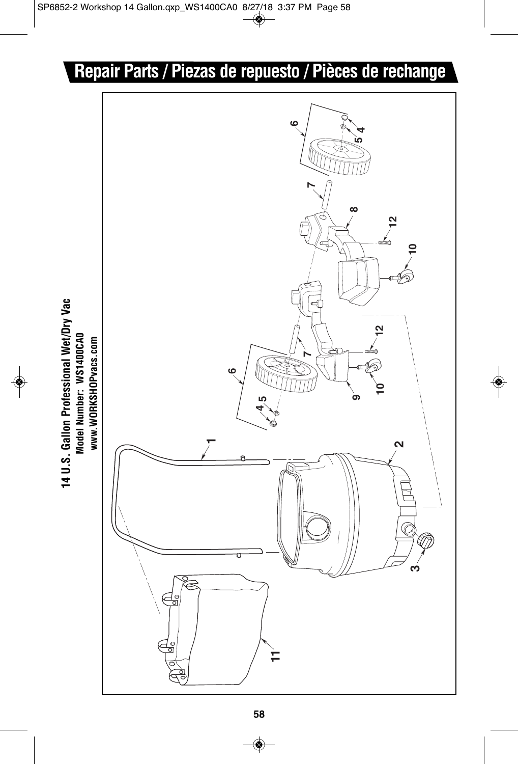# Repair Parts / Piezas de repuesto / Pièces de rechange

**14 U.S. Gallon Professional Wet/Dry Vac**

**Model Number: WS1400CA0**

**www.WORKSHOPvacs.com**

1

2

3

4

5

6

7

8

9

10

11

12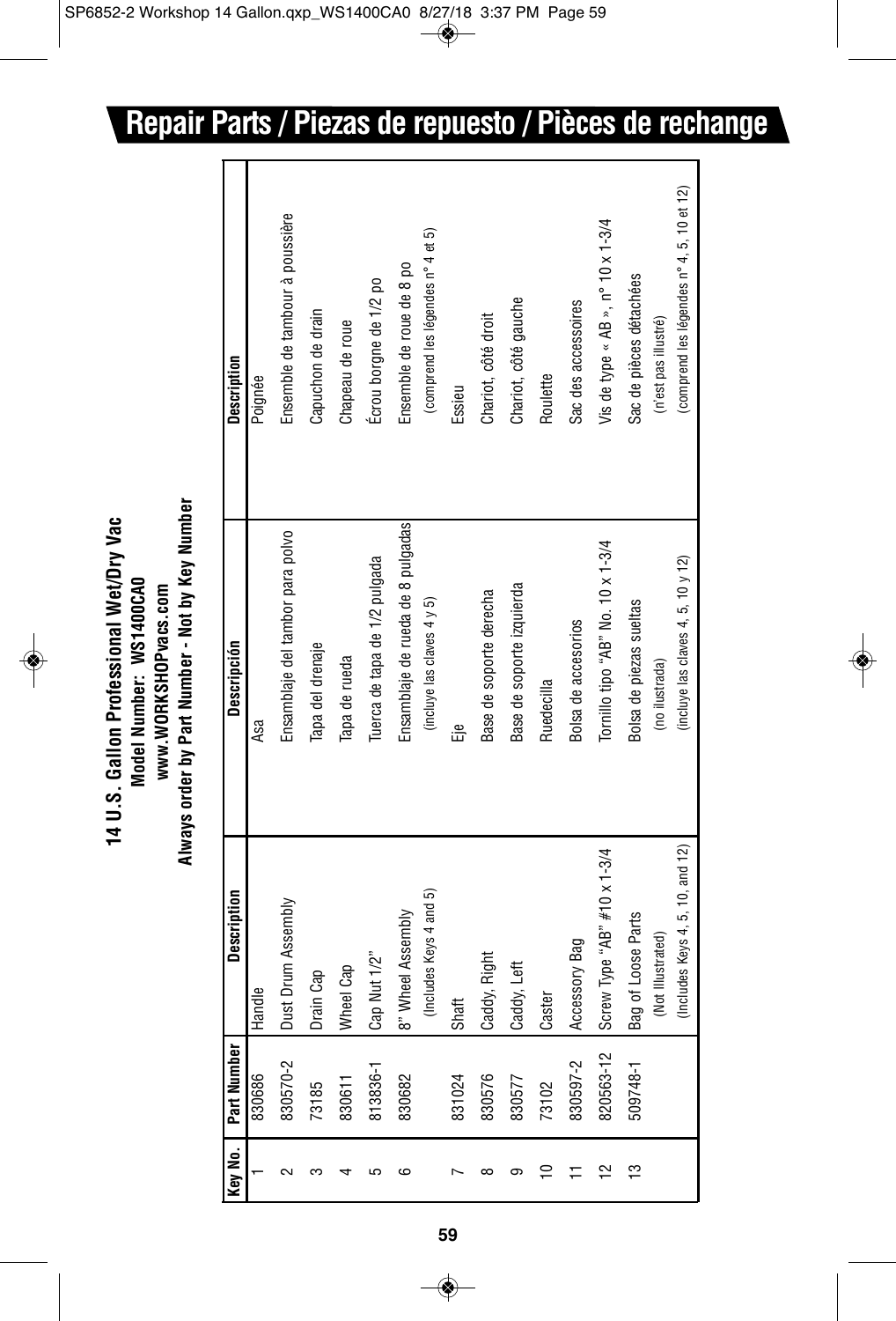# Repair Parts / Piezas de repuesto / Pièces de rechange

**14 U.S. Gallon Professional Wet/Dry Vac**
**Model Number: WS1400CA0**
**www.WORKSHOPvacs.com**
**Always order by Part Number - Not by Key Number**

| Key No. | Part Number | Description | Descripción | Description |
|---|---|---|---|---|
| 1 | 830686 | Handle | Asa | Poignée |
| 2 | 830570-2 | Dust Drum Assembly | Ensamblaje del tambor para polvo | Ensemble de tambour à poussière |
| 3 | 73185 | Drain Cap | Tapa del drenaje | Capuchon de drain |
| 4 | 830611 | Wheel Cap | Tapa de rueda | Chapeau de roue |
| 5 | 813836-1 | Cap Nut 1/2" | Tuerca de tapa de 1/2 pulgada | Écrou borgne de 1/2 po |
| 6 | 830682 | 8" Wheel Assembly (Includes Keys 4 and 5) | Ensamblaje de rueda de 8 pulgadas (incluye las claves 4 y 5) | Ensemble de roue de 8 po (comprend les légendes n° 4 et 5) |
| 7 | 831024 | Shaft | Eje | Essieu |
| 8 | 830576 | Caddy, Right | Base de soporte derecha | Chariot, côté droit |
| 9 | 830577 | Caddy, Left | Base de soporte izquierda | Chariot, côté gauche |
| 10 | 73102 | Caster | Ruedecilla | Roulette |
| 11 | 830597-2 | Accessory Bag | Bolsa de accesorios | Sac des accessoires |
| 12 | 820563-12 | Screw Type "AB" #10 x 1-3/4 | Tornillo tipo "AB" No. 10 x 1-3/4 | Vis de type « AB », n° 10 x 1-3/4 |
| 13 | 509748-1 | Bag of Loose Parts (Not Illustrated) (Includes Keys 4, 5, 10, and 12) | Bolsa de piezas sueltas (no ilustrada) (incluye las claves 4, 5, 10 y 12) | Sac de pièces détachées (n'est pas illustré) (comprend les légendes n° 4, 5, 10 et 12) |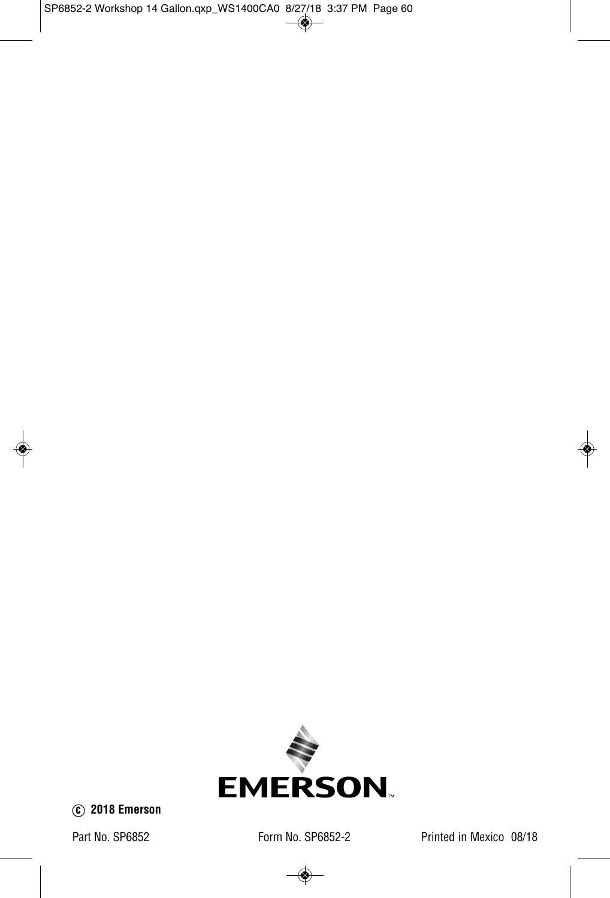EMERSON™

© 2018 Emerson

Part No. SP6852 Form No. SP6852-2 Printed in Mexico 08/18